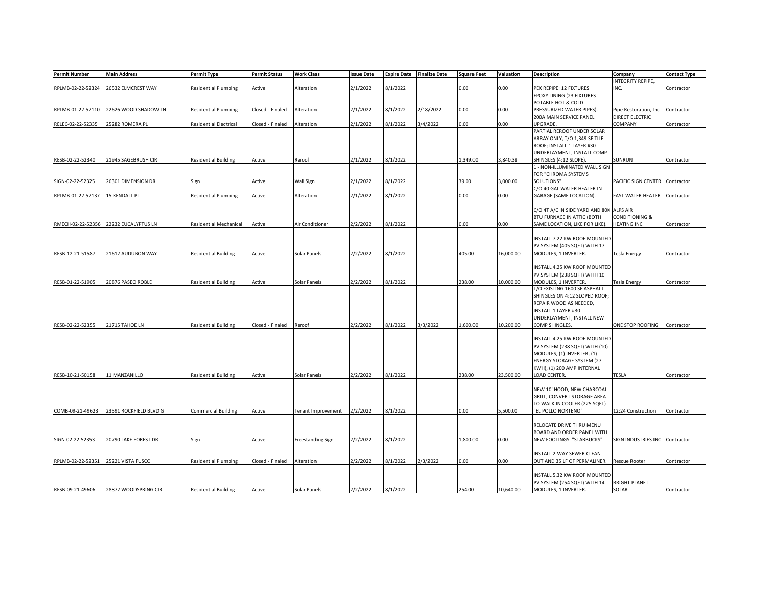| Permit Number | Main Address | Permit Type | Permit Status | Work Class | Issue Date | Expire Date | Finalize Date | Square Feet | Valuation | Description | Company | Contact Type |
|---|---|---|---|---|---|---|---|---|---|---|---|---|
| RPLMB-02-22-52324 | 26532 ELMCREST WAY | Residential Plumbing | Active | Alteration | 2/1/2022 | 8/1/2022 | | 0.00 | 0.00 | PEX REPIPE: 12 FIXTURES | INTEGRITY REPIPE, INC. | Contractor |
| RPLMB-01-22-52110 | 22626 WOOD SHADOW LN | Residential Plumbing | Closed - Finaled | Alteration | 2/1/2022 | 8/1/2022 | 2/18/2022 | 0.00 | 0.00 | EPOXY LINING (23 FIXTURES - POTABLE HOT & COLD PRESSURIZED WATER PIPES). | Pipe Restoration, Inc | Contractor |
| RELEC-02-22-52335 | 25282 ROMERA PL | Residential Electrical | Closed - Finaled | Alteration | 2/1/2022 | 8/1/2022 | 3/4/2022 | 0.00 | 0.00 | 200A MAIN SERVICE PANEL UPGRADE. | DIRECT ELECTRIC COMPANY | Contractor |
| RESB-02-22-52340 | 21945 SAGEBRUSH CIR | Residential Building | Active | Reroof | 2/1/2022 | 8/1/2022 | | 1,349.00 | 3,840.38 | PARTIAL REROOF UNDER SOLAR ARRAY ONLY, T/O 1,349 SF TILE ROOF; INSTALL 1 LAYER #30 UNDERLAYMENT; INSTALL COMP SHINGLES (4:12 SLOPE). | SUNRUN | Contractor |
| SIGN-02-22-52325 | 26301 DIMENSION DR | Sign | Active | Wall Sign | 2/1/2022 | 8/1/2022 | | 39.00 | 3,000.00 | 1 - NON-ILLUMINATED WALL SIGN FOR "CHROMA SYSTEMS SOLUTIONS". | PACIFIC SIGN CENTER | Contractor |
| RPLMB-01-22-52137 | 15 KENDALL PL | Residential Plumbing | Active | Alteration | 2/1/2022 | 8/1/2022 | | 0.00 | 0.00 | C/O 40 GAL WATER HEATER IN GARAGE (SAME LOCATION). | FAST WATER HEATER | Contractor |
| RMECH-02-22-52356 | 22232 EUCALYPTUS LN | Residential Mechanical | Active | Air Conditioner | 2/2/2022 | 8/1/2022 | | 0.00 | 0.00 | C/O 4T A/C IN SIDE YARD AND 80K BTU FURNACE IN ATTIC (BOTH SAME LOCATION, LIKE FOR LIKE). | ALPS AIR CONDITIONING & HEATING INC | Contractor |
| RESB-12-21-51587 | 21612 AUDUBON WAY | Residential Building | Active | Solar Panels | 2/2/2022 | 8/1/2022 | | 405.00 | 16,000.00 | INSTALL 7.22 KW ROOF MOUNTED PV SYSTEM (405 SQFT) WITH 17 MODULES, 1 INVERTER. | Tesla Energy | Contractor |
| RESB-01-22-51905 | 20876 PASEO ROBLE | Residential Building | Active | Solar Panels | 2/2/2022 | 8/1/2022 | | 238.00 | 10,000.00 | INSTALL 4.25 KW ROOF MOUNTED PV SYSTEM (238 SQFT) WITH 10 MODULES, 1 INVERTER. | Tesla Energy | Contractor |
| RESB-02-22-52355 | 21715 TAHOE LN | Residential Building | Closed - Finaled | Reroof | 2/2/2022 | 8/1/2022 | 3/3/2022 | 1,600.00 | 10,200.00 | T/O EXISTING 1600 SF ASPHALT SHINGLES ON 4:12 SLOPED ROOF; REPAIR WOOD AS NEEDED, INSTALL 1 LAYER #30 UNDERLAYMENT, INSTALL NEW COMP SHINGLES. | ONE STOP ROOFING | Contractor |
| RESB-10-21-50158 | 11 MANZANILLO | Residential Building | Active | Solar Panels | 2/2/2022 | 8/1/2022 | | 238.00 | 23,500.00 | INSTALL 4.25 KW ROOF MOUNTED PV SYSTEM (238 SQFT) WITH (10) MODULES, (1) INVERTER, (1) ENERGY STORAGE SYSTEM (27 KWH), (1) 200 AMP INTERNAL LOAD CENTER. | TESLA | Contractor |
| COMB-09-21-49623 | 23591 ROCKFIELD BLVD G | Commercial Building | Active | Tenant Improvement | 2/2/2022 | 8/1/2022 | | 0.00 | 5,500.00 | NEW 10' HOOD, NEW CHARCOAL GRILL, CONVERT STORAGE AREA TO WALK-IN COOLER (225 SQFT) "EL POLLO NORTENO" | 12:24 Construction | Contractor |
| SIGN-02-22-52353 | 20790 LAKE FOREST DR | Sign | Active | Freestanding Sign | 2/2/2022 | 8/1/2022 | | 1,800.00 | 0.00 | RELOCATE DRIVE THRU MENU BOARD AND ORDER PANEL WITH NEW FOOTINGS. "STARBUCKS" | SIGN INDUSTRIES INC | Contractor |
| RPLMB-02-22-52351 | 25221 VISTA FUSCO | Residential Plumbing | Closed - Finaled | Alteration | 2/2/2022 | 8/1/2022 | 2/3/2022 | 0.00 | 0.00 | INSTALL 2-WAY SEWER CLEAN OUT AND 35 LF OF PERMALINER. | Rescue Rooter | Contractor |
| RESB-09-21-49606 | 28872 WOODSPRING CIR | Residential Building | Active | Solar Panels | 2/2/2022 | 8/1/2022 | | 254.00 | 10,640.00 | INSTALL 5.32 KW ROOF MOUNTED PV SYSTEM (254 SQFT) WITH 14 MODULES, 1 INVERTER. | BRIGHT PLANET SOLAR | Contractor |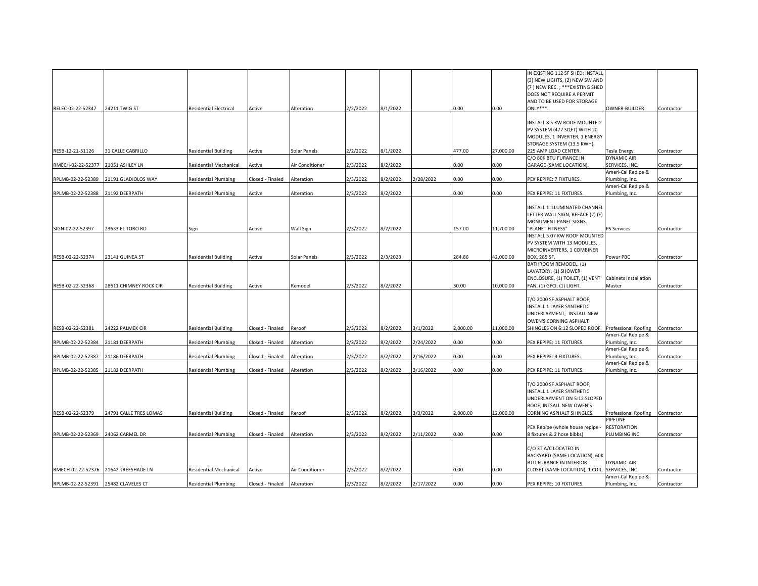| | | | | | | | | | | | | |
|---|---|---|---|---|---|---|---|---|---|---|---|---|
| RELEC-02-22-52347 | 24211 TWIG ST | Residential Electrical | Active | Alteration | 2/2/2022 | 8/1/2022 | | 0.00 | 0.00 | IN EXISTING 112 SF SHED: INSTALL (3) NEW LIGHTS, (2) NEW SW AND (7 ) NEW REC. ; ***EXISTING SHED DOES NOT REQUIRE A PERMIT AND TO BE USED FOR STORAGE ONLY***. | OWNER-BUILDER | Contractor |
| RESB-12-21-51126 | 31 CALLE CABRILLO | Residential Building | Active | Solar Panels | 2/2/2022 | 8/1/2022 | | 477.00 | 27,000.00 | INSTALL 8.5 KW ROOF MOUNTED PV SYSTEM (477 SQFT) WITH 20 MODULES, 1 INVERTER, 1 ENERGY STORAGE SYSTEM (13.5 KWH), 225 AMP LOAD CENTER. | Tesla Energy | Contractor |
| RMECH-02-22-52377 | 21051 ASHLEY LN | Residential Mechanical | Active | Air Conditioner | 2/3/2022 | 8/2/2022 | | 0.00 | 0.00 | C/O 80K BTU FURANCE IN GARAGE (SAME LOCATION). | DYNAMIC AIR SERVICES, INC. | Contractor |
| RPLMB-02-22-52389 | 21191 GLADIOLOS WAY | Residential Plumbing | Closed - Finaled | Alteration | 2/3/2022 | 8/2/2022 | 2/28/2022 | 0.00 | 0.00 | PEX REPIPE: 7 FIXTURES. | Ameri-Cal Repipe & Plumbing, Inc. | Contractor |
| RPLMB-02-22-52388 | 21192 DEERPATH | Residential Plumbing | Active | Alteration | 2/3/2022 | 8/2/2022 | | 0.00 | 0.00 | PEX REPIPE: 11 FIXTURES. | Ameri-Cal Repipe & Plumbing, Inc. | Contractor |
| SIGN-02-22-52397 | 23633 EL TORO RD | Sign | Active | Wall Sign | 2/3/2022 | 8/2/2022 | | 157.00 | 11,700.00 | INSTALL 1 ILLUMINATED CHANNEL LETTER WALL SIGN, REFACE (2) (E) MONUMENT PANEL SIGNS. "PLANET FITNESS" | PS Services | Contractor |
| RESB-02-22-52374 | 23141 GUINEA ST | Residential Building | Active | Solar Panels | 2/3/2022 | 2/3/2023 | | 284.86 | 42,000.00 | INSTALL 5.07 KW ROOF MOUNTED PV SYSTEM WITH 13 MODULES, , MICROINVERTERS, 1 COMBINER BOX, 285 SF. | Powur PBC | Contractor |
| RESB-02-22-52368 | 28611 CHIMNEY ROCK CIR | Residential Building | Active | Remodel | 2/3/2022 | 8/2/2022 | | 30.00 | 10,000.00 | BATHROOM REMODEL, (1) LAVATORY, (1) SHOWER ENCLOSURE, (1) TOILET, (1) VENT FAN, (1) GFCI, (1) LIGHT. | Cabinets Installation Master | Contractor |
| RESB-02-22-52381 | 24222 PALMEK CIR | Residential Building | Closed - Finaled | Reroof | 2/3/2022 | 8/2/2022 | 3/1/2022 | 2,000.00 | 11,000.00 | T/O 2000 SF ASPHALT ROOF; INSTALL 1 LAYER SYNTHETIC UNDERLAYMENT; INSTALL NEW OWEN'S CORNING ASPHALT SHINGLES ON 6:12 SLOPED ROOF. | Professional Roofing | Contractor |
| RPLMB-02-22-52384 | 21181 DEERPATH | Residential Plumbing | Closed - Finaled | Alteration | 2/3/2022 | 8/2/2022 | 2/24/2022 | 0.00 | 0.00 | PEX REPIPE: 11 FIXTURES. | Ameri-Cal Repipe & Plumbing, Inc. | Contractor |
| RPLMB-02-22-52387 | 21186 DEERPATH | Residential Plumbing | Closed - Finaled | Alteration | 2/3/2022 | 8/2/2022 | 2/16/2022 | 0.00 | 0.00 | PEX REPIPE: 9 FIXTURES. | Ameri-Cal Repipe & Plumbing, Inc. | Contractor |
| RPLMB-02-22-52385 | 21182 DEERPATH | Residential Plumbing | Closed - Finaled | Alteration | 2/3/2022 | 8/2/2022 | 2/16/2022 | 0.00 | 0.00 | PEX REPIPE: 11 FIXTURES. | Ameri-Cal Repipe & Plumbing, Inc. | Contractor |
| RESB-02-22-52379 | 24791 CALLE TRES LOMAS | Residential Building | Closed - Finaled | Reroof | 2/3/2022 | 8/2/2022 | 3/3/2022 | 2,000.00 | 12,000.00 | T/O 2000 SF ASPHALT ROOF; INSTALL 1 LAYER SYNTHETIC UNDERLAYMENT ON 5:12 SLOPED ROOF; INTSALL NEW OWEN'S CORNING ASPHALT SHINGLES. | Professional Roofing | Contractor |
| RPLMB-02-22-52369 | 24062 CARMEL DR | Residential Plumbing | Closed - Finaled | Alteration | 2/3/2022 | 8/2/2022 | 2/11/2022 | 0.00 | 0.00 | PEX Repipe (whole house repipe - 8 fixtures & 2 hose bibbs) | PIPELINE RESTORATION PLUMBING INC | Contractor |
| RMECH-02-22-52376 | 21642 TREESHADE LN | Residential Mechanical | Active | Air Conditioner | 2/3/2022 | 8/2/2022 | | 0.00 | 0.00 | C/O 3T A/C LOCATED IN BACKYARD (SAME LOCATION), 60K BTU FURANCE IN INTERIOR CLOSET (SAME LOCATION), 1 COIL. | DYNAMIC AIR SERVICES, INC. | Contractor |
| RPLMB-02-22-52391 | 25482 CLAVELES CT | Residential Plumbing | Closed - Finaled | Alteration | 2/3/2022 | 8/2/2022 | 2/17/2022 | 0.00 | 0.00 | PEX REPIPE: 10 FIXTURES. | Ameri-Cal Repipe & Plumbing, Inc. | Contractor |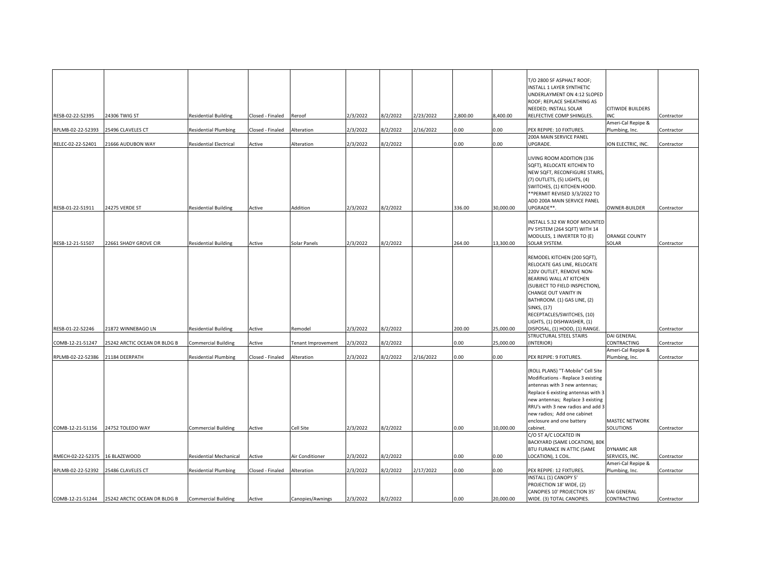| | | | | | | | | | | | | |
|---|---|---|---|---|---|---|---|---|---|---|---|---|
| RESB-02-22-52395 | 24306 TWIG ST | Residential Building | Closed - Finaled | Reroof | 2/3/2022 | 8/2/2022 | 2/23/2022 | 2,800.00 | 8,400.00 | T/O 2800 SF ASPHALT ROOF; INSTALL 1 LAYER SYNTHETIC UNDERLAYMENT ON 4:12 SLOPED ROOF; REPLACE SHEATHING AS NEEDED; INSTALL SOLAR RELFECTIVE COMP SHINGLES. | CITIWIDE BUILDERS INC | Contractor |
| RPLMB-02-22-52393 | 25496 CLAVELES CT | Residential Plumbing | Closed - Finaled | Alteration | 2/3/2022 | 8/2/2022 | 2/16/2022 | 0.00 | 0.00 | PEX REPIPE: 10 FIXTURES. | Ameri-Cal Repipe & Plumbing, Inc. | Contractor |
| RELEC-02-22-52401 | 21666 AUDUBON WAY | Residential Electrical | Active | Alteration | 2/3/2022 | 8/2/2022 | | 0.00 | 0.00 | 200A MAIN SERVICE PANEL UPGRADE. | ION ELECTRIC, INC. | Contractor |
| RESB-01-22-51911 | 24275 VERDE ST | Residential Building | Active | Addition | 2/3/2022 | 8/2/2022 | | 336.00 | 30,000.00 | LIVING ROOM ADDITION (336 SQFT), RELOCATE KITCHEN TO NEW SQFT, RECONFIGURE STAIRS, (7) OUTLETS, (5) LIGHTS, (4) SWITCHES, (1) KITCHEN HOOD. **PERMIT REVISED 3/3/2022 TO ADD 200A MAIN SERVICE PANEL UPGRADE**. | OWNER-BUILDER | Contractor |
| RESB-12-21-51507 | 22661 SHADY GROVE CIR | Residential Building | Active | Solar Panels | 2/3/2022 | 8/2/2022 | | 264.00 | 13,300.00 | INSTALL 5.32 KW ROOF MOUNTED PV SYSTEM (264 SQFT) WITH 14 MODULES, 1 INVERTER TO (E) SOLAR SYSTEM. | ORANGE COUNTY SOLAR | Contractor |
| RESB-01-22-52246 | 21872 WINNEBAGO LN | Residential Building | Active | Remodel | 2/3/2022 | 8/2/2022 | | 200.00 | 25,000.00 | REMODEL KITCHEN (200 SQFT), RELOCATE GAS LINE, RELOCATE 220V OUTLET, REMOVE NON-BEARING WALL AT KITCHEN (SUBJECT TO FIELD INSPECTION), CHANGE OUT VANITY IN BATHROOM. (1) GAS LINE, (2) SINKS, (17) RECEPTACLES/SWITCHES, (10) LIGHTS, (1) DISHWASHER, (1) DISPOSAL, (1) HOOD, (1) RANGE. | | Contractor |
| COMB-12-21-51247 | 25242 ARCTIC OCEAN DR BLDG B | Commercial Building | Active | Tenant Improvement | 2/3/2022 | 8/2/2022 | | 0.00 | 25,000.00 | STRUCTURAL STEEL STAIRS (INTERIOR) | DAI GENERAL CONTRACTING | Contractor |
| RPLMB-02-22-52386 | 21184 DEERPATH | Residential Plumbing | Closed - Finaled | Alteration | 2/3/2022 | 8/2/2022 | 2/16/2022 | 0.00 | 0.00 | PEX REPIPE: 9 FIXTURES. | Ameri-Cal Repipe & Plumbing, Inc. | Contractor |
| COMB-12-21-51156 | 24752 TOLEDO WAY | Commercial Building | Active | Cell Site | 2/3/2022 | 8/2/2022 | | 0.00 | 10,000.00 | (ROLL PLANS) "T-Mobile" Cell Site Modifications - Replace 3 existing antennas with 3 new antennas; Replace 6 existing antennas with 3 new antennas; Replace 3 existing RRU's with 3 new radios and add 3 new radios; Add one cabinet enclosure and one battery cabinet. | MASTEC NETWORK SOLUTIONS | Contractor |
| RMECH-02-22-52375 | 16 BLAZEWOOD | Residential Mechanical | Active | Air Conditioner | 2/3/2022 | 8/2/2022 | | 0.00 | 0.00 | C/O 5T A/C LOCATED IN BACKYARD (SAME LOCATION), 80K BTU FURANCE IN ATTIC (SAME LOCATION), 1 COIL. | DYNAMIC AIR SERVICES, INC. | Contractor |
| RPLMB-02-22-52392 | 25486 CLAVELES CT | Residential Plumbing | Closed - Finaled | Alteration | 2/3/2022 | 8/2/2022 | 2/17/2022 | 0.00 | 0.00 | PEX REPIPE: 12 FIXTURES. | Ameri-Cal Repipe & Plumbing, Inc. | Contractor |
| COMB-12-21-51244 | 25242 ARCTIC OCEAN DR BLDG B | Commercial Building | Active | Canopies/Awnings | 2/3/2022 | 8/2/2022 | | 0.00 | 20,000.00 | INSTALL (1) CANOPY 5' PROJECTION 18' WIDE, (2) CANOPIES 10' PROJECTION 35' WIDE. (3) TOTAL CANOPIES. | DAI GENERAL CONTRACTING | Contractor |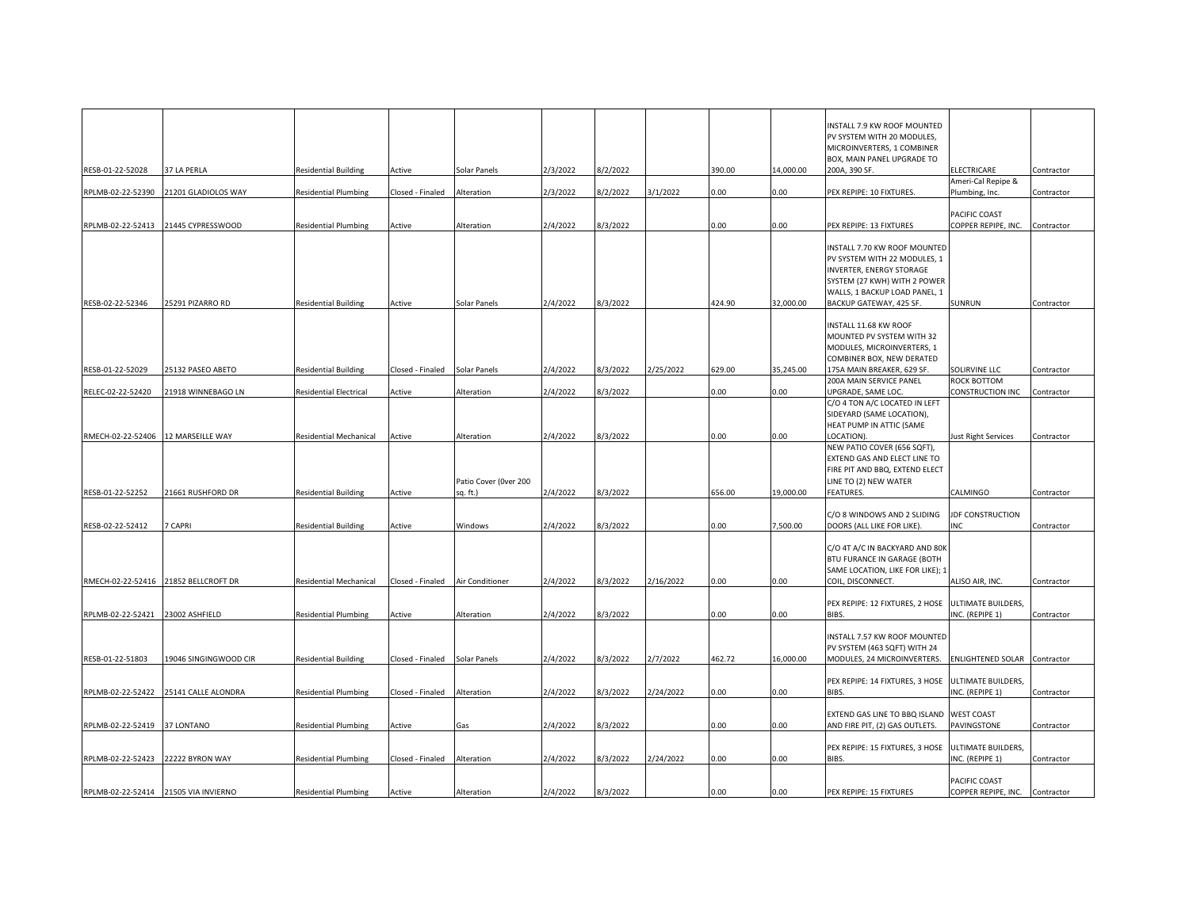| | | | | | | | | | | | | |
|---|---|---|---|---|---|---|---|---|---|---|---|---|
| RESB-01-22-52028 | 37 LA PERLA | Residential Building | Active | Solar Panels | 2/3/2022 | 8/2/2022 | | 390.00 | 14,000.00 | INSTALL 7.9 KW ROOF MOUNTED PV SYSTEM WITH 20 MODULES, MICROINVERTERS, 1 COMBINER BOX, MAIN PANEL UPGRADE TO 200A, 390 SF. | ELECTRICARE | Contractor |
| RPLMB-02-22-52390 | 21201 GLADIOLOS WAY | Residential Plumbing | Closed - Finaled | Alteration | 2/3/2022 | 8/2/2022 | 3/1/2022 | 0.00 | 0.00 | PEX REPIPE: 10 FIXTURES. | Ameri-Cal Repipe & Plumbing, Inc. | Contractor |
| RPLMB-02-22-52413 | 21445 CYPRESSWOOD | Residential Plumbing | Active | Alteration | 2/4/2022 | 8/3/2022 | | 0.00 | 0.00 | PEX REPIPE: 13 FIXTURES | PACIFIC COAST COPPER REPIPE, INC. | Contractor |
| RESB-02-22-52346 | 25291 PIZARRO RD | Residential Building | Active | Solar Panels | 2/4/2022 | 8/3/2022 | | 424.90 | 32,000.00 | INSTALL 7.70 KW ROOF MOUNTED PV SYSTEM WITH 22 MODULES, 1 INVERTER, ENERGY STORAGE SYSTEM (27 KWH) WITH 2 POWER WALLS, 1 BACKUP LOAD PANEL, 1 BACKUP GATEWAY, 425 SF. | SUNRUN | Contractor |
| RESB-01-22-52029 | 25132 PASEO ABETO | Residential Building | Closed - Finaled | Solar Panels | 2/4/2022 | 8/3/2022 | 2/25/2022 | 629.00 | 35,245.00 | INSTALL 11.68 KW ROOF MOUNTED PV SYSTEM WITH 32 MODULES, MICROINVERTERS, 1 COMBINER BOX, NEW DERATED 175A MAIN BREAKER, 629 SF. | SOLIRVINE LLC | Contractor |
| RELEC-02-22-52420 | 21918 WINNEBAGO LN | Residential Electrical | Active | Alteration | 2/4/2022 | 8/3/2022 | | 0.00 | 0.00 | 200A MAIN SERVICE PANEL UPGRADE, SAME LOC. | ROCK BOTTOM CONSTRUCTION INC | Contractor |
| RMECH-02-22-52406 | 12 MARSEILLE WAY | Residential Mechanical | Active | Alteration | 2/4/2022 | 8/3/2022 | | 0.00 | 0.00 | C/O 4 TON A/C LOCATED IN LEFT SIDEYARD (SAME LOCATION), HEAT PUMP IN ATTIC (SAME LOCATION). | Just Right Services | Contractor |
| RESB-01-22-52252 | 21661 RUSHFORD DR | Residential Building | Active | Patio Cover (0ver 200 sq. ft.) | 2/4/2022 | 8/3/2022 | | 656.00 | 19,000.00 | NEW PATIO COVER (656 SQFT), EXTEND GAS AND ELECT LINE TO FIRE PIT AND BBQ, EXTEND ELECT LINE TO (2) NEW WATER FEATURES. | CALMINGO | Contractor |
| RESB-02-22-52412 | 7 CAPRI | Residential Building | Active | Windows | 2/4/2022 | 8/3/2022 | | 0.00 | 7,500.00 | C/O 8 WINDOWS AND 2 SLIDING DOORS (ALL LIKE FOR LIKE). | JDF CONSTRUCTION INC | Contractor |
| RMECH-02-22-52416 | 21852 BELLCROFT DR | Residential Mechanical | Closed - Finaled | Air Conditioner | 2/4/2022 | 8/3/2022 | 2/16/2022 | 0.00 | 0.00 | C/O 4T A/C IN BACKYARD AND 80K BTU FURANCE IN GARAGE (BOTH SAME LOCATION, LIKE FOR LIKE); 1 COIL, DISCONNECT. | ALISO AIR, INC. | Contractor |
| RPLMB-02-22-52421 | 23002 ASHFIELD | Residential Plumbing | Active | Alteration | 2/4/2022 | 8/3/2022 | | 0.00 | 0.00 | PEX REPIPE: 12 FIXTURES, 2 HOSE BIBS. | ULTIMATE BUILDERS, INC. (REPIPE 1) | Contractor |
| RESB-01-22-51803 | 19046 SINGINGWOOD CIR | Residential Building | Closed - Finaled | Solar Panels | 2/4/2022 | 8/3/2022 | 2/7/2022 | 462.72 | 16,000.00 | INSTALL 7.57 KW ROOF MOUNTED PV SYSTEM (463 SQFT) WITH 24 MODULES, 24 MICROINVERTERS. | ENLIGHTENED SOLAR | Contractor |
| RPLMB-02-22-52422 | 25141 CALLE ALONDRA | Residential Plumbing | Closed - Finaled | Alteration | 2/4/2022 | 8/3/2022 | 2/24/2022 | 0.00 | 0.00 | PEX REPIPE: 14 FIXTURES, 3 HOSE BIBS. | ULTIMATE BUILDERS, INC. (REPIPE 1) | Contractor |
| RPLMB-02-22-52419 | 37 LONTANO | Residential Plumbing | Active | Gas | 2/4/2022 | 8/3/2022 | | 0.00 | 0.00 | EXTEND GAS LINE TO BBQ ISLAND AND FIRE PIT, (2) GAS OUTLETS. | WEST COAST PAVINGSTONE | Contractor |
| RPLMB-02-22-52423 | 22222 BYRON WAY | Residential Plumbing | Closed - Finaled | Alteration | 2/4/2022 | 8/3/2022 | 2/24/2022 | 0.00 | 0.00 | PEX REPIPE: 15 FIXTURES, 3 HOSE BIBS. | ULTIMATE BUILDERS, INC. (REPIPE 1) | Contractor |
| RPLMB-02-22-52414 | 21505 VIA INVIERNO | Residential Plumbing | Active | Alteration | 2/4/2022 | 8/3/2022 | | 0.00 | 0.00 | PEX REPIPE: 15 FIXTURES | PACIFIC COAST COPPER REPIPE, INC. | Contractor |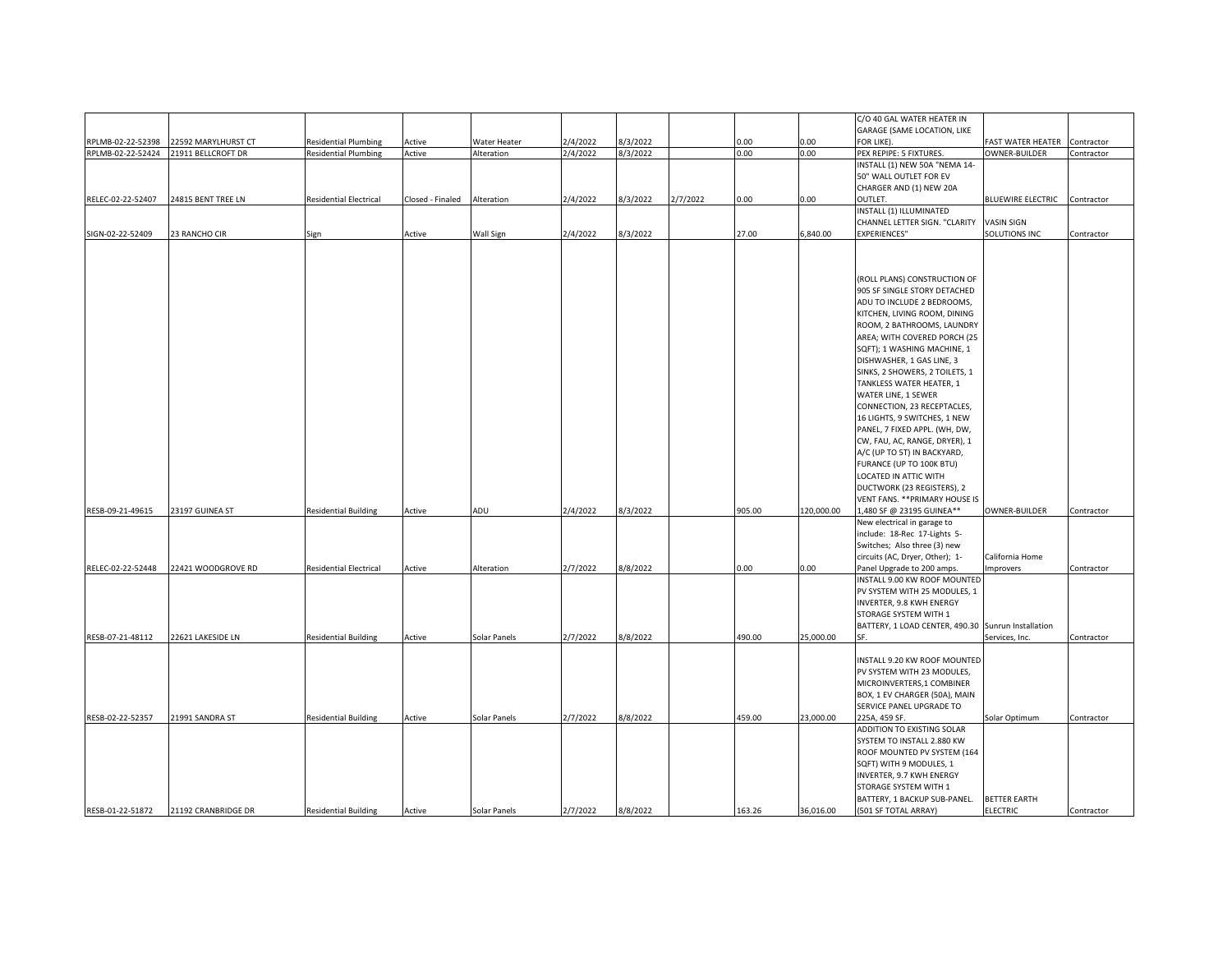| | | | | | | | | | | | | |
|---|---|---|---|---|---|---|---|---|---|---|---|---|
| RPLMB-02-22-52398 | 22592 MARYLHURST CT | Residential Plumbing | Active | Water Heater | 2/4/2022 | 8/3/2022 | | 0.00 | 0.00 | C/O 40 GAL WATER HEATER IN GARAGE (SAME LOCATION, LIKE FOR LIKE). | FAST WATER HEATER | Contractor |
| RPLMB-02-22-52424 | 21911 BELLCROFT DR | Residential Plumbing | Active | Alteration | 2/4/2022 | 8/3/2022 | | 0.00 | 0.00 | PEX REPIPE: 5 FIXTURES. | OWNER-BUILDER | Contractor |
| RELEC-02-22-52407 | 24815 BENT TREE LN | Residential Electrical | Closed - Finaled | Alteration | 2/4/2022 | 8/3/2022 | 2/7/2022 | 0.00 | 0.00 | INSTALL (1) NEW 50A "NEMA 14-50" WALL OUTLET FOR EV CHARGER AND (1) NEW 20A OUTLET. | BLUEWIRE ELECTRIC | Contractor |
| SIGN-02-22-52409 | 23 RANCHO CIR | Sign | Active | Wall Sign | 2/4/2022 | 8/3/2022 | | 27.00 | 6,840.00 | INSTALL (1) ILLUMINATED CHANNEL LETTER SIGN. "CLARITY EXPERIENCES" | VASIN SIGN SOLUTIONS INC | Contractor |
| RESB-09-21-49615 | 23197 GUINEA ST | Residential Building | Active | ADU | 2/4/2022 | 8/3/2022 | | 905.00 | 120,000.00 | (ROLL PLANS) CONSTRUCTION OF 905 SF SINGLE STORY DETACHED ADU TO INCLUDE 2 BEDROOMS, KITCHEN, LIVING ROOM, DINING ROOM, 2 BATHROOMS, LAUNDRY AREA; WITH COVERED PORCH (25 SQFT); 1 WASHING MACHINE, 1 DISHWASHER, 1 GAS LINE, 3 SINKS, 2 SHOWERS, 2 TOILETS, 1 TANKLESS WATER HEATER, 1 WATER LINE, 1 SEWER CONNECTION, 23 RECEPTACLES, 16 LIGHTS, 9 SWITCHES, 1 NEW PANEL, 7 FIXED APPL. (WH, DW, CW, FAU, AC, RANGE, DRYER), 1 A/C (UP TO 5T) IN BACKYARD, FURANCE (UP TO 100K BTU) LOCATED IN ATTIC WITH DUCTWORK (23 REGISTERS), 2 VENT FANS. **PRIMARY HOUSE IS 1,480 SF @ 23195 GUINEA** | OWNER-BUILDER | Contractor |
| RELEC-02-22-52448 | 22421 WOODGROVE RD | Residential Electrical | Active | Alteration | 2/7/2022 | 8/8/2022 | | 0.00 | 0.00 | New electrical in garage to include: 18-Rec 17-Lights 5-Switches; Also three (3) new circuits (AC, Dryer, Other); 1-Panel Upgrade to 200 amps. | California Home Improvers | Contractor |
| RESB-07-21-48112 | 22621 LAKESIDE LN | Residential Building | Active | Solar Panels | 2/7/2022 | 8/8/2022 | | 490.00 | 25,000.00 | INSTALL 9.00 KW ROOF MOUNTED PV SYSTEM WITH 25 MODULES, 1 INVERTER, 9.8 KWH ENERGY STORAGE SYSTEM WITH 1 BATTERY, 1 LOAD CENTER, 490.30 SF. | Sunrun Installation Services, Inc. | Contractor |
| RESB-02-22-52357 | 21991 SANDRA ST | Residential Building | Active | Solar Panels | 2/7/2022 | 8/8/2022 | | 459.00 | 23,000.00 | INSTALL 9.20 KW ROOF MOUNTED PV SYSTEM WITH 23 MODULES, MICROINVERTERS,1 COMBINER BOX, 1 EV CHARGER (50A), MAIN SERVICE PANEL UPGRADE TO 225A, 459 SF. | Solar Optimum | Contractor |
| RESB-01-22-51872 | 21192 CRANBRIDGE DR | Residential Building | Active | Solar Panels | 2/7/2022 | 8/8/2022 | | 163.26 | 36,016.00 | ADDITION TO EXISTING SOLAR SYSTEM TO INSTALL 2.880 KW ROOF MOUNTED PV SYSTEM (164 SQFT) WITH 9 MODULES, 1 INVERTER, 9.7 KWH ENERGY STORAGE SYSTEM WITH 1 BATTERY, 1 BACKUP SUB-PANEL. (501 SF TOTAL ARRAY) | BETTER EARTH ELECTRIC | Contractor |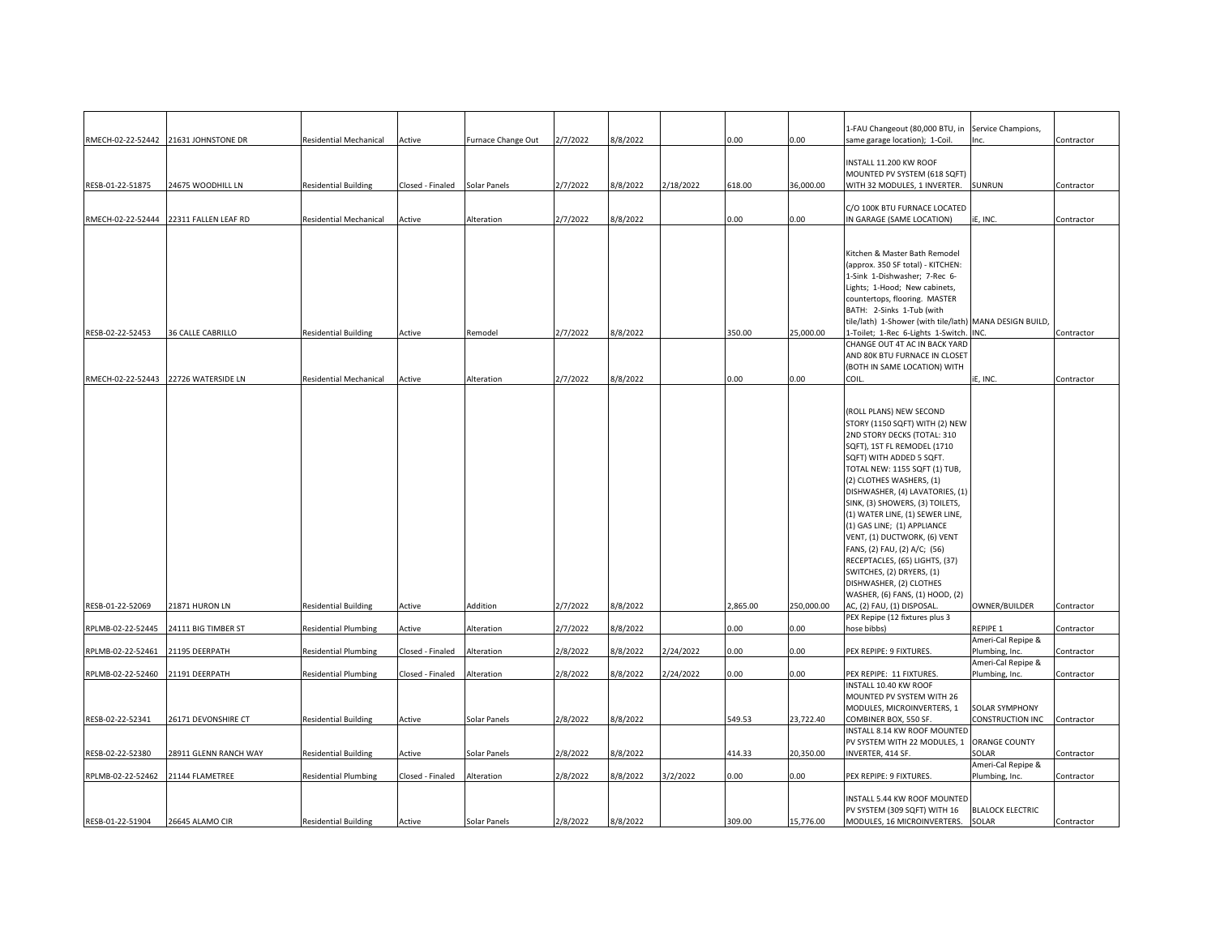| | | | | | | | | | | | | |
|---|---|---|---|---|---|---|---|---|---|---|---|---|
| RMECH-02-22-52442 | 21631 JOHNSTONE DR | Residential Mechanical | Active | Furnace Change Out | 2/7/2022 | 8/8/2022 | | 0.00 | 0.00 | 1-FAU Changeout (80,000 BTU, in same garage location); 1-Coil. | Service Champions, Inc. | Contractor |
| RESB-01-22-51875 | 24675 WOODHILL LN | Residential Building | Closed - Finaled | Solar Panels | 2/7/2022 | 8/8/2022 | 2/18/2022 | 618.00 | 36,000.00 | INSTALL 11.200 KW ROOF MOUNTED PV SYSTEM (618 SQFT) WITH 32 MODULES, 1 INVERTER. | SUNRUN | Contractor |
| RMECH-02-22-52444 | 22311 FALLEN LEAF RD | Residential Mechanical | Active | Alteration | 2/7/2022 | 8/8/2022 | | 0.00 | 0.00 | C/O 100K BTU FURNACE LOCATED IN GARAGE (SAME LOCATION) | iE, INC. | Contractor |
| RESB-02-22-52453 | 36 CALLE CABRILLO | Residential Building | Active | Remodel | 2/7/2022 | 8/8/2022 | | 350.00 | 25,000.00 | Kitchen & Master Bath Remodel (approx. 350 SF total) - KITCHEN: 1-Sink 1-Dishwasher; 7-Rec 6-Lights; 1-Hood; New cabinets, countertops, flooring. MASTER BATH: 2-Sinks 1-Tub (with tile/lath) 1-Shower (with tile/lath) 1-Toilet; 1-Rec 6-Lights 1-Switch. | MANA DESIGN BUILD, INC. | Contractor |
| RMECH-02-22-52443 | 22726 WATERSIDE LN | Residential Mechanical | Active | Alteration | 2/7/2022 | 8/8/2022 | | 0.00 | 0.00 | CHANGE OUT 4T AC IN BACK YARD AND 80K BTU FURNACE IN CLOSET (BOTH IN SAME LOCATION) WITH COIL. | iE, INC. | Contractor |
| RESB-01-22-52069 | 21871 HURON LN | Residential Building | Active | Addition | 2/7/2022 | 8/8/2022 | | 2,865.00 | 250,000.00 | (ROLL PLANS) NEW SECOND STORY (1150 SQFT) WITH (2) NEW 2ND STORY DECKS (TOTAL: 310 SQFT), 1ST FL REMODEL (1710 SQFT) WITH ADDED 5 SQFT. TOTAL NEW: 1155 SQFT (1) TUB, (2) CLOTHES WASHERS, (1) DISHWASHER, (4) LAVATORIES, (1) SINK, (3) SHOWERS, (3) TOILETS, (1) WATER LINE, (1) SEWER LINE, (1) GAS LINE; (1) APPLIANCE VENT, (1) DUCTWORK, (6) VENT FANS, (2) FAU, (2) A/C; (56) RECEPTACLES, (65) LIGHTS, (37) SWITCHES, (2) DRYERS, (1) DISHWASHER, (2) CLOTHES WASHER, (6) FANS, (1) HOOD, (2) AC, (2) FAU, (1) DISPOSAL. | OWNER/BUILDER | Contractor |
| RPLMB-02-22-52445 | 24111 BIG TIMBER ST | Residential Plumbing | Active | Alteration | 2/7/2022 | 8/8/2022 | | 0.00 | 0.00 | PEX Repipe (12 fixtures plus 3 hose bibbs) | REPIPE 1 | Contractor |
| RPLMB-02-22-52461 | 21195 DEERPATH | Residential Plumbing | Closed - Finaled | Alteration | 2/8/2022 | 8/8/2022 | 2/24/2022 | 0.00 | 0.00 | PEX REPIPE: 9 FIXTURES. | Ameri-Cal Repipe & Plumbing, Inc. | Contractor |
| RPLMB-02-22-52460 | 21191 DEERPATH | Residential Plumbing | Closed - Finaled | Alteration | 2/8/2022 | 8/8/2022 | 2/24/2022 | 0.00 | 0.00 | PEX REPIPE: 11 FIXTURES. | Ameri-Cal Repipe & Plumbing, Inc. | Contractor |
| RESB-02-22-52341 | 26171 DEVONSHIRE CT | Residential Building | Active | Solar Panels | 2/8/2022 | 8/8/2022 | | 549.53 | 23,722.40 | INSTALL 10.40 KW ROOF MOUNTED PV SYSTEM WITH 26 MODULES, MICROINVERTERS, 1 COMBINER BOX, 550 SF. | SOLAR SYMPHONY CONSTRUCTION INC | Contractor |
| RESB-02-22-52380 | 28911 GLENN RANCH WAY | Residential Building | Active | Solar Panels | 2/8/2022 | 8/8/2022 | | 414.33 | 20,350.00 | INSTALL 8.14 KW ROOF MOUNTED PV SYSTEM WITH 22 MODULES, 1 INVERTER, 414 SF. | ORANGE COUNTY SOLAR | Contractor |
| RPLMB-02-22-52462 | 21144 FLAMETREE | Residential Plumbing | Closed - Finaled | Alteration | 2/8/2022 | 8/8/2022 | 3/2/2022 | 0.00 | 0.00 | PEX REPIPE: 9 FIXTURES. | Ameri-Cal Repipe & Plumbing, Inc. | Contractor |
| RESB-01-22-51904 | 26645 ALAMO CIR | Residential Building | Active | Solar Panels | 2/8/2022 | 8/8/2022 | | 309.00 | 15,776.00 | INSTALL 5.44 KW ROOF MOUNTED PV SYSTEM (309 SQFT) WITH 16 MODULES, 16 MICROINVERTERS. | BLALOCK ELECTRIC SOLAR | Contractor |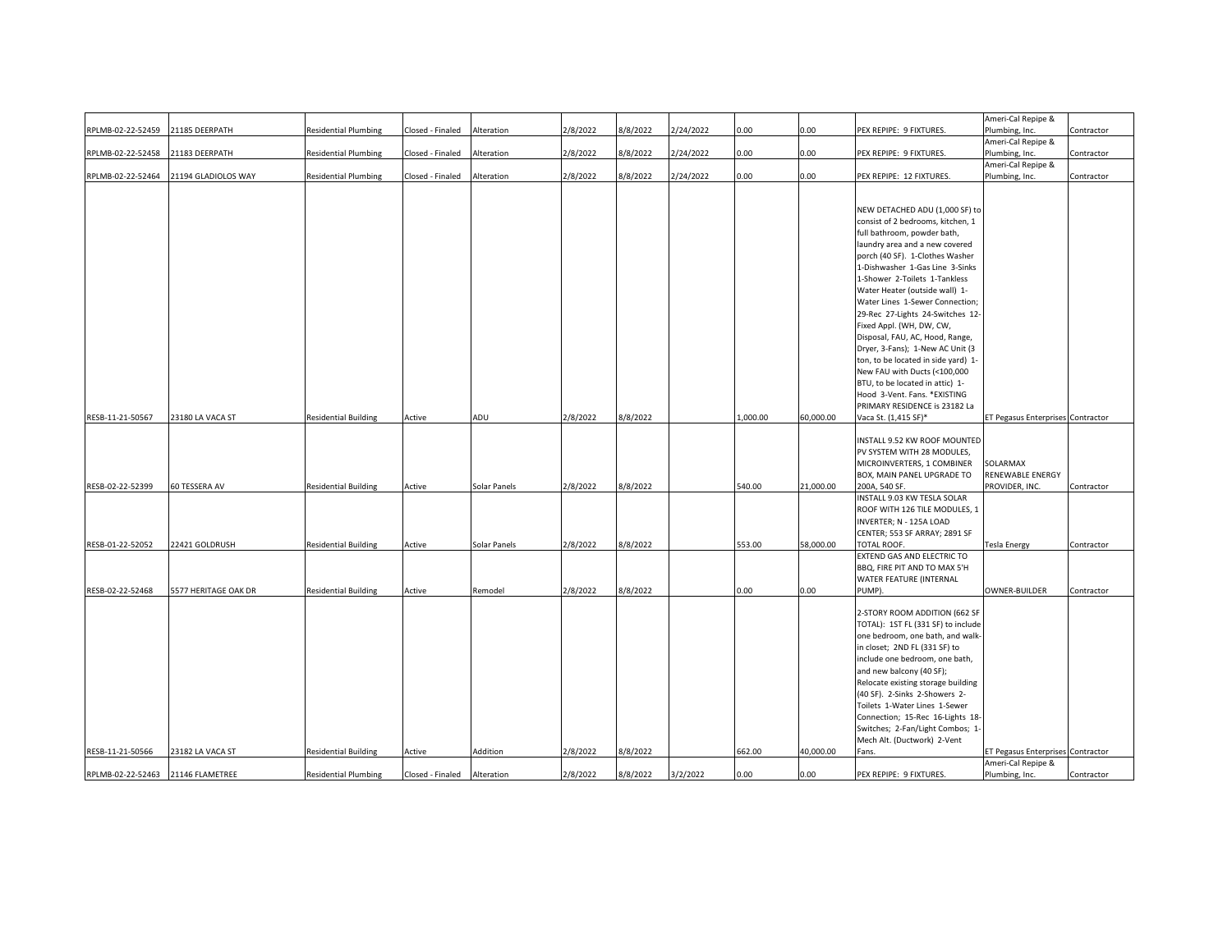| | | | | | | | | | | | | |
|---|---|---|---|---|---|---|---|---|---|---|---|---|
| RPLMB-02-22-52459 | 21185 DEERPATH | Residential Plumbing | Closed - Finaled | Alteration | 2/8/2022 | 8/8/2022 | 2/24/2022 | 0.00 | 0.00 | PEX REPIPE: 9 FIXTURES. | Ameri-Cal Repipe & Plumbing, Inc. | Contractor |
| RPLMB-02-22-52458 | 21183 DEERPATH | Residential Plumbing | Closed - Finaled | Alteration | 2/8/2022 | 8/8/2022 | 2/24/2022 | 0.00 | 0.00 | PEX REPIPE: 9 FIXTURES. | Ameri-Cal Repipe & Plumbing, Inc. | Contractor |
| RPLMB-02-22-52464 | 21194 GLADIOLOS WAY | Residential Plumbing | Closed - Finaled | Alteration | 2/8/2022 | 8/8/2022 | 2/24/2022 | 0.00 | 0.00 | PEX REPIPE: 12 FIXTURES. | Ameri-Cal Repipe & Plumbing, Inc. | Contractor |
| RESB-11-21-50567 | 23180 LA VACA ST | Residential Building | Active | ADU | 2/8/2022 | 8/8/2022 | | 1,000.00 | 60,000.00 | NEW DETACHED ADU (1,000 SF) to consist of 2 bedrooms, kitchen, 1 full bathroom, powder bath, laundry area and a new covered porch (40 SF). 1-Clothes Washer 1-Dishwasher 1-Gas Line 3-Sinks 1-Shower 2-Toilets 1-Tankless Water Heater (outside wall) 1-Water Lines 1-Sewer Connection; 29-Rec 27-Lights 24-Switches 12-Fixed Appl. (WH, DW, CW, Disposal, FAU, AC, Hood, Range, Dryer, 3-Fans); 1-New AC Unit (3 ton, to be located in side yard) 1-New FAU with Ducts (<100,000 BTU, to be located in attic) 1-Hood 3-Vent. Fans. *EXISTING PRIMARY RESIDENCE is 23182 La Vaca St. (1,415 SF)* | ET Pegasus Enterprises | Contractor |
| RESB-02-22-52399 | 60 TESSERA AV | Residential Building | Active | Solar Panels | 2/8/2022 | 8/8/2022 | | 540.00 | 21,000.00 | INSTALL 9.52 KW ROOF MOUNTED PV SYSTEM WITH 28 MODULES, MICROINVERTERS, 1 COMBINER BOX, MAIN PANEL UPGRADE TO 200A, 540 SF. | SOLARMAX RENEWABLE ENERGY PROVIDER, INC. | Contractor |
| RESB-01-22-52052 | 22421 GOLDRUSH | Residential Building | Active | Solar Panels | 2/8/2022 | 8/8/2022 | | 553.00 | 58,000.00 | INSTALL 9.03 KW TESLA SOLAR ROOF WITH 126 TILE MODULES, 1 INVERTER; N - 125A LOAD CENTER; 553 SF ARRAY; 2891 SF TOTAL ROOF. | Tesla Energy | Contractor |
| RESB-02-22-52468 | 5577 HERITAGE OAK DR | Residential Building | Active | Remodel | 2/8/2022 | 8/8/2022 | | 0.00 | 0.00 | EXTEND GAS AND ELECTRIC TO BBQ, FIRE PIT AND TO MAX 5'H WATER FEATURE (INTERNAL PUMP). | OWNER-BUILDER | Contractor |
| RESB-11-21-50566 | 23182 LA VACA ST | Residential Building | Active | Addition | 2/8/2022 | 8/8/2022 | | 662.00 | 40,000.00 | 2-STORY ROOM ADDITION (662 SF TOTAL): 1ST FL (331 SF) to include one bedroom, one bath, and walk-in closet; 2ND FL (331 SF) to include one bedroom, one bath, and new balcony (40 SF); Relocate existing storage building (40 SF). 2-Sinks 2-Showers 2-Toilets 1-Water Lines 1-Sewer Connection; 15-Rec 16-Lights 18-Switches; 2-Fan/Light Combos; 1-Mech Alt. (Ductwork) 2-Vent Fans. | ET Pegasus Enterprises | Contractor |
| RPLMB-02-22-52463 | 21146 FLAMETREE | Residential Plumbing | Closed - Finaled | Alteration | 2/8/2022 | 8/8/2022 | 3/2/2022 | 0.00 | 0.00 | PEX REPIPE: 9 FIXTURES. | Ameri-Cal Repipe & Plumbing, Inc. | Contractor |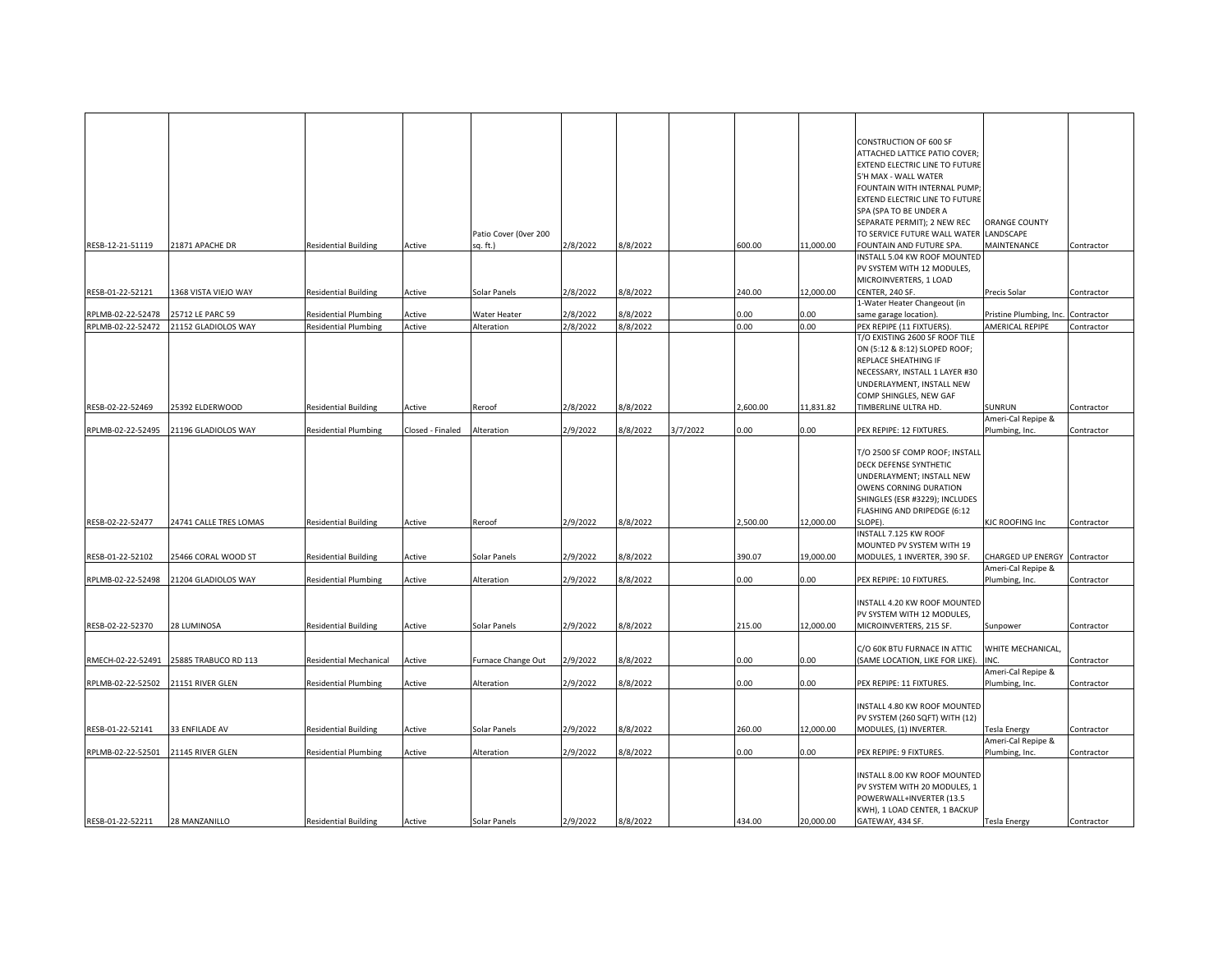| | | | | | | | | | | | | |
|---|---|---|---|---|---|---|---|---|---|---|---|---|
| RESB-12-21-51119 | 21871 APACHE DR | Residential Building | Active | Patio Cover (0ver 200 sq. ft.) | 2/8/2022 | 8/8/2022 | | 600.00 | 11,000.00 | CONSTRUCTION OF 600 SF ATTACHED LATTICE PATIO COVER; EXTEND ELECTRIC LINE TO FUTURE 5'H MAX - WALL WATER FOUNTAIN WITH INTERNAL PUMP; EXTEND ELECTRIC LINE TO FUTURE SPA (SPA TO BE UNDER A SEPARATE PERMIT); 2 NEW REC TO SERVICE FUTURE WALL WATER FOUNTAIN AND FUTURE SPA. | ORANGE COUNTY LANDSCAPE MAINTENANCE | Contractor |
| RESB-01-22-52121 | 1368 VISTA VIEJO WAY | Residential Building | Active | Solar Panels | 2/8/2022 | 8/8/2022 | | 240.00 | 12,000.00 | INSTALL 5.04 KW ROOF MOUNTED PV SYSTEM WITH 12 MODULES, MICROINVERTERS, 1 LOAD CENTER, 240 SF. | Precis Solar | Contractor |
| RPLMB-02-22-52478 | 25712 LE PARC 59 | Residential Plumbing | Active | Water Heater | 2/8/2022 | 8/8/2022 | | 0.00 | 0.00 | 1-Water Heater Changeout (in same garage location). | Pristine Plumbing, Inc. | Contractor |
| RPLMB-02-22-52472 | 21152 GLADIOLOS WAY | Residential Plumbing | Active | Alteration | 2/8/2022 | 8/8/2022 | | 0.00 | 0.00 | PEX REPIPE (11 FIXTUERS). | AMERICAL REPIPE | Contractor |
| RESB-02-22-52469 | 25392 ELDERWOOD | Residential Building | Active | Reroof | 2/8/2022 | 8/8/2022 | | 2,600.00 | 11,831.82 | T/O EXISTING 2600 SF ROOF TILE ON (5:12 & 8:12) SLOPED ROOF; REPLACE SHEATHING IF NECESSARY, INSTALL 1 LAYER #30 UNDERLAYMENT, INSTALL NEW COMP SHINGLES, NEW GAF TIMBERLINE ULTRA HD. | SUNRUN | Contractor |
| RPLMB-02-22-52495 | 21196 GLADIOLOS WAY | Residential Plumbing | Closed - Finaled | Alteration | 2/9/2022 | 8/8/2022 | 3/7/2022 | 0.00 | 0.00 | PEX REPIPE: 12 FIXTURES. | Ameri-Cal Repipe & Plumbing, Inc. | Contractor |
| RESB-02-22-52477 | 24741 CALLE TRES LOMAS | Residential Building | Active | Reroof | 2/9/2022 | 8/8/2022 | | 2,500.00 | 12,000.00 | T/O 2500 SF COMP ROOF; INSTALL DECK DEFENSE SYNTHETIC UNDERLAYMENT; INSTALL NEW OWENS CORNING DURATION SHINGLES (ESR #3229); INCLUDES FLASHING AND DRIPEDGE (6:12 SLOPE). | KJC ROOFING Inc | Contractor |
| RESB-01-22-52102 | 25466 CORAL WOOD ST | Residential Building | Active | Solar Panels | 2/9/2022 | 8/8/2022 | | 390.07 | 19,000.00 | INSTALL 7.125 KW ROOF MOUNTED PV SYSTEM WITH 19 MODULES, 1 INVERTER, 390 SF. | CHARGED UP ENERGY | Contractor |
| RPLMB-02-22-52498 | 21204 GLADIOLOS WAY | Residential Plumbing | Active | Alteration | 2/9/2022 | 8/8/2022 | | 0.00 | 0.00 | PEX REPIPE: 10 FIXTURES. | Ameri-Cal Repipe & Plumbing, Inc. | Contractor |
| RESB-02-22-52370 | 28 LUMINOSA | Residential Building | Active | Solar Panels | 2/9/2022 | 8/8/2022 | | 215.00 | 12,000.00 | INSTALL 4.20 KW ROOF MOUNTED PV SYSTEM WITH 12 MODULES, MICROINVERTERS, 215 SF. | Sunpower | Contractor |
| RMECH-02-22-52491 | 25885 TRABUCO RD 113 | Residential Mechanical | Active | Furnace Change Out | 2/9/2022 | 8/8/2022 | | 0.00 | 0.00 | C/O 60K BTU FURNACE IN ATTIC (SAME LOCATION, LIKE FOR LIKE). | WHITE MECHANICAL, INC. | Contractor |
| RPLMB-02-22-52502 | 21151 RIVER GLEN | Residential Plumbing | Active | Alteration | 2/9/2022 | 8/8/2022 | | 0.00 | 0.00 | PEX REPIPE: 11 FIXTURES. | Ameri-Cal Repipe & Plumbing, Inc. | Contractor |
| RESB-01-22-52141 | 33 ENFILADE AV | Residential Building | Active | Solar Panels | 2/9/2022 | 8/8/2022 | | 260.00 | 12,000.00 | INSTALL 4.80 KW ROOF MOUNTED PV SYSTEM (260 SQFT) WITH (12) MODULES, (1) INVERTER. | Tesla Energy | Contractor |
| RPLMB-02-22-52501 | 21145 RIVER GLEN | Residential Plumbing | Active | Alteration | 2/9/2022 | 8/8/2022 | | 0.00 | 0.00 | PEX REPIPE: 9 FIXTURES. | Ameri-Cal Repipe & Plumbing, Inc. | Contractor |
| RESB-01-22-52211 | 28 MANZANILLO | Residential Building | Active | Solar Panels | 2/9/2022 | 8/8/2022 | | 434.00 | 20,000.00 | INSTALL 8.00 KW ROOF MOUNTED PV SYSTEM WITH 20 MODULES, 1 POWERWALL+INVERTER (13.5 KWH), 1 LOAD CENTER, 1 BACKUP GATEWAY, 434 SF. | Tesla Energy | Contractor |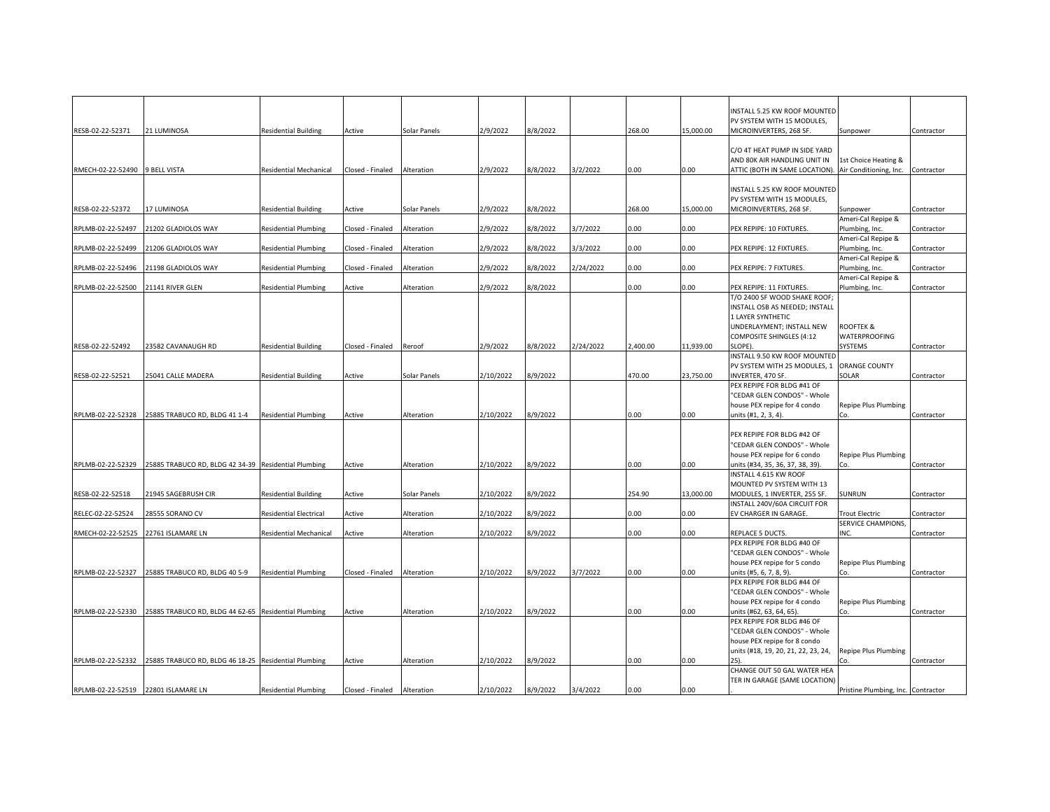| | | | | | | | | | | | | |
|---|---|---|---|---|---|---|---|---|---|---|---|---|
| RESB-02-22-52371 | 21 LUMINOSA | Residential Building | Active | Solar Panels | 2/9/2022 | 8/8/2022 | | 268.00 | 15,000.00 | INSTALL 5.25 KW ROOF MOUNTED PV SYSTEM WITH 15 MODULES, MICROINVERTERS, 268 SF. | Sunpower | Contractor |
| RMECH-02-22-52490 | 9 BELL VISTA | Residential Mechanical | Closed - Finaled | Alteration | 2/9/2022 | 8/8/2022 | 3/2/2022 | 0.00 | 0.00 | C/O 4T HEAT PUMP IN SIDE YARD AND 80K AIR HANDLING UNIT IN ATTIC (BOTH IN SAME LOCATION). | 1st Choice Heating & Air Conditioning, Inc. | Contractor |
| RESB-02-22-52372 | 17 LUMINOSA | Residential Building | Active | Solar Panels | 2/9/2022 | 8/8/2022 | | 268.00 | 15,000.00 | INSTALL 5.25 KW ROOF MOUNTED PV SYSTEM WITH 15 MODULES, MICROINVERTERS, 268 SF. | Sunpower | Contractor |
| RPLMB-02-22-52497 | 21202 GLADIOLOS WAY | Residential Plumbing | Closed - Finaled | Alteration | 2/9/2022 | 8/8/2022 | 3/7/2022 | 0.00 | 0.00 | PEX REPIPE: 10 FIXTURES. | Ameri-Cal Repipe & Plumbing, Inc. | Contractor |
| RPLMB-02-22-52499 | 21206 GLADIOLOS WAY | Residential Plumbing | Closed - Finaled | Alteration | 2/9/2022 | 8/8/2022 | 3/3/2022 | 0.00 | 0.00 | PEX REPIPE: 12 FIXTURES. | Ameri-Cal Repipe & Plumbing, Inc. | Contractor |
| RPLMB-02-22-52496 | 21198 GLADIOLOS WAY | Residential Plumbing | Closed - Finaled | Alteration | 2/9/2022 | 8/8/2022 | 2/24/2022 | 0.00 | 0.00 | PEX REPIPE: 7 FIXTURES. | Ameri-Cal Repipe & Plumbing, Inc. | Contractor |
| RPLMB-02-22-52500 | 21141 RIVER GLEN | Residential Plumbing | Active | Alteration | 2/9/2022 | 8/8/2022 | | 0.00 | 0.00 | PEX REPIPE: 11 FIXTURES. | Ameri-Cal Repipe & Plumbing, Inc. | Contractor |
| RESB-02-22-52492 | 23582 CAVANAUGH RD | Residential Building | Closed - Finaled | Reroof | 2/9/2022 | 8/8/2022 | 2/24/2022 | 2,400.00 | 11,939.00 | T/O 2400 SF WOOD SHAKE ROOF; INSTALL OSB AS NEEDED; INSTALL 1 LAYER SYNTHETIC UNDERLAYMENT; INSTALL NEW COMPOSITE SHINGLES (4:12 SLOPE). | ROOFTEK & WATERPROOFING SYSTEMS | Contractor |
| RESB-02-22-52521 | 25041 CALLE MADERA | Residential Building | Active | Solar Panels | 2/10/2022 | 8/9/2022 | | 470.00 | 23,750.00 | INSTALL 9.50 KW ROOF MOUNTED PV SYSTEM WITH 25 MODULES, 1 INVERTER, 470 SF. | ORANGE COUNTY SOLAR | Contractor |
| RPLMB-02-22-52328 | 25885 TRABUCO RD, BLDG 41 1-4 | Residential Plumbing | Active | Alteration | 2/10/2022 | 8/9/2022 | | 0.00 | 0.00 | PEX REPIPE FOR BLDG #41 OF "CEDAR GLEN CONDOS" - Whole house PEX repipe for 4 condo units (#1, 2, 3, 4). | Repipe Plus Plumbing Co. | Contractor |
| RPLMB-02-22-52329 | 25885 TRABUCO RD, BLDG 42 34-39 | Residential Plumbing | Active | Alteration | 2/10/2022 | 8/9/2022 | | 0.00 | 0.00 | PEX REPIPE FOR BLDG #42 OF "CEDAR GLEN CONDOS" - Whole house PEX repipe for 6 condo units (#34, 35, 36, 37, 38, 39). | Repipe Plus Plumbing Co. | Contractor |
| RESB-02-22-52518 | 21945 SAGEBRUSH CIR | Residential Building | Active | Solar Panels | 2/10/2022 | 8/9/2022 | | 254.90 | 13,000.00 | INSTALL 4.615 KW ROOF MOUNTED PV SYSTEM WITH 13 MODULES, 1 INVERTER, 255 SF. | SUNRUN | Contractor |
| RELEC-02-22-52524 | 28555 SORANO CV | Residential Electrical | Active | Alteration | 2/10/2022 | 8/9/2022 | | 0.00 | 0.00 | INSTALL 240V/60A CIRCUIT FOR EV CHARGER IN GARAGE. | Trout Electric | Contractor |
| RMECH-02-22-52525 | 22761 ISLAMARE LN | Residential Mechanical | Active | Alteration | 2/10/2022 | 8/9/2022 | | 0.00 | 0.00 | REPLACE 5 DUCTS. | SERVICE CHAMPIONS, INC. | Contractor |
| RPLMB-02-22-52327 | 25885 TRABUCO RD, BLDG 40 5-9 | Residential Plumbing | Closed - Finaled | Alteration | 2/10/2022 | 8/9/2022 | 3/7/2022 | 0.00 | 0.00 | PEX REPIPE FOR BLDG #40 OF "CEDAR GLEN CONDOS" - Whole house PEX repipe for 5 condo units (#5, 6, 7, 8, 9). | Repipe Plus Plumbing Co. | Contractor |
| RPLMB-02-22-52330 | 25885 TRABUCO RD, BLDG 44 62-65 | Residential Plumbing | Active | Alteration | 2/10/2022 | 8/9/2022 | | 0.00 | 0.00 | PEX REPIPE FOR BLDG #44 OF "CEDAR GLEN CONDOS" - Whole house PEX repipe for 4 condo units (#62, 63, 64, 65). | Repipe Plus Plumbing Co. | Contractor |
| RPLMB-02-22-52332 | 25885 TRABUCO RD, BLDG 46 18-25 | Residential Plumbing | Active | Alteration | 2/10/2022 | 8/9/2022 | | 0.00 | 0.00 | PEX REPIPE FOR BLDG #46 OF "CEDAR GLEN CONDOS" - Whole house PEX repipe for 8 condo units (#18, 19, 20, 21, 22, 23, 24, 25). | Repipe Plus Plumbing Co. | Contractor |
| RPLMB-02-22-52519 | 22801 ISLAMARE LN | Residential Plumbing | Closed - Finaled | Alteration | 2/10/2022 | 8/9/2022 | 3/4/2022 | 0.00 | 0.00 | CHANGE OUT 50 GAL WATER HEATER IN GARAGE (SAME LOCATION). | Pristine Plumbing, Inc. | Contractor |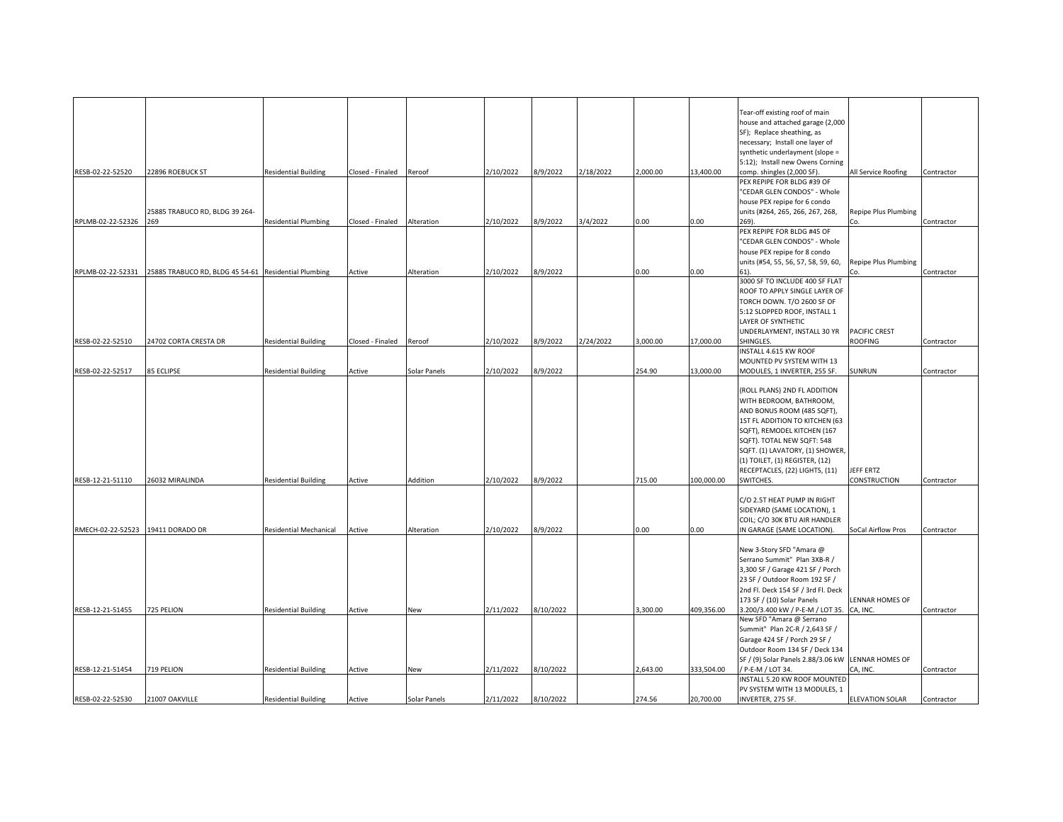| | | | | | | | | | | | | |
|---|---|---|---|---|---|---|---|---|---|---|---|---|
| RESB-02-22-52520 | 22896 ROEBUCK ST | Residential Building | Closed - Finaled | Reroof | 2/10/2022 | 8/9/2022 | 2/18/2022 | 2,000.00 | 13,400.00 | Tear-off existing roof of main house and attached garage (2,000 SF); Replace sheathing, as necessary; Install one layer of synthetic underlayment (slope = 5:12); Install new Owens Corning comp. shingles (2,000 SF). | All Service Roofing | Contractor |
| RPLMB-02-22-52326 | 25885 TRABUCO RD, BLDG 39 264-269 | Residential Plumbing | Closed - Finaled | Alteration | 2/10/2022 | 8/9/2022 | 3/4/2022 | 0.00 | 0.00 | PEX REPIPE FOR BLDG #39 OF "CEDAR GLEN CONDOS" - Whole house PEX repipe for 6 condo units (#264, 265, 266, 267, 268, 269). | Repipe Plus Plumbing Co. | Contractor |
| RPLMB-02-22-52331 | 25885 TRABUCO RD, BLDG 45 54-61 | Residential Plumbing | Active | Alteration | 2/10/2022 | 8/9/2022 | | 0.00 | 0.00 | PEX REPIPE FOR BLDG #45 OF "CEDAR GLEN CONDOS" - Whole house PEX repipe for 8 condo units (#54, 55, 56, 57, 58, 59, 60, 61). | Repipe Plus Plumbing Co. | Contractor |
| RESB-02-22-52510 | 24702 CORTA CRESTA DR | Residential Building | Closed - Finaled | Reroof | 2/10/2022 | 8/9/2022 | 2/24/2022 | 3,000.00 | 17,000.00 | 3000 SF TO INCLUDE 400 SF FLAT ROOF TO APPLY SINGLE LAYER OF TORCH DOWN. T/O 2600 SF OF 5:12 SLOPPED ROOF, INSTALL 1 LAYER OF SYNTHETIC UNDERLAYMENT, INSTALL 30 YR SHINGLES. | PACIFIC CREST ROOFING | Contractor |
| RESB-02-22-52517 | 85 ECLIPSE | Residential Building | Active | Solar Panels | 2/10/2022 | 8/9/2022 | | 254.90 | 13,000.00 | INSTALL 4.615 KW ROOF MOUNTED PV SYSTEM WITH 13 MODULES, 1 INVERTER, 255 SF. | SUNRUN | Contractor |
| RESB-12-21-51110 | 26032 MIRALINDA | Residential Building | Active | Addition | 2/10/2022 | 8/9/2022 | | 715.00 | 100,000.00 | (ROLL PLANS) 2ND FL ADDITION WITH BEDROOM, BATHROOM, AND BONUS ROOM (485 SQFT), 1ST FL ADDITION TO KITCHEN (63 SQFT), REMODEL KITCHEN (167 SQFT). TOTAL NEW SQFT: 548 SQFT. (1) LAVATORY, (1) SHOWER, (1) TOILET, (1) REGISTER, (12) RECEPTACLES, (22) LIGHTS, (11) SWITCHES. | JEFF ERTZ CONSTRUCTION | Contractor |
| RMECH-02-22-52523 | 19411 DORADO DR | Residential Mechanical | Active | Alteration | 2/10/2022 | 8/9/2022 | | 0.00 | 0.00 | C/O 2.5T HEAT PUMP IN RIGHT SIDEYARD (SAME LOCATION), 1 COIL; C/O 30K BTU AIR HANDLER IN GARAGE (SAME LOCATION). | SoCal Airflow Pros | Contractor |
| RESB-12-21-51455 | 725 PELION | Residential Building | Active | New | 2/11/2022 | 8/10/2022 | | 3,300.00 | 409,356.00 | New 3-Story SFD "Amara @ Serrano Summit" Plan 3XB-R / 3,300 SF / Garage 421 SF / Porch 23 SF / Outdoor Room 192 SF / 2nd Fl. Deck 154 SF / 3rd Fl. Deck 173 SF / (10) Solar Panels 3.200/3.400 kW / P-E-M / LOT 35. | LENNAR HOMES OF CA, INC. | Contractor |
| RESB-12-21-51454 | 719 PELION | Residential Building | Active | New | 2/11/2022 | 8/10/2022 | | 2,643.00 | 333,504.00 | New SFD "Amara @ Serrano Summit" Plan 2C-R / 2,643 SF / Garage 424 SF / Porch 29 SF / Outdoor Room 134 SF / Deck 134 SF / (9) Solar Panels 2.88/3.06 kW / P-E-M / LOT 34. | LENNAR HOMES OF CA, INC. | Contractor |
| RESB-02-22-52530 | 21007 OAKVILLE | Residential Building | Active | Solar Panels | 2/11/2022 | 8/10/2022 | | 274.56 | 20,700.00 | INSTALL 5.20 KW ROOF MOUNTED PV SYSTEM WITH 13 MODULES, 1 INVERTER, 275 SF. | ELEVATION SOLAR | Contractor |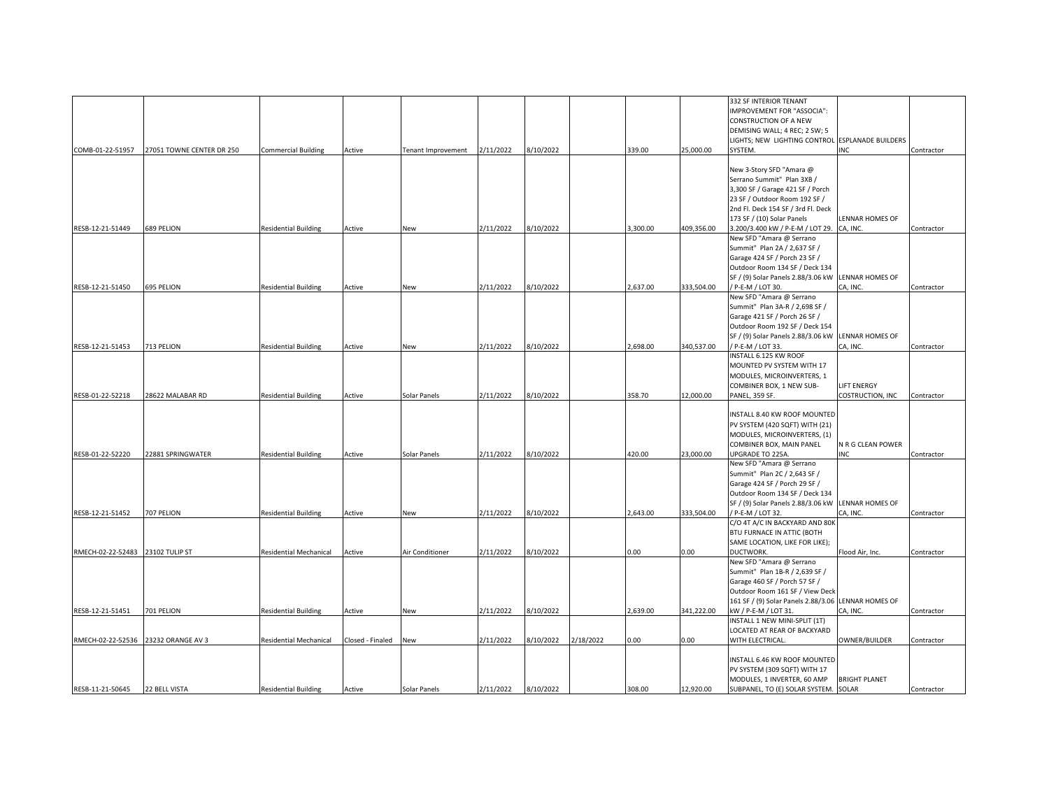| | | | | | | | | | | | | |
|---|---|---|---|---|---|---|---|---|---|---|---|---|
| COMB-01-22-51957 | 27051 TOWNE CENTER DR 250 | Commercial Building | Active | Tenant Improvement | 2/11/2022 | 8/10/2022 | | 339.00 | 25,000.00 | 332 SF INTERIOR TENANT IMPROVEMENT FOR "ASSOCIA": CONSTRUCTION OF A NEW DEMISING WALL; 4 REC; 2 SW; 5 LIGHTS; NEW LIGHTING CONTROL SYSTEM. | ESPLANADE BUILDERS INC | Contractor |
| RESB-12-21-51449 | 689 PELION | Residential Building | Active | New | 2/11/2022 | 8/10/2022 | | 3,300.00 | 409,356.00 | New 3-Story SFD "Amara @ Serrano Summit" Plan 3XB / 3,300 SF / Garage 421 SF / Porch 23 SF / Outdoor Room 192 SF / 2nd Fl. Deck 154 SF / 3rd Fl. Deck 173 SF / (10) Solar Panels 3.200/3.400 kW / P-E-M / LOT 29. | LENNAR HOMES OF CA, INC. | Contractor |
| RESB-12-21-51450 | 695 PELION | Residential Building | Active | New | 2/11/2022 | 8/10/2022 | | 2,637.00 | 333,504.00 | New SFD "Amara @ Serrano Summit" Plan 2A / 2,637 SF / Garage 424 SF / Porch 23 SF / Outdoor Room 134 SF / Deck 134 SF / (9) Solar Panels 2.88/3.06 kW / P-E-M / LOT 30. | LENNAR HOMES OF CA, INC. | Contractor |
| RESB-12-21-51453 | 713 PELION | Residential Building | Active | New | 2/11/2022 | 8/10/2022 | | 2,698.00 | 340,537.00 | New SFD "Amara @ Serrano Summit" Plan 3A-R / 2,698 SF / Garage 421 SF / Porch 26 SF / Outdoor Room 192 SF / Deck 154 SF / (9) Solar Panels 2.88/3.06 kW / P-E-M / LOT 33. | LENNAR HOMES OF CA, INC. | Contractor |
| RESB-01-22-52218 | 28622 MALABAR RD | Residential Building | Active | Solar Panels | 2/11/2022 | 8/10/2022 | | 358.70 | 12,000.00 | INSTALL 6.125 KW ROOF MOUNTED PV SYSTEM WITH 17 MODULES, MICROINVERTERS, 1 COMBINER BOX, 1 NEW SUB-PANEL, 359 SF. | LIFT ENERGY COSTRUCTION, INC | Contractor |
| RESB-01-22-52220 | 22881 SPRINGWATER | Residential Building | Active | Solar Panels | 2/11/2022 | 8/10/2022 | | 420.00 | 23,000.00 | INSTALL 8.40 KW ROOF MOUNTED PV SYSTEM (420 SQFT) WITH (21) MODULES, MICROINVERTERS, (1) COMBINER BOX, MAIN PANEL UPGRADE TO 225A. | N R G CLEAN POWER INC | Contractor |
| RESB-12-21-51452 | 707 PELION | Residential Building | Active | New | 2/11/2022 | 8/10/2022 | | 2,643.00 | 333,504.00 | New SFD "Amara @ Serrano Summit" Plan 2C / 2,643 SF / Garage 424 SF / Porch 29 SF / Outdoor Room 134 SF / Deck 134 SF / (9) Solar Panels 2.88/3.06 kW / P-E-M / LOT 32. | LENNAR HOMES OF CA, INC. | Contractor |
| RMECH-02-22-52483 | 23102 TULIP ST | Residential Mechanical | Active | Air Conditioner | 2/11/2022 | 8/10/2022 | | 0.00 | 0.00 | C/O 4T A/C IN BACKYARD AND 80K BTU FURNACE IN ATTIC (BOTH SAME LOCATION, LIKE FOR LIKE); DUCTWORK. | Flood Air, Inc. | Contractor |
| RESB-12-21-51451 | 701 PELION | Residential Building | Active | New | 2/11/2022 | 8/10/2022 | | 2,639.00 | 341,222.00 | New SFD "Amara @ Serrano Summit" Plan 1B-R / 2,639 SF / Garage 460 SF / Porch 57 SF / Outdoor Room 161 SF / View Deck 161 SF / (9) Solar Panels 2.88/3.06 kW / P-E-M / LOT 31. | LENNAR HOMES OF CA, INC. | Contractor |
| RMECH-02-22-52536 | 23232 ORANGE AV 3 | Residential Mechanical | Closed - Finaled | New | 2/11/2022 | 8/10/2022 | 2/18/2022 | 0.00 | 0.00 | INSTALL 1 NEW MINI-SPLIT (1T) LOCATED AT REAR OF BACKYARD WITH ELECTRICAL. | OWNER/BUILDER | Contractor |
| RESB-11-21-50645 | 22 BELL VISTA | Residential Building | Active | Solar Panels | 2/11/2022 | 8/10/2022 | | 308.00 | 12,920.00 | INSTALL 6.46 KW ROOF MOUNTED PV SYSTEM (309 SQFT) WITH 17 MODULES, 1 INVERTER, 60 AMP SUBPANEL, TO (E) SOLAR SYSTEM. | BRIGHT PLANET SOLAR | Contractor |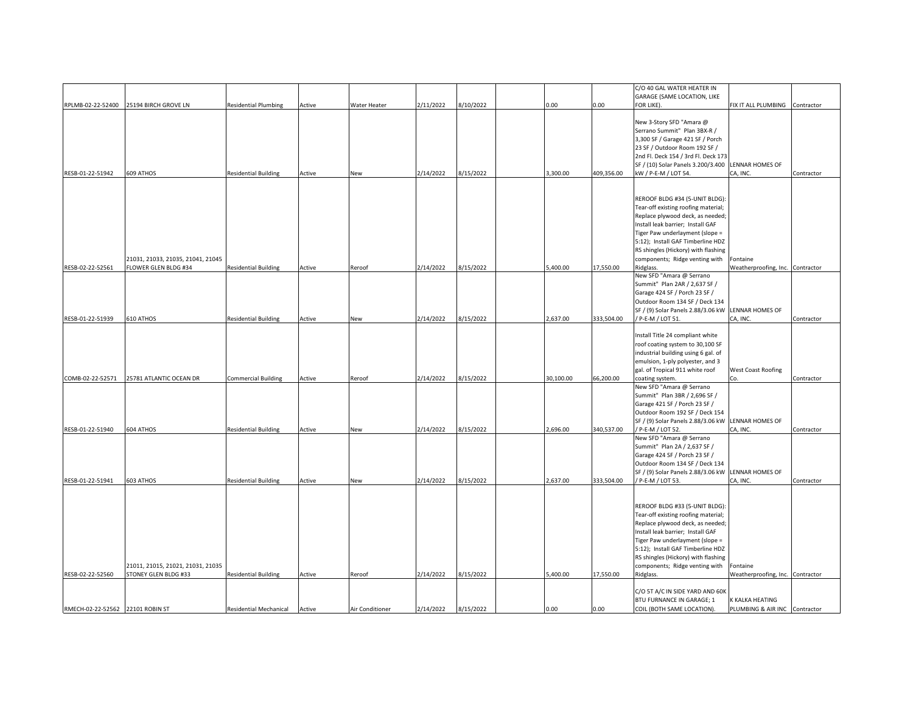| | | | | | | | | | | | | |
|---|---|---|---|---|---|---|---|---|---|---|---|---|
| RPLMB-02-22-52400 | 25194 BIRCH GROVE LN | Residential Plumbing | Active | Water Heater | 2/11/2022 | 8/10/2022 | | 0.00 | 0.00 | C/O 40 GAL WATER HEATER IN GARAGE (SAME LOCATION, LIKE FOR LIKE). | FIX IT ALL PLUMBING | Contractor |
| RESB-01-22-51942 | 609 ATHOS | Residential Building | Active | New | 2/14/2022 | 8/15/2022 | | 3,300.00 | 409,356.00 | New 3-Story SFD "Amara @ Serrano Summit" Plan 3BX-R / 3,300 SF / Garage 421 SF / Porch 23 SF / Outdoor Room 192 SF / 2nd Fl. Deck 154 / 3rd Fl. Deck 173 SF / (10) Solar Panels 3.200/3.400 kW / P-E-M / LOT 54. | LENNAR HOMES OF CA, INC. | Contractor |
| RESB-02-22-52561 | 21031, 21033, 21035, 21041, 21045 FLOWER GLEN BLDG #34 | Residential Building | Active | Reroof | 2/14/2022 | 8/15/2022 | | 5,400.00 | 17,550.00 | REROOF BLDG #34 (5-UNIT BLDG): Tear-off existing roofing material; Replace plywood deck, as needed; Install leak barrier; Install GAF Tiger Paw underlayment (slope = 5:12); Install GAF Timberline HDZ RS shingles (Hickory) with flashing components; Ridge venting with Ridglass. | Fontaine Weatherproofing, Inc. | Contractor |
| RESB-01-22-51939 | 610 ATHOS | Residential Building | Active | New | 2/14/2022 | 8/15/2022 | | 2,637.00 | 333,504.00 | New SFD "Amara @ Serrano Summit" Plan 2AR / 2,637 SF / Garage 424 SF / Porch 23 SF / Outdoor Room 134 SF / Deck 134 SF / (9) Solar Panels 2.88/3.06 kW / P-E-M / LOT 51. | LENNAR HOMES OF CA, INC. | Contractor |
| COMB-02-22-52571 | 25781 ATLANTIC OCEAN DR | Commercial Building | Active | Reroof | 2/14/2022 | 8/15/2022 | | 30,100.00 | 66,200.00 | Install Title 24 compliant white roof coating system to 30,100 SF industrial building using 6 gal. of emulsion, 1-ply polyester, and 3 gal. of Tropical 911 white roof coating system. | West Coast Roofing Co. | Contractor |
| RESB-01-22-51940 | 604 ATHOS | Residential Building | Active | New | 2/14/2022 | 8/15/2022 | | 2,696.00 | 340,537.00 | New SFD "Amara @ Serrano Summit" Plan 3BR / 2,696 SF / Garage 421 SF / Porch 23 SF / Outdoor Room 192 SF / Deck 154 SF / (9) Solar Panels 2.88/3.06 kW / P-E-M / LOT 52. | LENNAR HOMES OF CA, INC. | Contractor |
| RESB-01-22-51941 | 603 ATHOS | Residential Building | Active | New | 2/14/2022 | 8/15/2022 | | 2,637.00 | 333,504.00 | New SFD "Amara @ Serrano Summit" Plan 2A / 2,637 SF / Garage 424 SF / Porch 23 SF / Outdoor Room 134 SF / Deck 134 SF / (9) Solar Panels 2.88/3.06 kW / P-E-M / LOT 53. | LENNAR HOMES OF CA, INC. | Contractor |
| RESB-02-22-52560 | 21011, 21015, 21021, 21031, 21035 STONEY GLEN BLDG #33 | Residential Building | Active | Reroof | 2/14/2022 | 8/15/2022 | | 5,400.00 | 17,550.00 | REROOF BLDG #33 (5-UNIT BLDG): Tear-off existing roofing material; Replace plywood deck, as needed; Install leak barrier; Install GAF Tiger Paw underlayment (slope = 5:12); Install GAF Timberline HDZ RS shingles (Hickory) with flashing components; Ridge venting with Ridglass. | Fontaine Weatherproofing, Inc. | Contractor |
| RMECH-02-22-52562 | 22101 ROBIN ST | Residential Mechanical | Active | Air Conditioner | 2/14/2022 | 8/15/2022 | | 0.00 | 0.00 | C/O 5T A/C IN SIDE YARD AND 60K BTU FURNANCE IN GARAGE; 1 COIL (BOTH SAME LOCATION). | K KALKA HEATING PLUMBING & AIR INC | Contractor |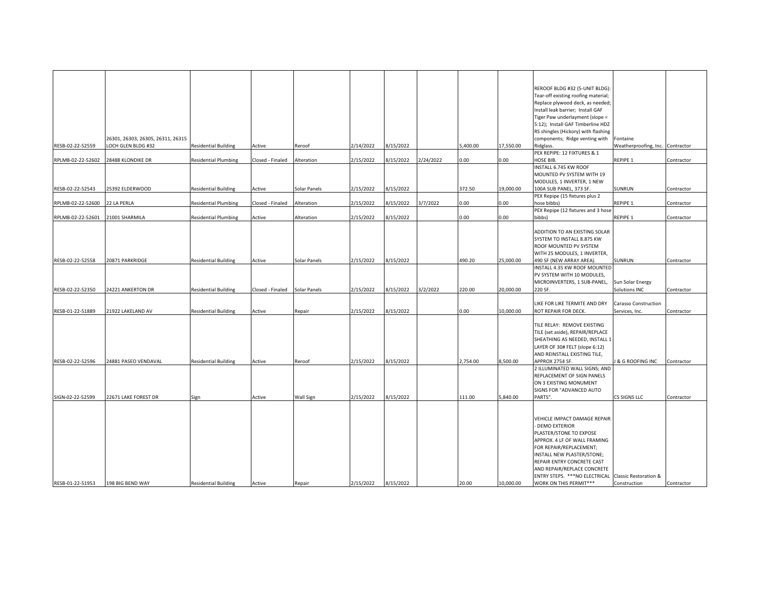| | | | | | | | | | | | | |
|---|---|---|---|---|---|---|---|---|---|---|---|---|
| RESB-02-22-52559 | 26301, 26303, 26305, 26311, 26315 LOCH GLEN BLDG #32 | Residential Building | Active | Reroof | 2/14/2022 | 8/15/2022 | | 5,400.00 | 17,550.00 | REROOF BLDG #32 (5-UNIT BLDG): Tear-off existing roofing material; Replace plywood deck, as needed; Install leak barrier; Install GAF Tiger Paw underlayment (slope = 5:12); Install GAF Timberline HDZ RS shingles (Hickory) with flashing components; Ridge venting with Ridglass. | Fontaine Weatherproofing, Inc. | Contractor |
| RPLMB-02-22-52602 | 28488 KLONDIKE DR | Residential Plumbing | Closed - Finaled | Alteration | 2/15/2022 | 8/15/2022 | 2/24/2022 | 0.00 | 0.00 | PEX REPIPE: 12 FIXTURES & 1 HOSE BIB. | REPIPE 1 | Contractor |
| RESB-02-22-52543 | 25392 ELDERWOOD | Residential Building | Active | Solar Panels | 2/15/2022 | 8/15/2022 | | 372.50 | 19,000.00 | INSTALL 6.745 KW ROOF MOUNTED PV SYSTEM WITH 19 MODULES, 1 INVERTER, 1 NEW 100A SUB PANEL, 373 SF. | SUNRUN | Contractor |
| RPLMB-02-22-52600 | 22 LA PERLA | Residential Plumbing | Closed - Finaled | Alteration | 2/15/2022 | 8/15/2022 | 3/7/2022 | 0.00 | 0.00 | PEX Repipe (15 fixtures plus 2 hose bibbs) | REPIPE 1 | Contractor |
| RPLMB-02-22-52601 | 21001 SHARMILA | Residential Plumbing | Active | Alteration | 2/15/2022 | 8/15/2022 | | 0.00 | 0.00 | PEX Repipe (12 fixtures and 3 hose bibbs) | REPIPE 1 | Contractor |
| RESB-02-22-52558 | 20871 PARKRIDGE | Residential Building | Active | Solar Panels | 2/15/2022 | 8/15/2022 | | 490.20 | 25,000.00 | ADDITION TO AN EXISTING SOLAR SYSTEM TO INSTALL 8.875 KW ROOF MOUNTED PV SYSTEM WITH 25 MODULES, 1 INVERTER, 490 SF (NEW ARRAY AREA). | SUNRUN | Contractor |
| RESB-02-22-52350 | 24221 ANKERTON DR | Residential Building | Closed - Finaled | Solar Panels | 2/15/2022 | 8/15/2022 | 3/2/2022 | 220.00 | 20,000.00 | INSTALL 4.35 KW ROOF MOUNTED PV SYSTEM WITH 10 MODULES, MICROINVERTERS, 1 SUB-PANEL, 220 SF. | Sun Solar Energy Solutions INC | Contractor |
| RESB-01-22-51889 | 21922 LAKELAND AV | Residential Building | Active | Repair | 2/15/2022 | 8/15/2022 | | 0.00 | 10,000.00 | LIKE FOR LIKE TERMITE AND DRY ROT REPAIR FOR DECK. | Carasso Construction Services, Inc. | Contractor |
| RESB-02-22-52596 | 24881 PASEO VENDAVAL | Residential Building | Active | Reroof | 2/15/2022 | 8/15/2022 | | 2,754.00 | 8,500.00 | TILE RELAY: REMOVE EXISTING TILE (set aside), REPAIR/REPLACE SHEATHING AS NEEDED, INSTALL 1 LAYER OF 30# FELT (slope 6:12) AND REINSTALL EXISTING TILE, APPROX 2754 SF. | J & G ROOFING INC | Contractor |
| SIGN-02-22-52599 | 22671 LAKE FOREST DR | Sign | Active | Wall Sign | 2/15/2022 | 8/15/2022 | | 111.00 | 5,840.00 | 2 ILLUMINATED WALL SIGNS; AND REPLACEMENT OF SIGN PANELS ON 3 EXISTING MONUMENT SIGNS FOR "ADVANCED AUTO PARTS". | CS SIGNS LLC | Contractor |
| RESB-01-22-51953 | 198 BIG BEND WAY | Residential Building | Active | Repair | 2/15/2022 | 8/15/2022 | | 20.00 | 10,000.00 | VEHICLE IMPACT DAMAGE REPAIR - DEMO EXTERIOR PLASTER/STONE TO EXPOSE APPROX. 4 LF OF WALL FRAMING FOR REPAIR/REPLACEMENT; INSTALL NEW PLASTER/STONE; REPAIR ENTRY CONCRETE CAST AND REPAIR/REPLACE CONCRETE ENTRY STEPS. ***NO ELECTRICAL WORK ON THIS PERMIT*** | Classic Restoration & Construction | Contractor |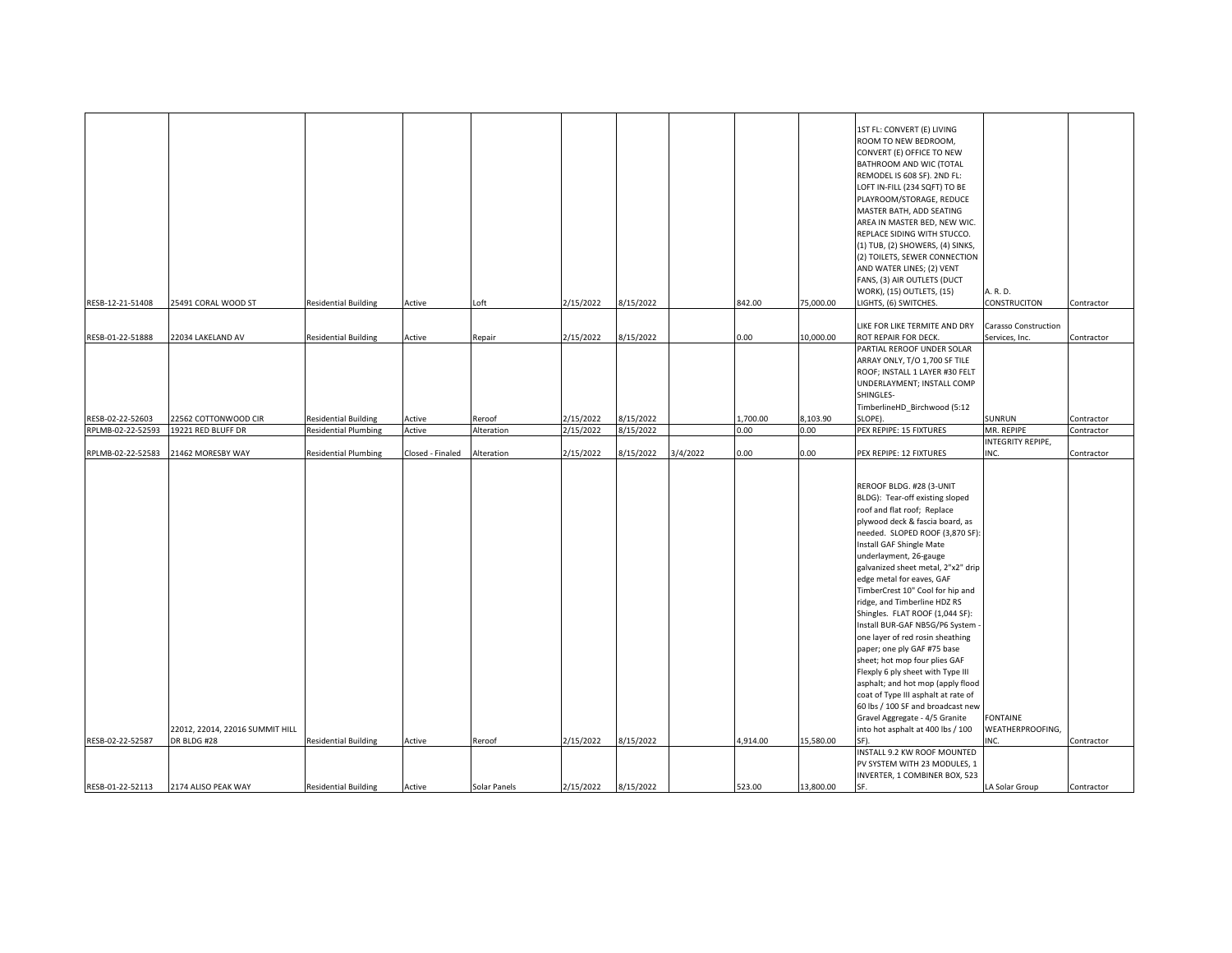| | | | | | | | | | | | | |
|---|---|---|---|---|---|---|---|---|---|---|---|---|
| RESB-12-21-51408 | 25491 CORAL WOOD ST | Residential Building | Active | Loft | 2/15/2022 | 8/15/2022 | | 842.00 | 75,000.00 | 1ST FL: CONVERT (E) LIVING ROOM TO NEW BEDROOM, CONVERT (E) OFFICE TO NEW BATHROOM AND WIC (TOTAL REMODEL IS 608 SF). 2ND FL: LOFT IN-FILL (234 SQFT) TO BE PLAYROOM/STORAGE, REDUCE MASTER BATH, ADD SEATING AREA IN MASTER BED, NEW WIC. REPLACE SIDING WITH STUCCO. (1) TUB, (2) SHOWERS, (4) SINKS, (2) TOILETS, SEWER CONNECTION AND WATER LINES; (2) VENT FANS, (3) AIR OUTLETS (DUCT WORK), (15) OUTLETS, (15) LIGHTS, (6) SWITCHES. | A. R. D. CONSTRUCITON | Contractor |
| RESB-01-22-51888 | 22034 LAKELAND AV | Residential Building | Active | Repair | 2/15/2022 | 8/15/2022 | | 0.00 | 10,000.00 | LIKE FOR LIKE TERMITE AND DRY ROT REPAIR FOR DECK. | Carasso Construction Services, Inc. | Contractor |
| RESB-02-22-52603 | 22562 COTTONWOOD CIR | Residential Building | Active | Reroof | 2/15/2022 | 8/15/2022 | | 1,700.00 | 8,103.90 | PARTIAL REROOF UNDER SOLAR ARRAY ONLY, T/O 1,700 SF TILE ROOF; INSTALL 1 LAYER #30 FELT UNDERLAYMENT; INSTALL COMP SHINGLES-TimberlineHD_Birchwood (5:12 SLOPE). | SUNRUN | Contractor |
| RPLMB-02-22-52593 | 19221 RED BLUFF DR | Residential Plumbing | Active | Alteration | 2/15/2022 | 8/15/2022 | | 0.00 | 0.00 | PEX REPIPE: 15 FIXTURES | MR. REPIPE | Contractor |
| RPLMB-02-22-52583 | 21462 MORESBY WAY | Residential Plumbing | Closed - Finaled | Alteration | 2/15/2022 | 8/15/2022 | 3/4/2022 | 0.00 | 0.00 | PEX REPIPE: 12 FIXTURES | INTEGRITY REPIPE, INC. | Contractor |
| RESB-02-22-52587 | 22012, 22014, 22016 SUMMIT HILL DR BLDG #28 | Residential Building | Active | Reroof | 2/15/2022 | 8/15/2022 | | 4,914.00 | 15,580.00 | REROOF BLDG. #28 (3-UNIT BLDG): Tear-off existing sloped roof and flat roof; Replace plywood deck & fascia board, as needed. SLOPED ROOF (3,870 SF): Install GAF Shingle Mate underlayment, 26-gauge galvanized sheet metal, 2"x2" drip edge metal for eaves, GAF TimberCrest 10" Cool for hip and ridge, and Timberline HDZ RS Shingles. FLAT ROOF (1,044 SF): Install BUR-GAF NB5G/P6 System - one layer of red rosin sheathing paper; one ply GAF #75 base sheet; hot mop four plies GAF Flexply 6 ply sheet with Type III asphalt; and hot mop (apply flood coat of Type III asphalt at rate of 60 lbs / 100 SF and broadcast new Gravel Aggregate - 4/5 Granite into hot asphalt at 400 lbs / 100 SF). | FONTAINE WEATHERPROOFING, INC. | Contractor |
| RESB-01-22-52113 | 2174 ALISO PEAK WAY | Residential Building | Active | Solar Panels | 2/15/2022 | 8/15/2022 | | 523.00 | 13,800.00 | INSTALL 9.2 KW ROOF MOUNTED PV SYSTEM WITH 23 MODULES, 1 INVERTER, 1 COMBINER BOX, 523 SF. | LA Solar Group | Contractor |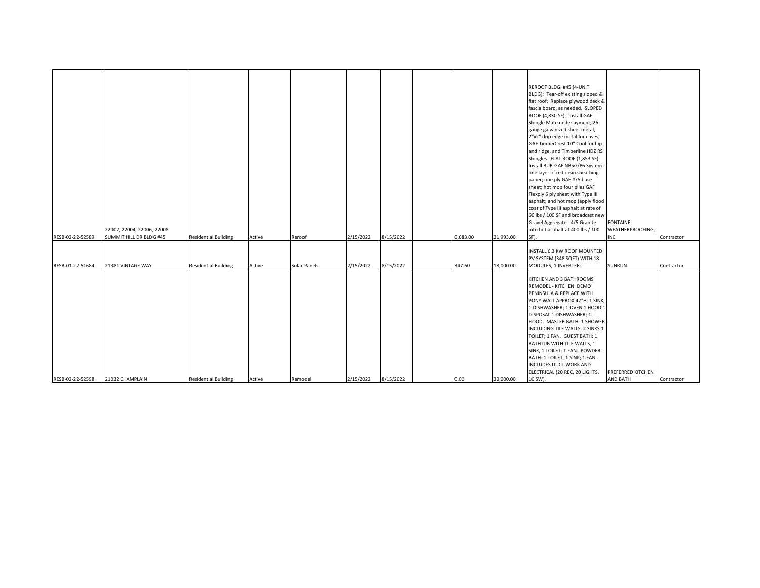| | | | | | | | | | | | | |
|---|---|---|---|---|---|---|---|---|---|---|---|---|
| RESB-02-22-52589 | 22002, 22004, 22006, 22008 SUMMIT HILL DR BLDG #45 | Residential Building | Active | Reroof | 2/15/2022 | 8/15/2022 | | 6,683.00 | 21,993.00 | REROOF BLDG. #45 (4-UNIT BLDG): Tear-off existing sloped & flat roof; Replace plywood deck & fascia board, as needed. SLOPED ROOF (4,830 SF): Install GAF Shingle Mate underlayment, 26-gauge galvanized sheet metal, 2"x2" drip edge metal for eaves, GAF TimberCrest 10" Cool for hip and ridge, and Timberline HDZ RS Shingles. FLAT ROOF (1,853 SF): Install BUR-GAF NB5G/P6 System - one layer of red rosin sheathing paper; one ply GAF #75 base sheet; hot mop four plies GAF Flexply 6 ply sheet with Type III asphalt; and hot mop (apply flood coat of Type III asphalt at rate of 60 lbs / 100 SF and broadcast new Gravel Aggregate - 4/5 Granite into hot asphalt at 400 lbs / 100 SF). | FONTAINE WEATHERPROOFING, INC. | Contractor |
| RESB-01-22-51684 | 21381 VINTAGE WAY | Residential Building | Active | Solar Panels | 2/15/2022 | 8/15/2022 | | 347.60 | 18,000.00 | INSTALL 6.3 KW ROOF MOUNTED PV SYSTEM (348 SQFT) WITH 18 MODULES, 1 INVERTER. | SUNRUN | Contractor |
| RESB-02-22-52598 | 21032 CHAMPLAIN | Residential Building | Active | Remodel | 2/15/2022 | 8/15/2022 | | 0.00 | 30,000.00 | KITCHEN AND 3 BATHROOMS REMODEL - KITCHEN: DEMO PENINSULA & REPLACE WITH PONY WALL APPROX 42"H; 1 SINK, 1 DISHWASHER; 1 OVEN 1 HOOD 1 DISPOSAL 1 DISHWASHER; 1-HOOD. MASTER BATH: 1 SHOWER INCLUDING TILE WALLS, 2 SINKS 1 TOILET; 1 FAN. GUEST BATH: 1 BATHTUB WITH TILE WALLS, 1 SINK, 1 TOILET; 1 FAN. POWDER BATH: 1 TOILET, 1 SINK; 1 FAN. INCLUDES DUCT WORK AND ELECTRICAL (20 REC, 20 LIGHTS, 10 SW). | PREFERRED KITCHEN AND BATH | Contractor |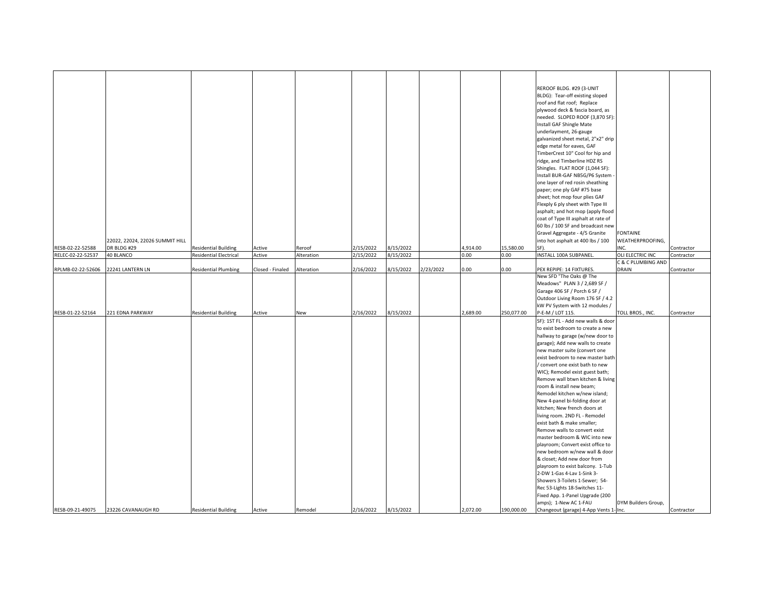| | | | | | | | | | | | | |
|---|---|---|---|---|---|---|---|---|---|---|---|---|
| RESB-02-22-52588 | 22022, 22024, 22026 SUMMIT HILL DR BLDG #29 | Residential Building | Active | Reroof | 2/15/2022 | 8/15/2022 | | 4,914.00 | 15,580.00 | REROOF BLDG. #29 (3-UNIT BLDG): Tear-off existing sloped roof and flat roof; Replace plywood deck & fascia board, as needed. SLOPED ROOF (3,870 SF): Install GAF Shingle Mate underlayment, 26-gauge galvanized sheet metal, 2"x2" drip edge metal for eaves, GAF TimberCrest 10" Cool for hip and ridge, and Timberline HDZ RS Shingles. FLAT ROOF (1,044 SF): Install BUR-GAF NB5G/P6 System - one layer of red rosin sheathing paper; one ply GAF #75 base sheet; hot mop four plies GAF Flexply 6 ply sheet with Type III asphalt; and hot mop (apply flood coat of Type III asphalt at rate of 60 lbs / 100 SF and broadcast new Gravel Aggregate - 4/5 Granite into hot asphalt at 400 lbs / 100 SF). | FONTAINE WEATHERPROOFING, INC. | Contractor |
| RELEC-02-22-52537 | 40 BLANCO | Residential Electrical | Active | Alteration | 2/15/2022 | 8/15/2022 | | 0.00 | 0.00 | INSTALL 100A SUBPANEL. | OLI ELECTRIC INC | Contractor |
| RPLMB-02-22-52606 | 22241 LANTERN LN | Residential Plumbing | Closed - Finaled | Alteration | 2/16/2022 | 8/15/2022 | 2/23/2022 | 0.00 | 0.00 | PEX REPIPE: 14 FIXTURES. | C & C PLUMBING AND DRAIN | Contractor |
| RESB-01-22-52164 | 221 EDNA PARKWAY | Residential Building | Active | New | 2/16/2022 | 8/15/2022 | | 2,689.00 | 250,077.00 | New SFD "The Oaks @ The Meadows" PLAN 3 / 2,689 SF / Garage 406 SF / Porch 6 SF / Outdoor Living Room 176 SF / 4.2 kW PV System with 12 modules / P-E-M / LOT 115. | TOLL BROS., INC. | Contractor |
| RESB-09-21-49075 | 23226 CAVANAUGH RD | Residential Building | Active | Remodel | 2/16/2022 | 8/15/2022 | | 2,072.00 | 190,000.00 | SF): 1ST FL - Add new walls & door to exist bedroom to create a new hallway to garage (w/new door to garage); Add new walls to create new master suite (convert one exist bedroom to new master bath / convert one exist bath to new WIC); Remodel exist guest bath; Remove wall btwn kitchen & living room & install new beam; Remodel kitchen w/new island; New 4-panel bi-folding door at kitchen; New french doors at living room. 2ND FL - Remodel exist bath & make smaller; Remove walls to convert exist master bedroom & WIC into new playroom; Convert exist office to new bedroom w/new wall & door & closet; Add new door from playroom to exist balcony. 1-Tub 2-DW 1-Gas 4-Lav 1-Sink 3-Showers 3-Toilets 1-Sewer; 54-Rec 53-Lights 18-Switches 11-Fixed App. 1-Panel Upgrade (200 amps); 1-New AC 1-FAU Changeout (garage) 4-App Vents 1- | DYM Builders Group, Inc. | Contractor |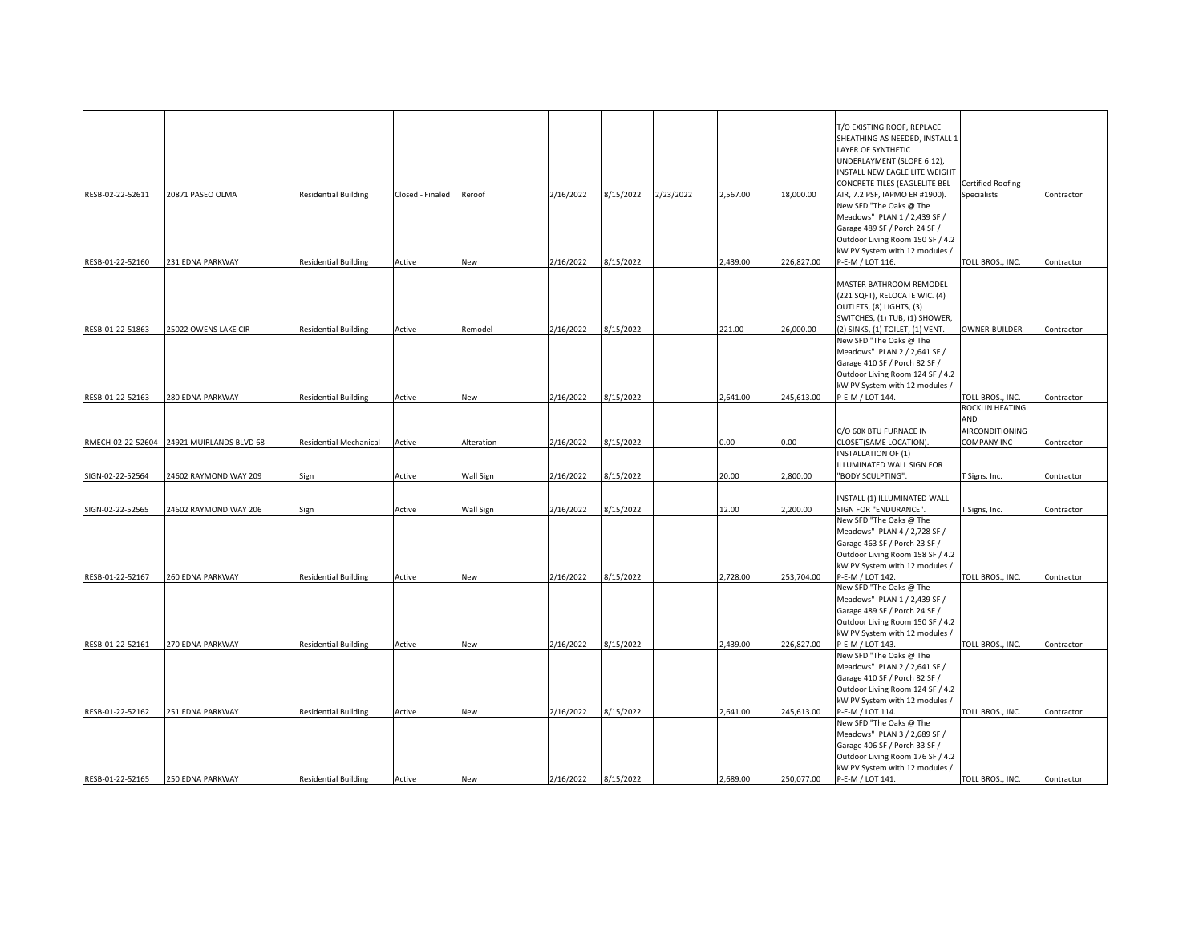| | | | | | | | | | | | | |
|---|---|---|---|---|---|---|---|---|---|---|---|---|
| RESB-02-22-52611 | 20871 PASEO OLMA | Residential Building | Closed - Finaled | Reroof | 2/16/2022 | 8/15/2022 | 2/23/2022 | 2,567.00 | 18,000.00 | T/O EXISTING ROOF, REPLACE SHEATHING AS NEEDED, INSTALL 1 LAYER OF SYNTHETIC UNDERLAYMENT (SLOPE 6:12), INSTALL NEW EAGLE LITE WEIGHT CONCRETE TILES (EAGLELITE BEL AIR, 7.2 PSF, IAPMO ER #1900). | Certified Roofing Specialists | Contractor |
| RESB-01-22-52160 | 231 EDNA PARKWAY | Residential Building | Active | New | 2/16/2022 | 8/15/2022 | | 2,439.00 | 226,827.00 | New SFD "The Oaks @ The Meadows" PLAN 1 / 2,439 SF / Garage 489 SF / Porch 24 SF / Outdoor Living Room 150 SF / 4.2 kW PV System with 12 modules / P-E-M / LOT 116. | TOLL BROS., INC. | Contractor |
| RESB-01-22-51863 | 25022 OWENS LAKE CIR | Residential Building | Active | Remodel | 2/16/2022 | 8/15/2022 | | 221.00 | 26,000.00 | MASTER BATHROOM REMODEL (221 SQFT), RELOCATE WIC. (4) OUTLETS, (8) LIGHTS, (3) SWITCHES, (1) TUB, (1) SHOWER, (2) SINKS, (1) TOILET, (1) VENT. | OWNER-BUILDER | Contractor |
| RESB-01-22-52163 | 280 EDNA PARKWAY | Residential Building | Active | New | 2/16/2022 | 8/15/2022 | | 2,641.00 | 245,613.00 | New SFD "The Oaks @ The Meadows" PLAN 2 / 2,641 SF / Garage 410 SF / Porch 82 SF / Outdoor Living Room 124 SF / 4.2 kW PV System with 12 modules / P-E-M / LOT 144. | TOLL BROS., INC. | Contractor |
| RMECH-02-22-52604 | 24921 MUIRLANDS BLVD 68 | Residential Mechanical | Active | Alteration | 2/16/2022 | 8/15/2022 | | 0.00 | 0.00 | C/O 60K BTU FURNACE IN CLOSET(SAME LOCATION). | ROCKLIN HEATING AND AIRCONDITIONING COMPANY INC | Contractor |
| SIGN-02-22-52564 | 24602 RAYMOND WAY 209 | Sign | Active | Wall Sign | 2/16/2022 | 8/15/2022 | | 20.00 | 2,800.00 | INSTALLATION OF (1) ILLUMINATED WALL SIGN FOR "BODY SCULPTING". | T Signs, Inc. | Contractor |
| SIGN-02-22-52565 | 24602 RAYMOND WAY 206 | Sign | Active | Wall Sign | 2/16/2022 | 8/15/2022 | | 12.00 | 2,200.00 | INSTALL (1) ILLUMINATED WALL SIGN FOR "ENDURANCE". | T Signs, Inc. | Contractor |
| RESB-01-22-52167 | 260 EDNA PARKWAY | Residential Building | Active | New | 2/16/2022 | 8/15/2022 | | 2,728.00 | 253,704.00 | New SFD "The Oaks @ The Meadows" PLAN 4 / 2,728 SF / Garage 463 SF / Porch 23 SF / Outdoor Living Room 158 SF / 4.2 kW PV System with 12 modules / P-E-M / LOT 142. | TOLL BROS., INC. | Contractor |
| RESB-01-22-52161 | 270 EDNA PARKWAY | Residential Building | Active | New | 2/16/2022 | 8/15/2022 | | 2,439.00 | 226,827.00 | New SFD "The Oaks @ The Meadows" PLAN 1 / 2,439 SF / Garage 489 SF / Porch 24 SF / Outdoor Living Room 150 SF / 4.2 kW PV System with 12 modules / P-E-M / LOT 143. | TOLL BROS., INC. | Contractor |
| RESB-01-22-52162 | 251 EDNA PARKWAY | Residential Building | Active | New | 2/16/2022 | 8/15/2022 | | 2,641.00 | 245,613.00 | New SFD "The Oaks @ The Meadows" PLAN 2 / 2,641 SF / Garage 410 SF / Porch 82 SF / Outdoor Living Room 124 SF / 4.2 kW PV System with 12 modules / P-E-M / LOT 114. | TOLL BROS., INC. | Contractor |
| RESB-01-22-52165 | 250 EDNA PARKWAY | Residential Building | Active | New | 2/16/2022 | 8/15/2022 | | 2,689.00 | 250,077.00 | New SFD "The Oaks @ The Meadows" PLAN 3 / 2,689 SF / Garage 406 SF / Porch 33 SF / Outdoor Living Room 176 SF / 4.2 kW PV System with 12 modules / P-E-M / LOT 141. | TOLL BROS., INC. | Contractor |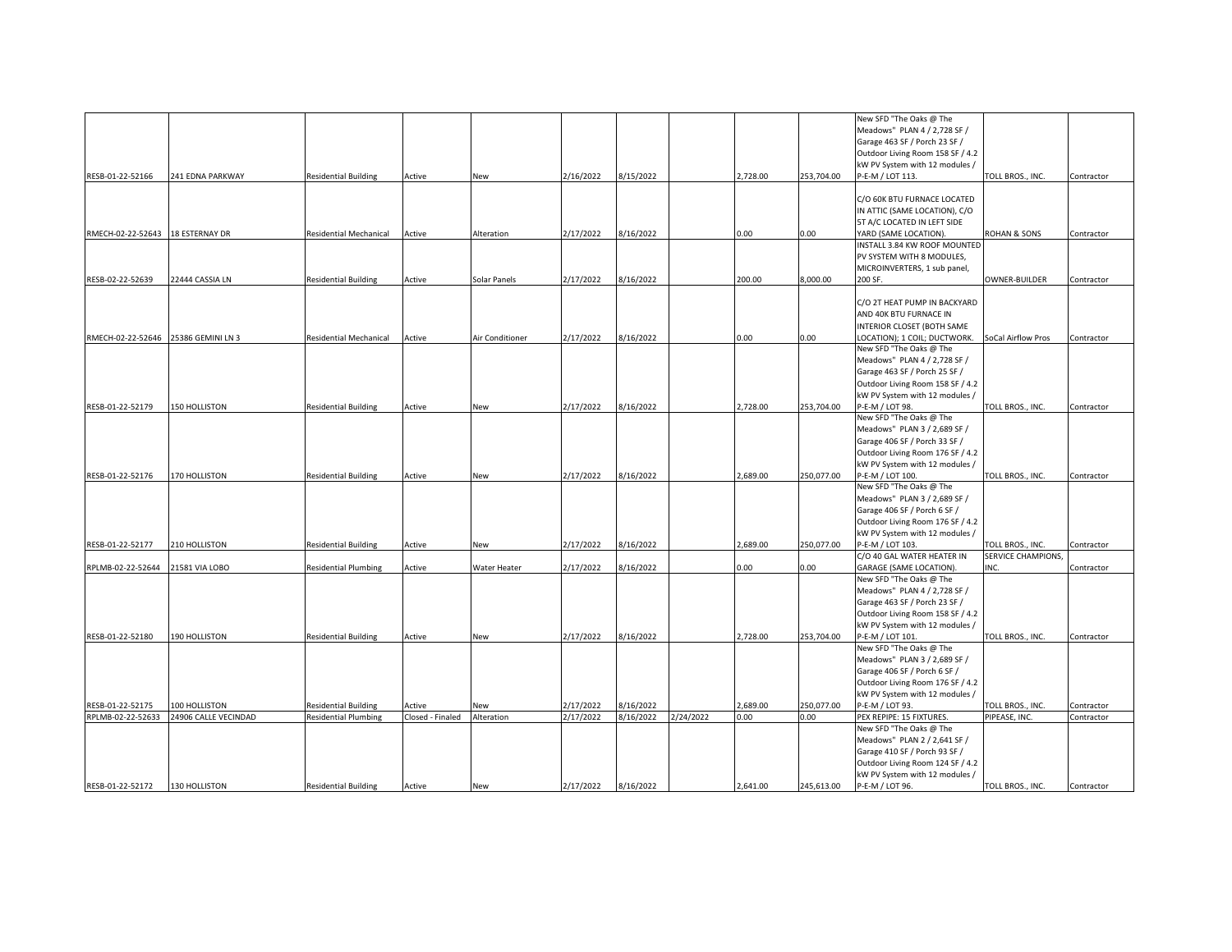| | | | | | | | | | | | | |
|---|---|---|---|---|---|---|---|---|---|---|---|---|
| RESB-01-22-52166 | 241 EDNA PARKWAY | Residential Building | Active | New | 2/16/2022 | 8/15/2022 | | 2,728.00 | 253,704.00 | New SFD "The Oaks @ The Meadows" PLAN 4 / 2,728 SF / Garage 463 SF / Porch 23 SF / Outdoor Living Room 158 SF / 4.2 kW PV System with 12 modules / P-E-M / LOT 113. | TOLL BROS., INC. | Contractor |
| RMECH-02-22-52643 | 18 ESTERNAY DR | Residential Mechanical | Active | Alteration | 2/17/2022 | 8/16/2022 | | 0.00 | 0.00 | C/O 60K BTU FURNACE LOCATED IN ATTIC (SAME LOCATION), C/O 5T A/C LOCATED IN LEFT SIDE YARD (SAME LOCATION). | ROHAN & SONS | Contractor |
| RESB-02-22-52639 | 22444 CASSIA LN | Residential Building | Active | Solar Panels | 2/17/2022 | 8/16/2022 | | 200.00 | 8,000.00 | INSTALL 3.84 KW ROOF MOUNTED PV SYSTEM WITH 8 MODULES, MICROINVERTERS, 1 sub panel, 200 SF. | OWNER-BUILDER | Contractor |
| RMECH-02-22-52646 | 25386 GEMINI LN 3 | Residential Mechanical | Active | Air Conditioner | 2/17/2022 | 8/16/2022 | | 0.00 | 0.00 | C/O 2T HEAT PUMP IN BACKYARD AND 40K BTU FURNACE IN INTERIOR CLOSET (BOTH SAME LOCATION); 1 COIL; DUCTWORK. | SoCal Airflow Pros | Contractor |
| RESB-01-22-52179 | 150 HOLLISTON | Residential Building | Active | New | 2/17/2022 | 8/16/2022 | | 2,728.00 | 253,704.00 | New SFD "The Oaks @ The Meadows" PLAN 4 / 2,728 SF / Garage 463 SF / Porch 25 SF / Outdoor Living Room 158 SF / 4.2 kW PV System with 12 modules / P-E-M / LOT 98. | TOLL BROS., INC. | Contractor |
| RESB-01-22-52176 | 170 HOLLISTON | Residential Building | Active | New | 2/17/2022 | 8/16/2022 | | 2,689.00 | 250,077.00 | New SFD "The Oaks @ The Meadows" PLAN 3 / 2,689 SF / Garage 406 SF / Porch 33 SF / Outdoor Living Room 176 SF / 4.2 kW PV System with 12 modules / P-E-M / LOT 100. | TOLL BROS., INC. | Contractor |
| RESB-01-22-52177 | 210 HOLLISTON | Residential Building | Active | New | 2/17/2022 | 8/16/2022 | | 2,689.00 | 250,077.00 | New SFD "The Oaks @ The Meadows" PLAN 3 / 2,689 SF / Garage 406 SF / Porch 6 SF / Outdoor Living Room 176 SF / 4.2 kW PV System with 12 modules / P-E-M / LOT 103. | TOLL BROS., INC. | Contractor |
| RPLMB-02-22-52644 | 21581 VIA LOBO | Residential Plumbing | Active | Water Heater | 2/17/2022 | 8/16/2022 | | 0.00 | 0.00 | C/O 40 GAL WATER HEATER IN GARAGE (SAME LOCATION). | SERVICE CHAMPIONS, INC. | Contractor |
| RESB-01-22-52180 | 190 HOLLISTON | Residential Building | Active | New | 2/17/2022 | 8/16/2022 | | 2,728.00 | 253,704.00 | New SFD "The Oaks @ The Meadows" PLAN 4 / 2,728 SF / Garage 463 SF / Porch 23 SF / Outdoor Living Room 158 SF / 4.2 kW PV System with 12 modules / P-E-M / LOT 101. | TOLL BROS., INC. | Contractor |
| RESB-01-22-52175 | 100 HOLLISTON | Residential Building | Active | New | 2/17/2022 | 8/16/2022 | | 2,689.00 | 250,077.00 | New SFD "The Oaks @ The Meadows" PLAN 3 / 2,689 SF / Garage 406 SF / Porch 6 SF / Outdoor Living Room 176 SF / 4.2 kW PV System with 12 modules / P-E-M / LOT 93. | TOLL BROS., INC. | Contractor |
| RPLMB-02-22-52633 | 24906 CALLE VECINDAD | Residential Plumbing | Closed - Finaled | Alteration | 2/17/2022 | 8/16/2022 | 2/24/2022 | 0.00 | 0.00 | PEX REPIPE: 15 FIXTURES. | PIPEASE, INC. | Contractor |
| RESB-01-22-52172 | 130 HOLLISTON | Residential Building | Active | New | 2/17/2022 | 8/16/2022 | | 2,641.00 | 245,613.00 | New SFD "The Oaks @ The Meadows" PLAN 2 / 2,641 SF / Garage 410 SF / Porch 93 SF / Outdoor Living Room 124 SF / 4.2 kW PV System with 12 modules / P-E-M / LOT 96. | TOLL BROS., INC. | Contractor |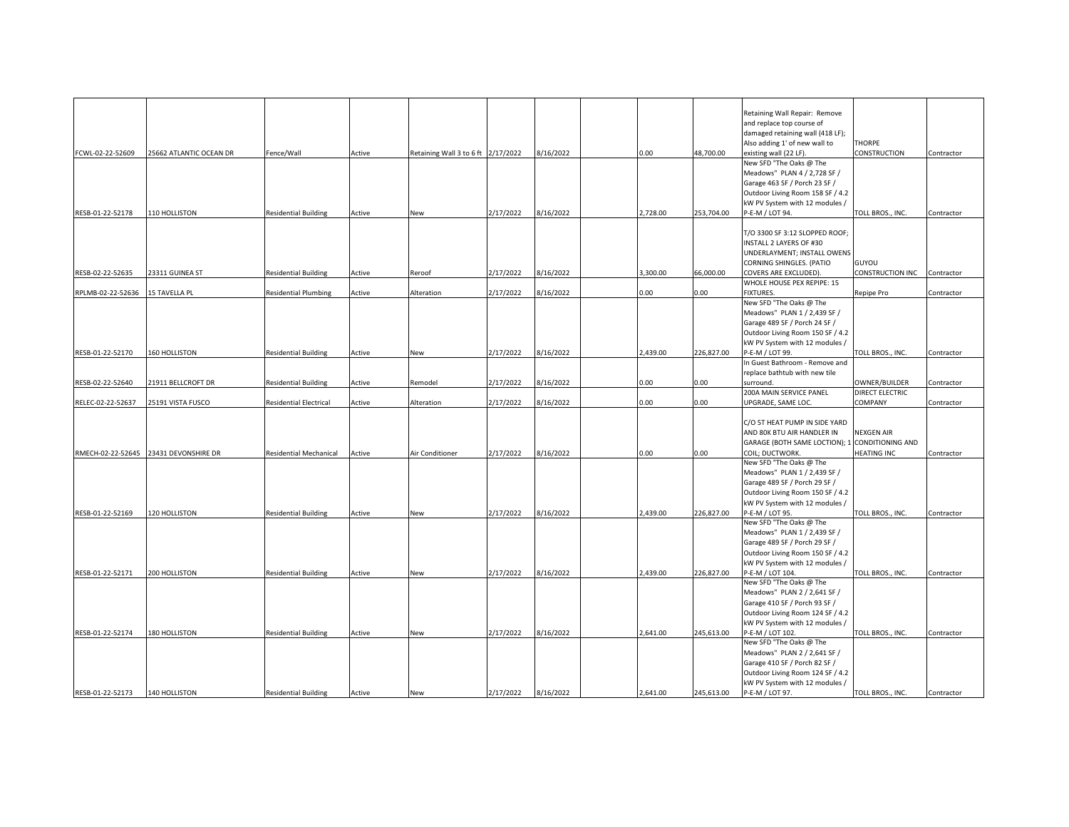| | | | | | | | | | | | | |
|---|---|---|---|---|---|---|---|---|---|---|---|---|
| FCWL-02-22-52609 | 25662 ATLANTIC OCEAN DR | Fence/Wall | Active | Retaining Wall 3 to 6 ft | 2/17/2022 | 8/16/2022 | | 0.00 | 48,700.00 | Retaining Wall Repair: Remove and replace top course of damaged retaining wall (418 LF); Also adding 1' of new wall to existing wall (22 LF). | THORPE CONSTRUCTION | Contractor |
| RESB-01-22-52178 | 110 HOLLISTON | Residential Building | Active | New | 2/17/2022 | 8/16/2022 | | 2,728.00 | 253,704.00 | New SFD "The Oaks @ The Meadows" PLAN 4 / 2,728 SF / Garage 463 SF / Porch 23 SF / Outdoor Living Room 158 SF / 4.2 kW PV System with 12 modules / P-E-M / LOT 94. | TOLL BROS., INC. | Contractor |
| RESB-02-22-52635 | 23311 GUINEA ST | Residential Building | Active | Reroof | 2/17/2022 | 8/16/2022 | | 3,300.00 | 66,000.00 | T/O 3300 SF 3:12 SLOPPED ROOF; INSTALL 2 LAYERS OF #30 UNDERLAYMENT; INSTALL OWENS CORNING SHINGLES. (PATIO COVERS ARE EXCLUDED). | GUYOU CONSTRUCTION INC | Contractor |
| RPLMB-02-22-52636 | 15 TAVELLA PL | Residential Plumbing | Active | Alteration | 2/17/2022 | 8/16/2022 | | 0.00 | 0.00 | WHOLE HOUSE PEX REPIPE: 15 FIXTURES. | Repipe Pro | Contractor |
| RESB-01-22-52170 | 160 HOLLISTON | Residential Building | Active | New | 2/17/2022 | 8/16/2022 | | 2,439.00 | 226,827.00 | New SFD "The Oaks @ The Meadows" PLAN 1 / 2,439 SF / Garage 489 SF / Porch 24 SF / Outdoor Living Room 150 SF / 4.2 kW PV System with 12 modules / P-E-M / LOT 99. | TOLL BROS., INC. | Contractor |
| RESB-02-22-52640 | 21911 BELLCROFT DR | Residential Building | Active | Remodel | 2/17/2022 | 8/16/2022 | | 0.00 | 0.00 | In Guest Bathroom - Remove and replace bathtub with new tile surround. | OWNER/BUILDER | Contractor |
| RELEC-02-22-52637 | 25191 VISTA FUSCO | Residential Electrical | Active | Alteration | 2/17/2022 | 8/16/2022 | | 0.00 | 0.00 | 200A MAIN SERVICE PANEL UPGRADE, SAME LOC. | DIRECT ELECTRIC COMPANY | Contractor |
| RMECH-02-22-52645 | 23431 DEVONSHIRE DR | Residential Mechanical | Active | Air Conditioner | 2/17/2022 | 8/16/2022 | | 0.00 | 0.00 | C/O 5T HEAT PUMP IN SIDE YARD AND 80K BTU AIR HANDLER IN GARAGE (BOTH SAME LOCTION); 1 COIL; DUCTWORK. | NEXGEN AIR CONDITIONING AND HEATING INC | Contractor |
| RESB-01-22-52169 | 120 HOLLISTON | Residential Building | Active | New | 2/17/2022 | 8/16/2022 | | 2,439.00 | 226,827.00 | New SFD "The Oaks @ The Meadows" PLAN 1 / 2,439 SF / Garage 489 SF / Porch 29 SF / Outdoor Living Room 150 SF / 4.2 kW PV System with 12 modules / P-E-M / LOT 95. | TOLL BROS., INC. | Contractor |
| RESB-01-22-52171 | 200 HOLLISTON | Residential Building | Active | New | 2/17/2022 | 8/16/2022 | | 2,439.00 | 226,827.00 | New SFD "The Oaks @ The Meadows" PLAN 1 / 2,439 SF / Garage 489 SF / Porch 29 SF / Outdoor Living Room 150 SF / 4.2 kW PV System with 12 modules / P-E-M / LOT 104. | TOLL BROS., INC. | Contractor |
| RESB-01-22-52174 | 180 HOLLISTON | Residential Building | Active | New | 2/17/2022 | 8/16/2022 | | 2,641.00 | 245,613.00 | New SFD "The Oaks @ The Meadows" PLAN 2 / 2,641 SF / Garage 410 SF / Porch 93 SF / Outdoor Living Room 124 SF / 4.2 kW PV System with 12 modules / P-E-M / LOT 102. | TOLL BROS., INC. | Contractor |
| RESB-01-22-52173 | 140 HOLLISTON | Residential Building | Active | New | 2/17/2022 | 8/16/2022 | | 2,641.00 | 245,613.00 | New SFD "The Oaks @ The Meadows" PLAN 2 / 2,641 SF / Garage 410 SF / Porch 82 SF / Outdoor Living Room 124 SF / 4.2 kW PV System with 12 modules / P-E-M / LOT 97. | TOLL BROS., INC. | Contractor |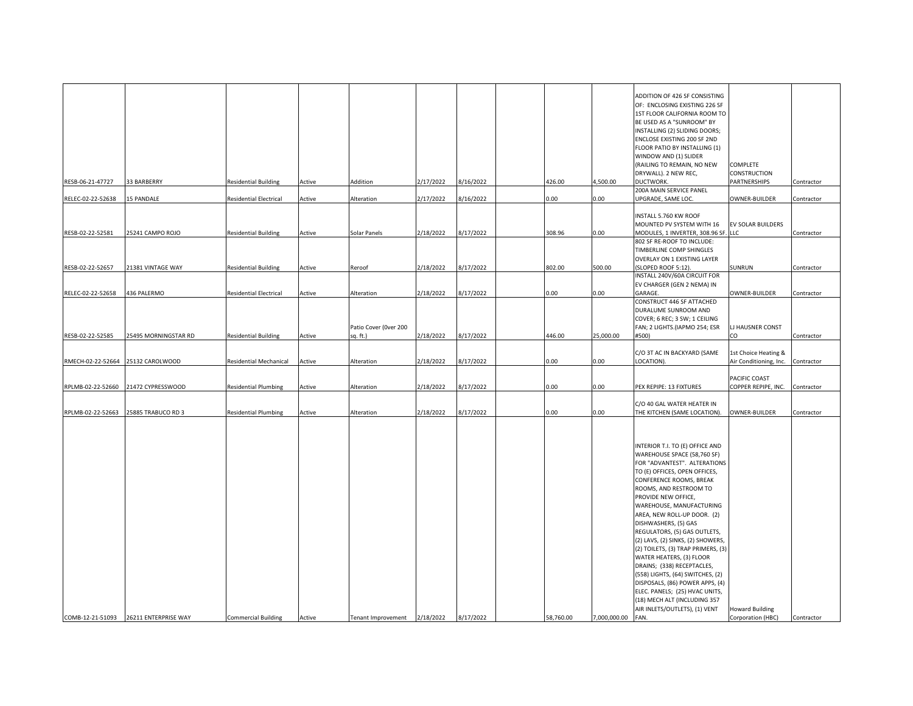| | | | | | | | | | | | | |
|---|---|---|---|---|---|---|---|---|---|---|---|---|
| RESB-06-21-47727 | 33 BARBERRY | Residential Building | Active | Addition | 2/17/2022 | 8/16/2022 | | 426.00 | 4,500.00 | ADDITION OF 426 SF CONSISTING OF: ENCLOSING EXISTING 226 SF 1ST FLOOR CALIFORNIA ROOM TO BE USED AS A "SUNROOM" BY INSTALLING (2) SLIDING DOORS; ENCLOSE EXISTING 200 SF 2ND FLOOR PATIO BY INSTALLING (1) WINDOW AND (1) SLIDER (RAILING TO REMAIN, NO NEW DRYWALL). 2 NEW REC, DUCTWORK. | COMPLETE CONSTRUCTION PARTNERSHIPS | Contractor |
| RELEC-02-22-52638 | 15 PANDALE | Residential Electrical | Active | Alteration | 2/17/2022 | 8/16/2022 | | 0.00 | 0.00 | 200A MAIN SERVICE PANEL UPGRADE, SAME LOC. | OWNER-BUILDER | Contractor |
| RESB-02-22-52581 | 25241 CAMPO ROJO | Residential Building | Active | Solar Panels | 2/18/2022 | 8/17/2022 | | 308.96 | 0.00 | INSTALL 5.760 KW ROOF MOUNTED PV SYSTEM WITH 16 MODULES, 1 INVERTER, 308.96 SF. | EV SOLAR BUILDERS LLC | Contractor |
| RESB-02-22-52657 | 21381 VINTAGE WAY | Residential Building | Active | Reroof | 2/18/2022 | 8/17/2022 | | 802.00 | 500.00 | 802 SF RE-ROOF TO INCLUDE: TIMBERLINE COMP SHINGLES OVERLAY ON 1 EXISTING LAYER (SLOPED ROOF 5:12). | SUNRUN | Contractor |
| RELEC-02-22-52658 | 436 PALERMO | Residential Electrical | Active | Alteration | 2/18/2022 | 8/17/2022 | | 0.00 | 0.00 | INSTALL 240V/60A CIRCUIT FOR EV CHARGER (GEN 2 NEMA) IN GARAGE. | OWNER-BUILDER | Contractor |
| RESB-02-22-52585 | 25495 MORNINGSTAR RD | Residential Building | Active | Patio Cover (0ver 200 sq. ft.) | 2/18/2022 | 8/17/2022 | | 446.00 | 25,000.00 | CONSTRUCT 446 SF ATTACHED DURALUME SUNROOM AND COVER; 6 REC; 3 SW; 1 CEILING FAN; 2 LIGHTS.(IAPMO 254; ESR #500) | LJ HAUSNER CONST CO | Contractor |
| RMECH-02-22-52664 | 25132 CAROLWOOD | Residential Mechanical | Active | Alteration | 2/18/2022 | 8/17/2022 | | 0.00 | 0.00 | C/O 3T AC IN BACKYARD (SAME LOCATION). | 1st Choice Heating & Air Conditioning, Inc. | Contractor |
| RPLMB-02-22-52660 | 21472 CYPRESSWOOD | Residential Plumbing | Active | Alteration | 2/18/2022 | 8/17/2022 | | 0.00 | 0.00 | PEX REPIPE: 13 FIXTURES | PACIFIC COAST COPPER REPIPE, INC. | Contractor |
| RPLMB-02-22-52663 | 25885 TRABUCO RD 3 | Residential Plumbing | Active | Alteration | 2/18/2022 | 8/17/2022 | | 0.00 | 0.00 | C/O 40 GAL WATER HEATER IN THE KITCHEN (SAME LOCATION). | OWNER-BUILDER | Contractor |
| COMB-12-21-51093 | 26211 ENTERPRISE WAY | Commercial Building | Active | Tenant Improvement | 2/18/2022 | 8/17/2022 | | 58,760.00 | 7,000,000.00 | INTERIOR T.I. TO (E) OFFICE AND WAREHOUSE SPACE (58,760 SF) FOR "ADVANTEST". ALTERATIONS TO (E) OFFICES, OPEN OFFICES, CONFERENCE ROOMS, BREAK ROOMS, AND RESTROOM TO PROVIDE NEW OFFICE, WAREHOUSE, MANUFACTURING AREA, NEW ROLL-UP DOOR. (2) DISHWASHERS, (5) GAS REGULATORS, (5) GAS OUTLETS, (2) LAVS, (2) SINKS, (2) SHOWERS, (2) TOILETS, (3) TRAP PRIMERS, (3) WATER HEATERS, (3) FLOOR DRAINS; (338) RECEPTACLES, (558) LIGHTS, (64) SWITCHES, (2) DISPOSALS, (86) POWER APPS, (4) ELEC. PANELS; (25) HVAC UNITS, (18) MECH ALT (INCLUDING 357 AIR INLETS/OUTLETS), (1) VENT FAN. | Howard Building Corporation (HBC) | Contractor |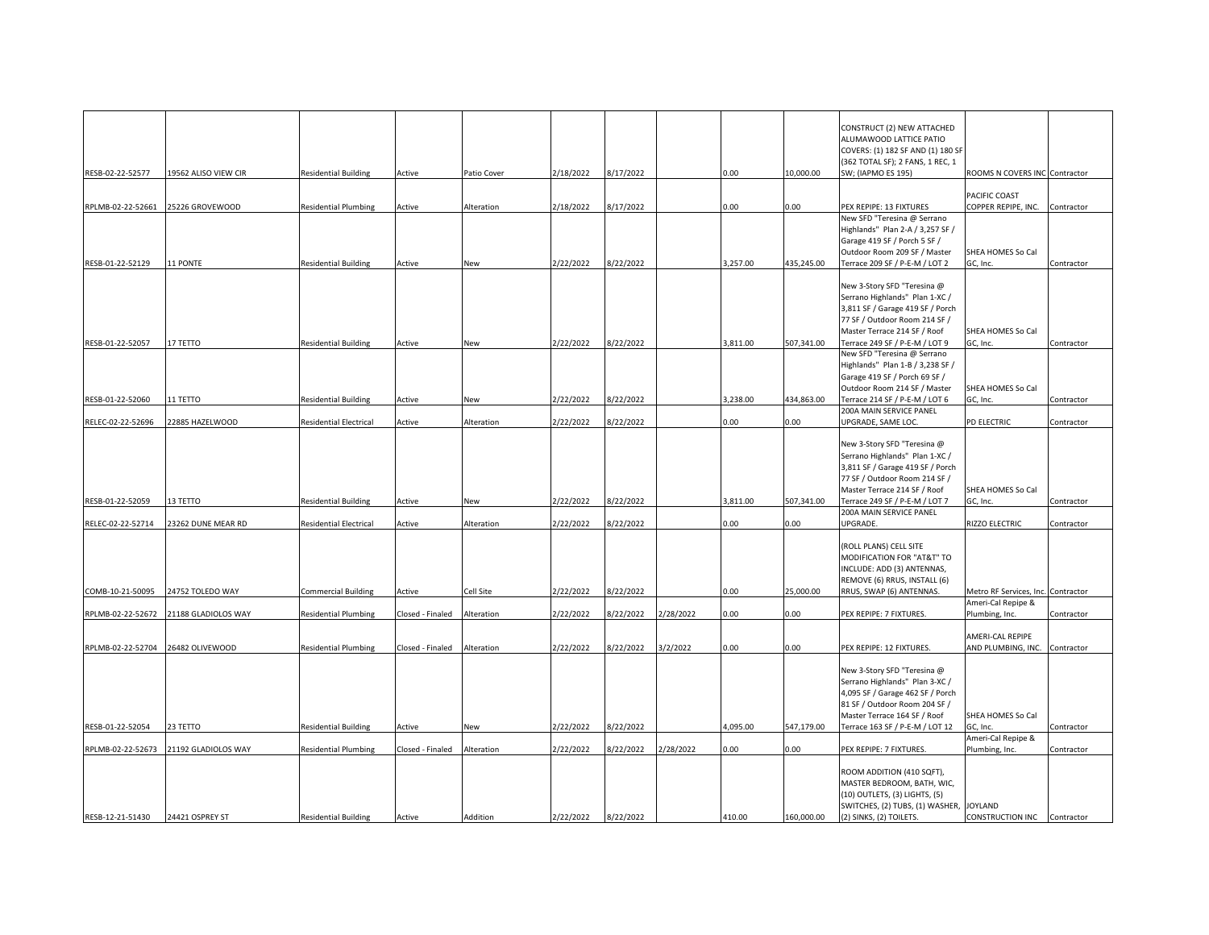| | | | | | | | | | | | | |
|---|---|---|---|---|---|---|---|---|---|---|---|---|
| RESB-02-22-52577 | 19562 ALISO VIEW CIR | Residential Building | Active | Patio Cover | 2/18/2022 | 8/17/2022 | | 0.00 | 10,000.00 | CONSTRUCT (2) NEW ATTACHED ALUMAWOOD LATTICE PATIO COVERS: (1) 182 SF AND (1) 180 SF (362 TOTAL SF); 2 FANS, 1 REC, 1 SW; (IAPMO ES 195) | ROOMS N COVERS INC | Contractor |
| RPLMB-02-22-52661 | 25226 GROVEWOOD | Residential Plumbing | Active | Alteration | 2/18/2022 | 8/17/2022 | | 0.00 | 0.00 | PEX REPIPE: 13 FIXTURES | PACIFIC COAST COPPER REPIPE, INC. | Contractor |
| RESB-01-22-52129 | 11 PONTE | Residential Building | Active | New | 2/22/2022 | 8/22/2022 | | 3,257.00 | 435,245.00 | New SFD "Teresina @ Serrano Highlands" Plan 2-A / 3,257 SF / Garage 419 SF / Porch 5 SF / Outdoor Room 209 SF / Master Terrace 209 SF / P-E-M / LOT 2 | SHEA HOMES So Cal GC, Inc. | Contractor |
| RESB-01-22-52057 | 17 TETTO | Residential Building | Active | New | 2/22/2022 | 8/22/2022 | | 3,811.00 | 507,341.00 | New 3-Story SFD "Teresina @ Serrano Highlands" Plan 1-XC / 3,811 SF / Garage 419 SF / Porch 77 SF / Outdoor Room 214 SF / Master Terrace 214 SF / Roof Terrace 249 SF / P-E-M / LOT 9 | SHEA HOMES So Cal GC, Inc. | Contractor |
| RESB-01-22-52060 | 11 TETTO | Residential Building | Active | New | 2/22/2022 | 8/22/2022 | | 3,238.00 | 434,863.00 | New SFD "Teresina @ Serrano Highlands" Plan 1-B / 3,238 SF / Garage 419 SF / Porch 69 SF / Outdoor Room 214 SF / Master Terrace 214 SF / P-E-M / LOT 6 | SHEA HOMES So Cal GC, Inc. | Contractor |
| RELEC-02-22-52696 | 22885 HAZELWOOD | Residential Electrical | Active | Alteration | 2/22/2022 | 8/22/2022 | | 0.00 | 0.00 | 200A MAIN SERVICE PANEL UPGRADE, SAME LOC. | PD ELECTRIC | Contractor |
| RESB-01-22-52059 | 13 TETTO | Residential Building | Active | New | 2/22/2022 | 8/22/2022 | | 3,811.00 | 507,341.00 | New 3-Story SFD "Teresina @ Serrano Highlands" Plan 1-XC / 3,811 SF / Garage 419 SF / Porch 77 SF / Outdoor Room 214 SF / Master Terrace 214 SF / Roof Terrace 249 SF / P-E-M / LOT 7 | SHEA HOMES So Cal GC, Inc. | Contractor |
| RELEC-02-22-52714 | 23262 DUNE MEAR RD | Residential Electrical | Active | Alteration | 2/22/2022 | 8/22/2022 | | 0.00 | 0.00 | 200A MAIN SERVICE PANEL UPGRADE. | RIZZO ELECTRIC | Contractor |
| COMB-10-21-50095 | 24752 TOLEDO WAY | Commercial Building | Active | Cell Site | 2/22/2022 | 8/22/2022 | | 0.00 | 25,000.00 | (ROLL PLANS) CELL SITE MODIFICATION FOR "AT&T" TO INCLUDE: ADD (3) ANTENNAS, REMOVE (6) RRUS, INSTALL (6) RRUS, SWAP (6) ANTENNAS. | Metro RF Services, Inc. | Contractor |
| RPLMB-02-22-52672 | 21188 GLADIOLOS WAY | Residential Plumbing | Closed - Finaled | Alteration | 2/22/2022 | 8/22/2022 | 2/28/2022 | 0.00 | 0.00 | PEX REPIPE: 7 FIXTURES. | Ameri-Cal Repipe & Plumbing, Inc. | Contractor |
| RPLMB-02-22-52704 | 26482 OLIVEWOOD | Residential Plumbing | Closed - Finaled | Alteration | 2/22/2022 | 8/22/2022 | 3/2/2022 | 0.00 | 0.00 | PEX REPIPE: 12 FIXTURES. | AMERI-CAL REPIPE AND PLUMBING, INC. | Contractor |
| RESB-01-22-52054 | 23 TETTO | Residential Building | Active | New | 2/22/2022 | 8/22/2022 | | 4,095.00 | 547,179.00 | New 3-Story SFD "Teresina @ Serrano Highlands" Plan 3-XC / 4,095 SF / Garage 462 SF / Porch 81 SF / Outdoor Room 204 SF / Master Terrace 164 SF / Roof Terrace 163 SF / P-E-M / LOT 12 | SHEA HOMES So Cal GC, Inc. | Contractor |
| RPLMB-02-22-52673 | 21192 GLADIOLOS WAY | Residential Plumbing | Closed - Finaled | Alteration | 2/22/2022 | 8/22/2022 | 2/28/2022 | 0.00 | 0.00 | PEX REPIPE: 7 FIXTURES. | Ameri-Cal Repipe & Plumbing, Inc. | Contractor |
| RESB-12-21-51430 | 24421 OSPREY ST | Residential Building | Active | Addition | 2/22/2022 | 8/22/2022 | | 410.00 | 160,000.00 | ROOM ADDITION (410 SQFT), MASTER BEDROOM, BATH, WIC, (10) OUTLETS, (3) LIGHTS, (5) SWITCHES, (2) TUBS, (1) WASHER, (2) SINKS, (2) TOILETS. | JOYLAND CONSTRUCTION INC | Contractor |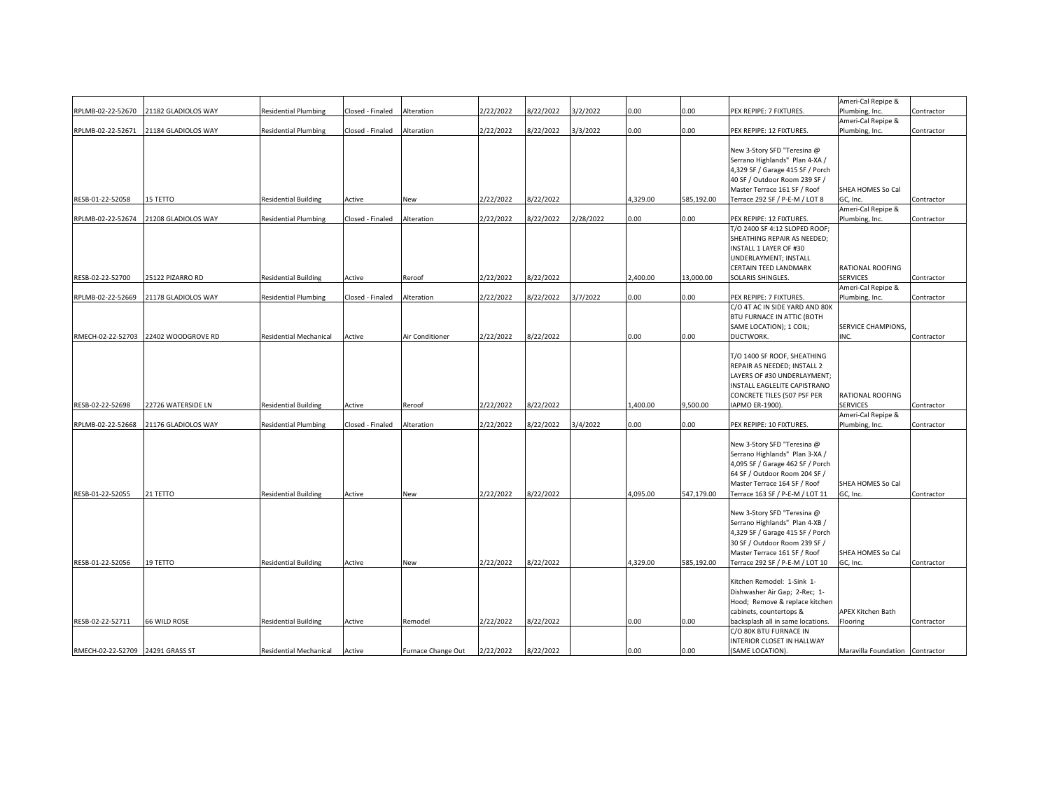| | | | | | | | | | | | | |
|---|---|---|---|---|---|---|---|---|---|---|---|---|
| RPLMB-02-22-52670 | 21182 GLADIOLOS WAY | Residential Plumbing | Closed - Finaled | Alteration | 2/22/2022 | 8/22/2022 | 3/2/2022 | 0.00 | 0.00 | PEX REPIPE: 7 FIXTURES. | Ameri-Cal Repipe & Plumbing, Inc. | Contractor |
| RPLMB-02-22-52671 | 21184 GLADIOLOS WAY | Residential Plumbing | Closed - Finaled | Alteration | 2/22/2022 | 8/22/2022 | 3/3/2022 | 0.00 | 0.00 | PEX REPIPE: 12 FIXTURES. | Ameri-Cal Repipe & Plumbing, Inc. | Contractor |
| RESB-01-22-52058 | 15 TETTO | Residential Building | Active | New | 2/22/2022 | 8/22/2022 | | 4,329.00 | 585,192.00 | New 3-Story SFD "Teresina @ Serrano Highlands" Plan 4-XA / 4,329 SF / Garage 415 SF / Porch 40 SF / Outdoor Room 239 SF / Master Terrace 161 SF / Roof Terrace 292 SF / P-E-M / LOT 8 | SHEA HOMES So Cal GC, Inc. | Contractor |
| RPLMB-02-22-52674 | 21208 GLADIOLOS WAY | Residential Plumbing | Closed - Finaled | Alteration | 2/22/2022 | 8/22/2022 | 2/28/2022 | 0.00 | 0.00 | PEX REPIPE: 12 FIXTURES. | Ameri-Cal Repipe & Plumbing, Inc. | Contractor |
| RESB-02-22-52700 | 25122 PIZARRO RD | Residential Building | Active | Reroof | 2/22/2022 | 8/22/2022 | | 2,400.00 | 13,000.00 | T/O 2400 SF 4:12 SLOPED ROOF; SHEATHING REPAIR AS NEEDED; INSTALL 1 LAYER OF #30 UNDERLAYMENT; INSTALL CERTAIN TEED LANDMARK SOLARIS SHINGLES. | RATIONAL ROOFING SERVICES | Contractor |
| RPLMB-02-22-52669 | 21178 GLADIOLOS WAY | Residential Plumbing | Closed - Finaled | Alteration | 2/22/2022 | 8/22/2022 | 3/7/2022 | 0.00 | 0.00 | PEX REPIPE: 7 FIXTURES. | Ameri-Cal Repipe & Plumbing, Inc. | Contractor |
| RMECH-02-22-52703 | 22402 WOODGROVE RD | Residential Mechanical | Active | Air Conditioner | 2/22/2022 | 8/22/2022 | | 0.00 | 0.00 | C/O 4T AC IN SIDE YARD AND 80K BTU FURNACE IN ATTIC (BOTH SAME LOCATION); 1 COIL; DUCTWORK. | SERVICE CHAMPIONS, INC. | Contractor |
| RESB-02-22-52698 | 22726 WATERSIDE LN | Residential Building | Active | Reroof | 2/22/2022 | 8/22/2022 | | 1,400.00 | 9,500.00 | T/O 1400 SF ROOF, SHEATHING REPAIR AS NEEDED; INSTALL 2 LAYERS OF #30 UNDERLAYMENT; INSTALL EAGLELITE CAPISTRANO CONCRETE TILES (507 PSF PER IAPMO ER-1900). | RATIONAL ROOFING SERVICES | Contractor |
| RPLMB-02-22-52668 | 21176 GLADIOLOS WAY | Residential Plumbing | Closed - Finaled | Alteration | 2/22/2022 | 8/22/2022 | 3/4/2022 | 0.00 | 0.00 | PEX REPIPE: 10 FIXTURES. | Ameri-Cal Repipe & Plumbing, Inc. | Contractor |
| RESB-01-22-52055 | 21 TETTO | Residential Building | Active | New | 2/22/2022 | 8/22/2022 | | 4,095.00 | 547,179.00 | New 3-Story SFD "Teresina @ Serrano Highlands" Plan 3-XA / 4,095 SF / Garage 462 SF / Porch 64 SF / Outdoor Room 204 SF / Master Terrace 164 SF / Roof Terrace 163 SF / P-E-M / LOT 11 | SHEA HOMES So Cal GC, Inc. | Contractor |
| RESB-01-22-52056 | 19 TETTO | Residential Building | Active | New | 2/22/2022 | 8/22/2022 | | 4,329.00 | 585,192.00 | New 3-Story SFD "Teresina @ Serrano Highlands" Plan 4-XB / 4,329 SF / Garage 415 SF / Porch 30 SF / Outdoor Room 239 SF / Master Terrace 161 SF / Roof Terrace 292 SF / P-E-M / LOT 10 | SHEA HOMES So Cal GC, Inc. | Contractor |
| RESB-02-22-52711 | 66 WILD ROSE | Residential Building | Active | Remodel | 2/22/2022 | 8/22/2022 | | 0.00 | 0.00 | Kitchen Remodel: 1-Sink 1-Dishwasher Air Gap; 2-Rec; 1-Hood; Remove & replace kitchen cabinets, countertops & backsplash all in same locations. | APEX Kitchen Bath Flooring | Contractor |
| RMECH-02-22-52709 | 24291 GRASS ST | Residential Mechanical | Active | Furnace Change Out | 2/22/2022 | 8/22/2022 | | 0.00 | 0.00 | C/O 80K BTU FURNACE IN INTERIOR CLOSET IN HALLWAY (SAME LOCATION). | Maravilla Foundation | Contractor |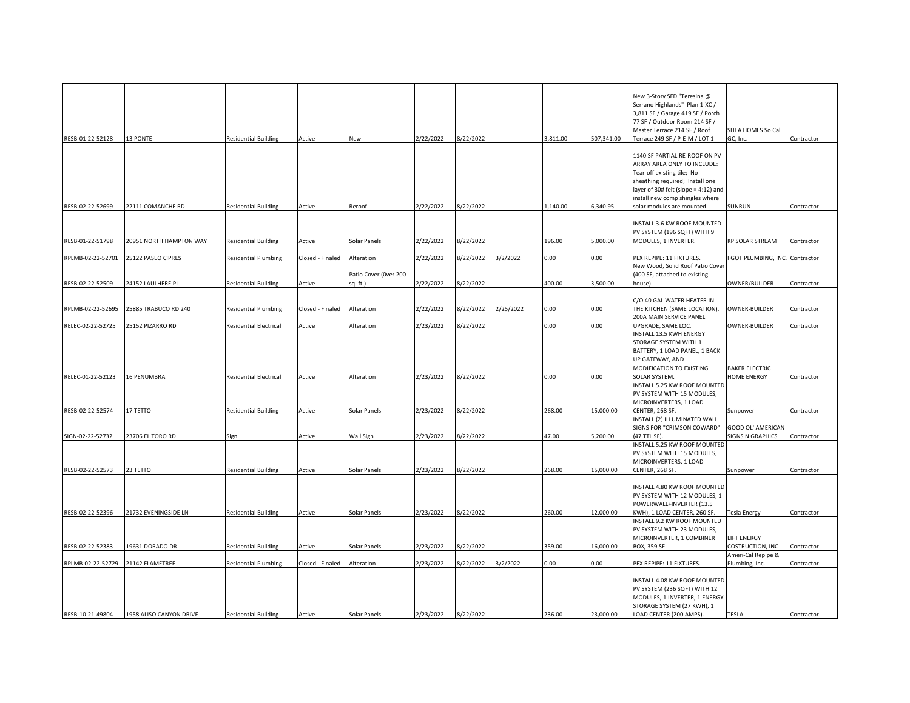| | | | | | | | | | | | | |
|---|---|---|---|---|---|---|---|---|---|---|---|---|
| RESB-01-22-52128 | 13 PONTE | Residential Building | Active | New | 2/22/2022 | 8/22/2022 | | 3,811.00 | 507,341.00 | New 3-Story SFD "Teresina @ Serrano Highlands" Plan 1-XC / 3,811 SF / Garage 419 SF / Porch 77 SF / Outdoor Room 214 SF / Master Terrace 214 SF / Roof Terrace 249 SF / P-E-M / LOT 1 | SHEA HOMES So Cal GC, Inc. | Contractor |
| RESB-02-22-52699 | 22111 COMANCHE RD | Residential Building | Active | Reroof | 2/22/2022 | 8/22/2022 | | 1,140.00 | 6,340.95 | 1140 SF PARTIAL RE-ROOF ON PV ARRAY AREA ONLY TO INCLUDE: Tear-off existing tile; No sheathing required; Install one layer of 30# felt (slope = 4:12) and install new comp shingles where solar modules are mounted. | SUNRUN | Contractor |
| RESB-01-22-51798 | 20951 NORTH HAMPTON WAY | Residential Building | Active | Solar Panels | 2/22/2022 | 8/22/2022 | | 196.00 | 5,000.00 | INSTALL 3.6 KW ROOF MOUNTED PV SYSTEM (196 SQFT) WITH 9 MODULES, 1 INVERTER. | KP SOLAR STREAM | Contractor |
| RPLMB-02-22-52701 | 25122 PASEO CIPRES | Residential Plumbing | Closed - Finaled | Alteration | 2/22/2022 | 8/22/2022 | 3/2/2022 | 0.00 | 0.00 | PEX REPIPE: 11 FIXTURES. | I GOT PLUMBING, INC. | Contractor |
| RESB-02-22-52509 | 24152 LAULHERE PL | Residential Building | Active | Patio Cover (0ver 200 sq. ft.) | 2/22/2022 | 8/22/2022 | | 400.00 | 3,500.00 | New Wood, Solid Roof Patio Cover (400 SF, attached to existing house). | OWNER/BUILDER | Contractor |
| RPLMB-02-22-52695 | 25885 TRABUCO RD 240 | Residential Plumbing | Closed - Finaled | Alteration | 2/22/2022 | 8/22/2022 | 2/25/2022 | 0.00 | 0.00 | C/O 40 GAL WATER HEATER IN THE KITCHEN (SAME LOCATION). | OWNER-BUILDER | Contractor |
| RELEC-02-22-52725 | 25152 PIZARRO RD | Residential Electrical | Active | Alteration | 2/23/2022 | 8/22/2022 | | 0.00 | 0.00 | 200A MAIN SERVICE PANEL UPGRADE, SAME LOC. | OWNER-BUILDER | Contractor |
| RELEC-01-22-52123 | 16 PENUMBRA | Residential Electrical | Active | Alteration | 2/23/2022 | 8/22/2022 | | 0.00 | 0.00 | INSTALL 13.5 KWH ENERGY STORAGE SYSTEM WITH 1 BATTERY, 1 LOAD PANEL, 1 BACK UP GATEWAY, AND MODIFICATION TO EXISTING SOLAR SYSTEM. | BAKER ELECTRIC HOME ENERGY | Contractor |
| RESB-02-22-52574 | 17 TETTO | Residential Building | Active | Solar Panels | 2/23/2022 | 8/22/2022 | | 268.00 | 15,000.00 | INSTALL 5.25 KW ROOF MOUNTED PV SYSTEM WITH 15 MODULES, MICROINVERTERS, 1 LOAD CENTER, 268 SF. | Sunpower | Contractor |
| SIGN-02-22-52732 | 23706 EL TORO RD | Sign | Active | Wall Sign | 2/23/2022 | 8/22/2022 | | 47.00 | 5,200.00 | INSTALL (2) ILLUMINATED WALL SIGNS FOR "CRIMSON COWARD" (47 TTL SF). | GOOD OL' AMERICAN SIGNS N GRAPHICS | Contractor |
| RESB-02-22-52573 | 23 TETTO | Residential Building | Active | Solar Panels | 2/23/2022 | 8/22/2022 | | 268.00 | 15,000.00 | INSTALL 5.25 KW ROOF MOUNTED PV SYSTEM WITH 15 MODULES, MICROINVERTERS, 1 LOAD CENTER, 268 SF. | Sunpower | Contractor |
| RESB-02-22-52396 | 21732 EVENINGSIDE LN | Residential Building | Active | Solar Panels | 2/23/2022 | 8/22/2022 | | 260.00 | 12,000.00 | INSTALL 4.80 KW ROOF MOUNTED PV SYSTEM WITH 12 MODULES, 1 POWERWALL+INVERTER (13.5 KWH), 1 LOAD CENTER, 260 SF. | Tesla Energy | Contractor |
| RESB-02-22-52383 | 19631 DORADO DR | Residential Building | Active | Solar Panels | 2/23/2022 | 8/22/2022 | | 359.00 | 16,000.00 | INSTALL 9.2 KW ROOF MOUNTED PV SYSTEM WITH 23 MODULES, MICROINVERTER, 1 COMBINER BOX, 359 SF. | LIFT ENERGY COSTRUCTION, INC | Contractor |
| RPLMB-02-22-52729 | 21142 FLAMETREE | Residential Plumbing | Closed - Finaled | Alteration | 2/23/2022 | 8/22/2022 | 3/2/2022 | 0.00 | 0.00 | PEX REPIPE: 11 FIXTURES. | Ameri-Cal Repipe & Plumbing, Inc. | Contractor |
| RESB-10-21-49804 | 1958 ALISO CANYON DRIVE | Residential Building | Active | Solar Panels | 2/23/2022 | 8/22/2022 | | 236.00 | 23,000.00 | INSTALL 4.08 KW ROOF MOUNTED PV SYSTEM (236 SQFT) WITH 12 MODULES, 1 INVERTER, 1 ENERGY STORAGE SYSTEM (27 KWH), 1 LOAD CENTER (200 AMPS). | TESLA | Contractor |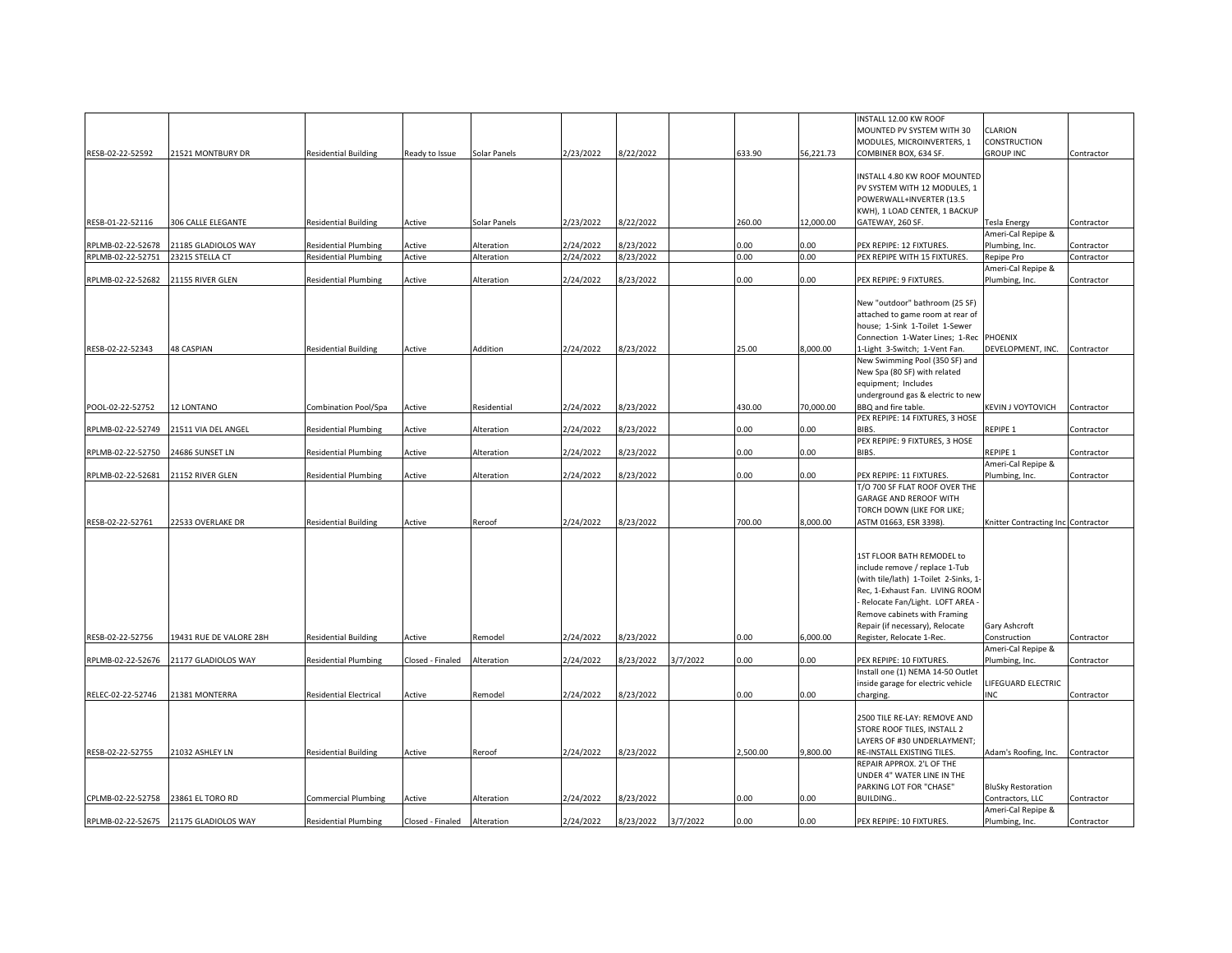| | | | | | | | | | | | | |
|---|---|---|---|---|---|---|---|---|---|---|---|---|
| RESB-02-22-52592 | 21521 MONTBURY DR | Residential Building | Ready to Issue | Solar Panels | 2/23/2022 | 8/22/2022 | | 633.90 | 56,221.73 | INSTALL 12.00 KW ROOF MOUNTED PV SYSTEM WITH 30 MODULES, MICROINVERTERS, 1 COMBINER BOX, 634 SF. | CLARION CONSTRUCTION GROUP INC | Contractor |
| RESB-01-22-52116 | 306 CALLE ELEGANTE | Residential Building | Active | Solar Panels | 2/23/2022 | 8/22/2022 | | 260.00 | 12,000.00 | INSTALL 4.80 KW ROOF MOUNTED PV SYSTEM WITH 12 MODULES, 1 POWERWALL+INVERTER (13.5 KWH), 1 LOAD CENTER, 1 BACKUP GATEWAY, 260 SF. | Tesla Energy | Contractor |
| RPLMB-02-22-52678 | 21185 GLADIOLOS WAY | Residential Plumbing | Active | Alteration | 2/24/2022 | 8/23/2022 | | 0.00 | 0.00 | PEX REPIPE: 12 FIXTURES. | Ameri-Cal Repipe & Plumbing, Inc. | Contractor |
| RPLMB-02-22-52751 | 23215 STELLA CT | Residential Plumbing | Active | Alteration | 2/24/2022 | 8/23/2022 | | 0.00 | 0.00 | PEX REPIPE WITH 15 FIXTURES. | Repipe Pro | Contractor |
| RPLMB-02-22-52682 | 21155 RIVER GLEN | Residential Plumbing | Active | Alteration | 2/24/2022 | 8/23/2022 | | 0.00 | 0.00 | PEX REPIPE: 9 FIXTURES. | Ameri-Cal Repipe & Plumbing, Inc. | Contractor |
| RESB-02-22-52343 | 48 CASPIAN | Residential Building | Active | Addition | 2/24/2022 | 8/23/2022 | | 25.00 | 8,000.00 | New "outdoor" bathroom (25 SF) attached to game room at rear of house; 1-Sink 1-Toilet 1-Sewer Connection 1-Water Lines; 1-Rec 1-Light 3-Switch; 1-Vent Fan. | PHOENIX DEVELOPMENT, INC. | Contractor |
| POOL-02-22-52752 | 12 LONTANO | Combination Pool/Spa | Active | Residential | 2/24/2022 | 8/23/2022 | | 430.00 | 70,000.00 | New Swimming Pool (350 SF) and New Spa (80 SF) with related equipment; Includes underground gas & electric to new BBQ and fire table. | KEVIN J VOYTOVICH | Contractor |
| RPLMB-02-22-52749 | 21511 VIA DEL ANGEL | Residential Plumbing | Active | Alteration | 2/24/2022 | 8/23/2022 | | 0.00 | 0.00 | PEX REPIPE: 14 FIXTURES, 3 HOSE BIBS. | REPIPE 1 | Contractor |
| RPLMB-02-22-52750 | 24686 SUNSET LN | Residential Plumbing | Active | Alteration | 2/24/2022 | 8/23/2022 | | 0.00 | 0.00 | PEX REPIPE: 9 FIXTURES, 3 HOSE BIBS. | REPIPE 1 | Contractor |
| RPLMB-02-22-52681 | 21152 RIVER GLEN | Residential Plumbing | Active | Alteration | 2/24/2022 | 8/23/2022 | | 0.00 | 0.00 | PEX REPIPE: 11 FIXTURES. | Ameri-Cal Repipe & Plumbing, Inc. | Contractor |
| RESB-02-22-52761 | 22533 OVERLAKE DR | Residential Building | Active | Reroof | 2/24/2022 | 8/23/2022 | | 700.00 | 8,000.00 | T/O 700 SF FLAT ROOF OVER THE GARAGE AND REROOF WITH TORCH DOWN (LIKE FOR LIKE; ASTM 01663, ESR 3398). | Knitter Contracting Inc | Contractor |
| RESB-02-22-52756 | 19431 RUE DE VALORE 28H | Residential Building | Active | Remodel | 2/24/2022 | 8/23/2022 | | 0.00 | 6,000.00 | 1ST FLOOR BATH REMODEL to include remove / replace 1-Tub (with tile/lath) 1-Toilet 2-Sinks, 1-Rec, 1-Exhaust Fan. LIVING ROOM - Relocate Fan/Light. LOFT AREA - Remove cabinets with Framing Repair (if necessary), Relocate Register, Relocate 1-Rec. | Gary Ashcroft Construction | Contractor |
| RPLMB-02-22-52676 | 21177 GLADIOLOS WAY | Residential Plumbing | Closed - Finaled | Alteration | 2/24/2022 | 8/23/2022 | 3/7/2022 | 0.00 | 0.00 | PEX REPIPE: 10 FIXTURES. | Ameri-Cal Repipe & Plumbing, Inc. | Contractor |
| RELEC-02-22-52746 | 21381 MONTERRA | Residential Electrical | Active | Remodel | 2/24/2022 | 8/23/2022 | | 0.00 | 0.00 | Install one (1) NEMA 14-50 Outlet inside garage for electric vehicle charging. | LIFEGUARD ELECTRIC INC | Contractor |
| RESB-02-22-52755 | 21032 ASHLEY LN | Residential Building | Active | Reroof | 2/24/2022 | 8/23/2022 | | 2,500.00 | 9,800.00 | 2500 TILE RE-LAY: REMOVE AND STORE ROOF TILES, INSTALL 2 LAYERS OF #30 UNDERLAYMENT; RE-INSTALL EXISTING TILES. | Adam's Roofing, Inc. | Contractor |
| CPLMB-02-22-52758 | 23861 EL TORO RD | Commercial Plumbing | Active | Alteration | 2/24/2022 | 8/23/2022 | | 0.00 | 0.00 | REPAIR APPROX. 2'L OF THE UNDER 4" WATER LINE IN THE PARKING LOT FOR "CHASE" BUILDING.. | BluSky Restoration Contractors, LLC | Contractor |
| RPLMB-02-22-52675 | 21175 GLADIOLOS WAY | Residential Plumbing | Closed - Finaled | Alteration | 2/24/2022 | 8/23/2022 | 3/7/2022 | 0.00 | 0.00 | PEX REPIPE: 10 FIXTURES. | Ameri-Cal Repipe & Plumbing, Inc. | Contractor |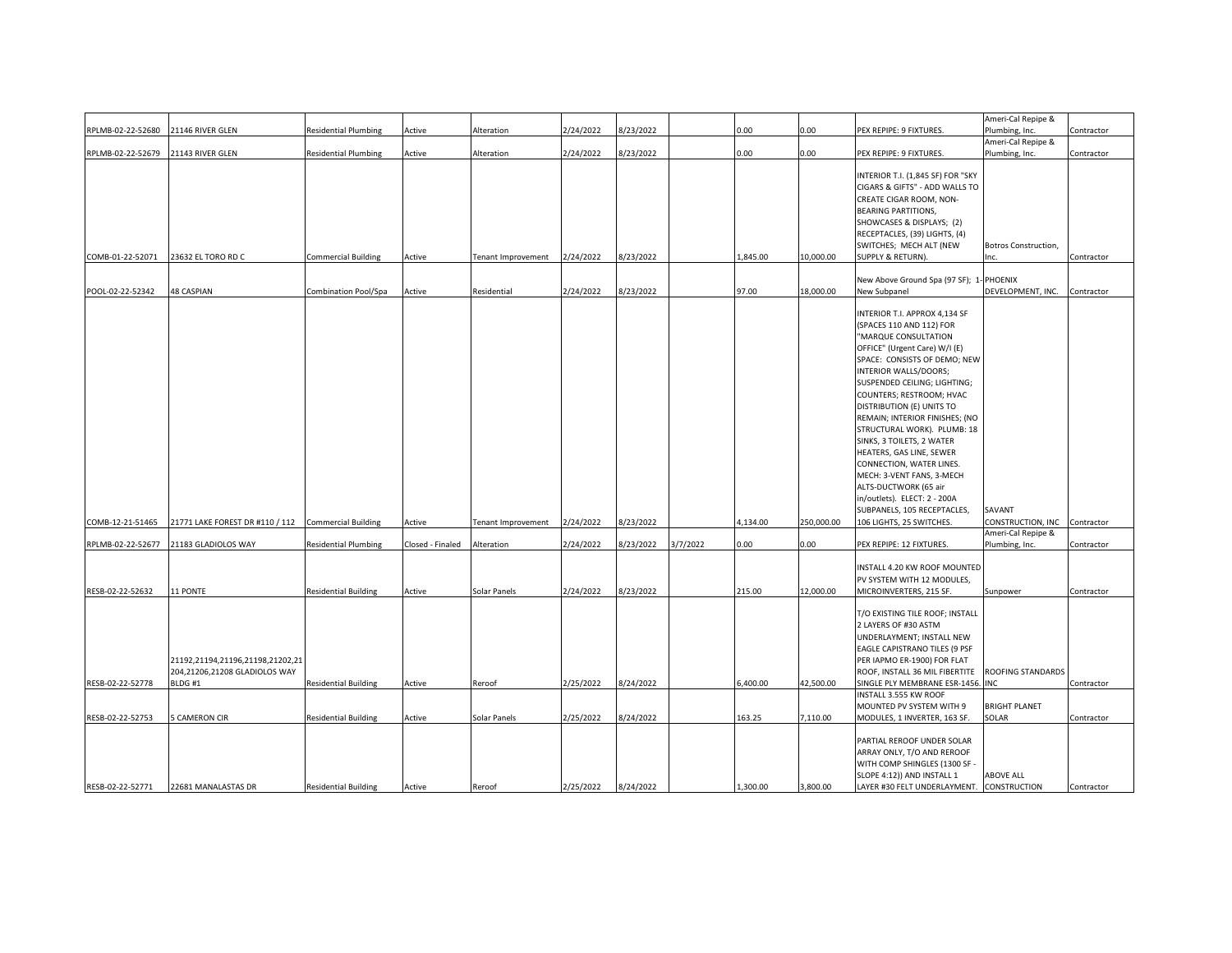| | | | | | | | | | | | | |
|---|---|---|---|---|---|---|---|---|---|---|---|---|
| RPLMB-02-22-52680 | 21146 RIVER GLEN | Residential Plumbing | Active | Alteration | 2/24/2022 | 8/23/2022 | | 0.00 | 0.00 | PEX REPIPE: 9 FIXTURES. | Ameri-Cal Repipe & Plumbing, Inc. | Contractor |
| RPLMB-02-22-52679 | 21143 RIVER GLEN | Residential Plumbing | Active | Alteration | 2/24/2022 | 8/23/2022 | | 0.00 | 0.00 | PEX REPIPE: 9 FIXTURES. | Ameri-Cal Repipe & Plumbing, Inc. | Contractor |
| COMB-01-22-52071 | 23632 EL TORO RD C | Commercial Building | Active | Tenant Improvement | 2/24/2022 | 8/23/2022 | | 1,845.00 | 10,000.00 | INTERIOR T.I. (1,845 SF) FOR "SKY CIGARS & GIFTS" - ADD WALLS TO CREATE CIGAR ROOM, NON-BEARING PARTITIONS, SHOWCASES & DISPLAYS; (2) RECEPTACLES, (39) LIGHTS, (4) SWITCHES; MECH ALT (NEW SUPPLY & RETURN). | Botros Construction, Inc. | Contractor |
| POOL-02-22-52342 | 48 CASPIAN | Combination Pool/Spa | Active | Residential | 2/24/2022 | 8/23/2022 | | 97.00 | 18,000.00 | New Above Ground Spa (97 SF); 1-New Subpanel | PHOENIX DEVELOPMENT, INC. | Contractor |
| COMB-12-21-51465 | 21771 LAKE FOREST DR #110 / 112 | Commercial Building | Active | Tenant Improvement | 2/24/2022 | 8/23/2022 | | 4,134.00 | 250,000.00 | INTERIOR T.I. APPROX 4,134 SF (SPACES 110 AND 112) FOR "MARQUE CONSULTATION OFFICE" (Urgent Care) W/I (E) SPACE: CONSISTS OF DEMO; NEW INTERIOR WALLS/DOORS; SUSPENDED CEILING; LIGHTING; COUNTERS; RESTROOM; HVAC DISTRIBUTION (E) UNITS TO REMAIN; INTERIOR FINISHES; (NO STRUCTURAL WORK). PLUMB: 18 SINKS, 3 TOILETS, 2 WATER HEATERS, GAS LINE, SEWER CONNECTION, WATER LINES. MECH: 3-VENT FANS, 3-MECH ALTS-DUCTWORK (65 air in/outlets). ELECT: 2 - 200A SUBPANELS, 105 RECEPTACLES, 106 LIGHTS, 25 SWITCHES. | SAVANT CONSTRUCTION, INC | Contractor |
| RPLMB-02-22-52677 | 21183 GLADIOLOS WAY | Residential Plumbing | Closed - Finaled | Alteration | 2/24/2022 | 8/23/2022 | 3/7/2022 | 0.00 | 0.00 | PEX REPIPE: 12 FIXTURES. | Ameri-Cal Repipe & Plumbing, Inc. | Contractor |
| RESB-02-22-52632 | 11 PONTE | Residential Building | Active | Solar Panels | 2/24/2022 | 8/23/2022 | | 215.00 | 12,000.00 | INSTALL 4.20 KW ROOF MOUNTED PV SYSTEM WITH 12 MODULES, MICROINVERTERS, 215 SF. | Sunpower | Contractor |
| RESB-02-22-52778 | 21192,21194,21196,21198,21202,21204,21206,21208 GLADIOLOS WAY BLDG #1 | Residential Building | Active | Reroof | 2/25/2022 | 8/24/2022 | | 6,400.00 | 42,500.00 | T/O EXISTING TILE ROOF; INSTALL 2 LAYERS OF #30 ASTM UNDERLAYMENT; INSTALL NEW EAGLE CAPISTRANO TILES (9 PSF PER IAPMO ER-1900) FOR FLAT ROOF, INSTALL 36 MIL FIBERTITE SINGLE PLY MEMBRANE ESR-1456. | ROOFING STANDARDS INC | Contractor |
| RESB-02-22-52753 | 5 CAMERON CIR | Residential Building | Active | Solar Panels | 2/25/2022 | 8/24/2022 | | 163.25 | 7,110.00 | INSTALL 3.555 KW ROOF MOUNTED PV SYSTEM WITH 9 MODULES, 1 INVERTER, 163 SF. | BRIGHT PLANET SOLAR | Contractor |
| RESB-02-22-52771 | 22681 MANALASTAS DR | Residential Building | Active | Reroof | 2/25/2022 | 8/24/2022 | | 1,300.00 | 3,800.00 | PARTIAL REROOF UNDER SOLAR ARRAY ONLY, T/O AND REROOF WITH COMP SHINGLES (1300 SF - SLOPE 4:12)) AND INSTALL 1 LAYER #30 FELT UNDERLAYMENT. | ABOVE ALL CONSTRUCTION | Contractor |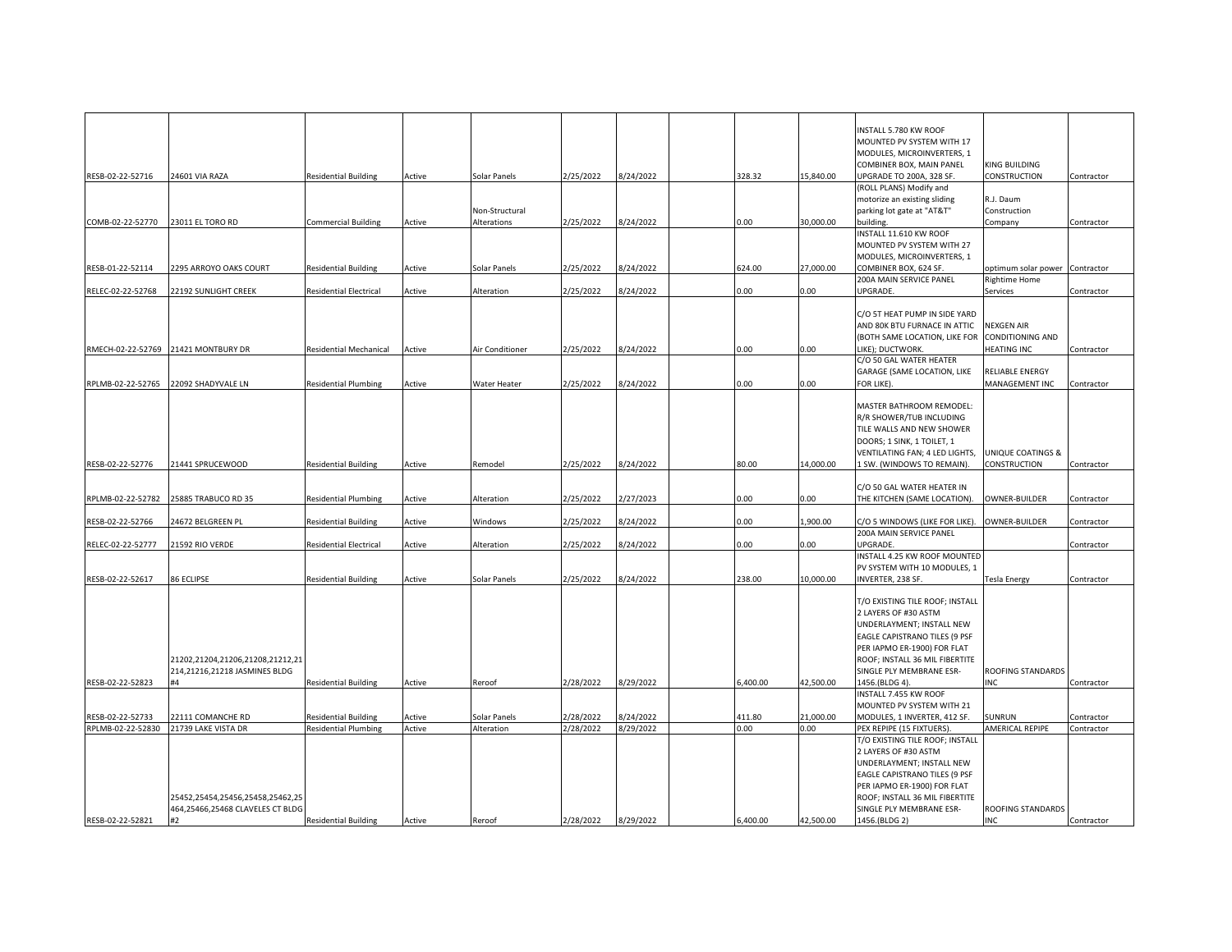| | | | | | | | | | | | | |
|---|---|---|---|---|---|---|---|---|---|---|---|---|
| RESB-02-22-52716 | 24601 VIA RAZA | Residential Building | Active | Solar Panels | 2/25/2022 | 8/24/2022 | | 328.32 | 15,840.00 | INSTALL 5.780 KW ROOF MOUNTED PV SYSTEM WITH 17 MODULES, MICROINVERTERS, 1 COMBINER BOX, MAIN PANEL UPGRADE TO 200A, 328 SF. | KING BUILDING CONSTRUCTION | Contractor |
| COMB-02-22-52770 | 23011 EL TORO RD | Commercial Building | Active | Non-Structural Alterations | 2/25/2022 | 8/24/2022 | | 0.00 | 30,000.00 | (ROLL PLANS) Modify and motorize an existing sliding parking lot gate at "AT&T" building. | R.J. Daum Construction Company | Contractor |
| RESB-01-22-52114 | 2295 ARROYO OAKS COURT | Residential Building | Active | Solar Panels | 2/25/2022 | 8/24/2022 | | 624.00 | 27,000.00 | INSTALL 11.610 KW ROOF MOUNTED PV SYSTEM WITH 27 MODULES, MICROINVERTERS, 1 COMBINER BOX, 624 SF. | optimum solar power | Contractor |
| RELEC-02-22-52768 | 22192 SUNLIGHT CREEK | Residential Electrical | Active | Alteration | 2/25/2022 | 8/24/2022 | | 0.00 | 0.00 | 200A MAIN SERVICE PANEL UPGRADE. | Rightime Home Services | Contractor |
| RMECH-02-22-52769 | 21421 MONTBURY DR | Residential Mechanical | Active | Air Conditioner | 2/25/2022 | 8/24/2022 | | 0.00 | 0.00 | C/O 5T HEAT PUMP IN SIDE YARD AND 80K BTU FURNACE IN ATTIC (BOTH SAME LOCATION, LIKE FOR LIKE); DUCTWORK. | NEXGEN AIR CONDITIONING AND HEATING INC | Contractor |
| RPLMB-02-22-52765 | 22092 SHADYVALE LN | Residential Plumbing | Active | Water Heater | 2/25/2022 | 8/24/2022 | | 0.00 | 0.00 | C/O 50 GAL WATER HEATER GARAGE (SAME LOCATION, LIKE FOR LIKE). | RELIABLE ENERGY MANAGEMENT INC | Contractor |
| RESB-02-22-52776 | 21441 SPRUCEWOOD | Residential Building | Active | Remodel | 2/25/2022 | 8/24/2022 | | 80.00 | 14,000.00 | MASTER BATHROOM REMODEL: R/R SHOWER/TUB INCLUDING TILE WALLS AND NEW SHOWER DOORS; 1 SINK, 1 TOILET, 1 VENTILATING FAN; 4 LED LIGHTS, 1 SW. (WINDOWS TO REMAIN). | UNIQUE COATINGS & CONSTRUCTION | Contractor |
| RPLMB-02-22-52782 | 25885 TRABUCO RD 35 | Residential Plumbing | Active | Alteration | 2/25/2022 | 2/27/2023 | | 0.00 | 0.00 | C/O 50 GAL WATER HEATER IN THE KITCHEN (SAME LOCATION). | OWNER-BUILDER | Contractor |
| RESB-02-22-52766 | 24672 BELGREEN PL | Residential Building | Active | Windows | 2/25/2022 | 8/24/2022 | | 0.00 | 1,900.00 | C/O 5 WINDOWS (LIKE FOR LIKE). | OWNER-BUILDER | Contractor |
| RELEC-02-22-52777 | 21592 RIO VERDE | Residential Electrical | Active | Alteration | 2/25/2022 | 8/24/2022 | | 0.00 | 0.00 | 200A MAIN SERVICE PANEL UPGRADE. | | Contractor |
| RESB-02-22-52617 | 86 ECLIPSE | Residential Building | Active | Solar Panels | 2/25/2022 | 8/24/2022 | | 238.00 | 10,000.00 | INSTALL 4.25 KW ROOF MOUNTED PV SYSTEM WITH 10 MODULES, 1 INVERTER, 238 SF. | Tesla Energy | Contractor |
| RESB-02-22-52823 | 21202,21204,21206,21208,21212,21214,21216,21218 JASMINES BLDG #4 | Residential Building | Active | Reroof | 2/28/2022 | 8/29/2022 | | 6,400.00 | 42,500.00 | T/O EXISTING TILE ROOF; INSTALL 2 LAYERS OF #30 ASTM UNDERLAYMENT; INSTALL NEW EAGLE CAPISTRANO TILES (9 PSF PER IAPMO ER-1900) FOR FLAT ROOF; INSTALL 36 MIL FIBERTITE SINGLE PLY MEMBRANE ESR-1456.(BLDG 4). | ROOFING STANDARDS INC | Contractor |
| RESB-02-22-52733 | 22111 COMANCHE RD | Residential Building | Active | Solar Panels | 2/28/2022 | 8/24/2022 | | 411.80 | 21,000.00 | INSTALL 7.455 KW ROOF MOUNTED PV SYSTEM WITH 21 MODULES, 1 INVERTER, 412 SF. | SUNRUN | Contractor |
| RPLMB-02-22-52830 | 21739 LAKE VISTA DR | Residential Plumbing | Active | Alteration | 2/28/2022 | 8/29/2022 | | 0.00 | 0.00 | PEX REPIPE (15 FIXTUERS). | AMERICAL REPIPE | Contractor |
| RESB-02-22-52821 | 25452,25454,25456,25458,25462,25464,25466,25468 CLAVELES CT BLDG #2 | Residential Building | Active | Reroof | 2/28/2022 | 8/29/2022 | | 6,400.00 | 42,500.00 | T/O EXISTING TILE ROOF; INSTALL 2 LAYERS OF #30 ASTM UNDERLAYMENT; INSTALL NEW EAGLE CAPISTRANO TILES (9 PSF PER IAPMO ER-1900) FOR FLAT ROOF; INSTALL 36 MIL FIBERTITE SINGLE PLY MEMBRANE ESR-1456.(BLDG 2) | ROOFING STANDARDS INC | Contractor |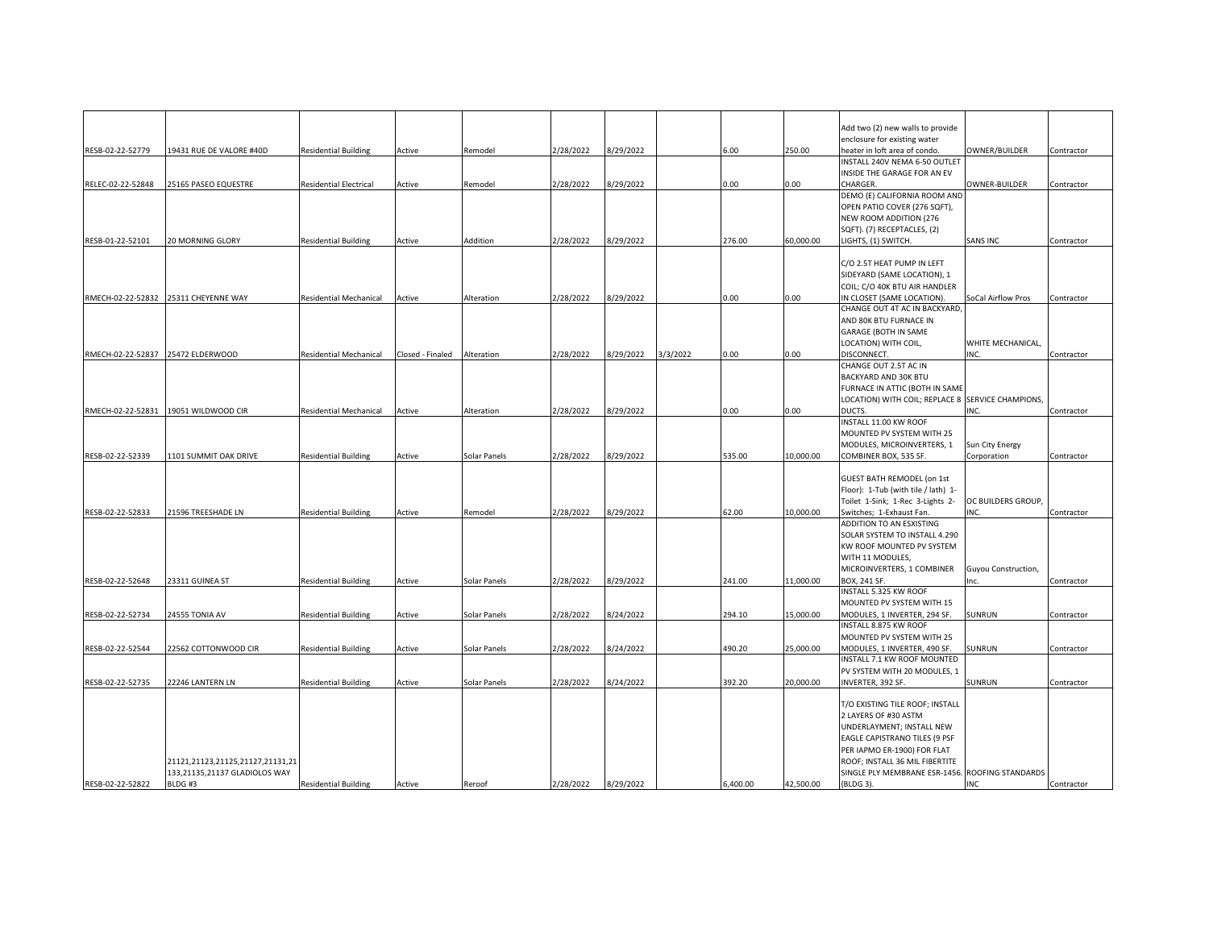| | | | | | | | | | | | | |
|---|---|---|---|---|---|---|---|---|---|---|---|---|
| RESB-02-22-52779 | 19431 RUE DE VALORE #40D | Residential Building | Active | Remodel | 2/28/2022 | 8/29/2022 | | 6.00 | 250.00 | Add two (2) new walls to provide enclosure for existing water heater in loft area of condo. | OWNER/BUILDER | Contractor |
| RELEC-02-22-52848 | 25165 PASEO EQUESTRE | Residential Electrical | Active | Remodel | 2/28/2022 | 8/29/2022 | | 0.00 | 0.00 | INSTALL 240V NEMA 6-50 OUTLET INSIDE THE GARAGE FOR AN EV CHARGER. | OWNER-BUILDER | Contractor |
| RESB-01-22-52101 | 20 MORNING GLORY | Residential Building | Active | Addition | 2/28/2022 | 8/29/2022 | | 276.00 | 60,000.00 | DEMO (E) CALIFORNIA ROOM AND OPEN PATIO COVER (276 SQFT), NEW ROOM ADDITION (276 SQFT). (7) RECEPTACLES, (2) LIGHTS, (1) SWITCH. | SANS INC | Contractor |
| RMECH-02-22-52832 | 25311 CHEYENNE WAY | Residential Mechanical | Active | Alteration | 2/28/2022 | 8/29/2022 | | 0.00 | 0.00 | C/O 2.5T HEAT PUMP IN LEFT SIDEYARD (SAME LOCATION), 1 COIL; C/O 40K BTU AIR HANDLER IN CLOSET (SAME LOCATION). | SoCal Airflow Pros | Contractor |
| RMECH-02-22-52837 | 25472 ELDERWOOD | Residential Mechanical | Closed - Finaled | Alteration | 2/28/2022 | 8/29/2022 | 3/3/2022 | 0.00 | 0.00 | CHANGE OUT 4T AC IN BACKYARD, AND 80K BTU FURNACE IN GARAGE (BOTH IN SAME LOCATION) WITH COIL, DISCONNECT. | WHITE MECHANICAL, INC. | Contractor |
| RMECH-02-22-52831 | 19051 WILDWOOD CIR | Residential Mechanical | Active | Alteration | 2/28/2022 | 8/29/2022 | | 0.00 | 0.00 | CHANGE OUT 2.5T AC IN BACKYARD AND 30K BTU FURNACE IN ATTIC (BOTH IN SAME LOCATION) WITH COIL; REPLACE 8 DUCTS. | SERVICE CHAMPIONS, INC. | Contractor |
| RESB-02-22-52339 | 1101 SUMMIT OAK DRIVE | Residential Building | Active | Solar Panels | 2/28/2022 | 8/29/2022 | | 535.00 | 10,000.00 | INSTALL 11.00 KW ROOF MOUNTED PV SYSTEM WITH 25 MODULES, MICROINVERTERS, 1 COMBINER BOX, 535 SF. | Sun City Energy Corporation | Contractor |
| RESB-02-22-52833 | 21596 TREESHADE LN | Residential Building | Active | Remodel | 2/28/2022 | 8/29/2022 | | 62.00 | 10,000.00 | GUEST BATH REMODEL (on 1st Floor): 1-Tub (with tile / lath) 1-Toilet 1-Sink; 1-Rec 3-Lights 2-Switches; 1-Exhaust Fan. | OC BUILDERS GROUP, INC. | Contractor |
| RESB-02-22-52648 | 23311 GUINEA ST | Residential Building | Active | Solar Panels | 2/28/2022 | 8/29/2022 | | 241.00 | 11,000.00 | ADDITION TO AN ESXISTING SOLAR SYSTEM TO INSTALL 4.290 KW ROOF MOUNTED PV SYSTEM WITH 11 MODULES, MICROINVERTERS, 1 COMBINER BOX, 241 SF. | Guyou Construction, Inc. | Contractor |
| RESB-02-22-52734 | 24555 TONIA AV | Residential Building | Active | Solar Panels | 2/28/2022 | 8/24/2022 | | 294.10 | 15,000.00 | INSTALL 5.325 KW ROOF MOUNTED PV SYSTEM WITH 15 MODULES, 1 INVERTER, 294 SF. | SUNRUN | Contractor |
| RESB-02-22-52544 | 22562 COTTONWOOD CIR | Residential Building | Active | Solar Panels | 2/28/2022 | 8/24/2022 | | 490.20 | 25,000.00 | INSTALL 8.875 KW ROOF MOUNTED PV SYSTEM WITH 25 MODULES, 1 INVERTER, 490 SF. | SUNRUN | Contractor |
| RESB-02-22-52735 | 22246 LANTERN LN | Residential Building | Active | Solar Panels | 2/28/2022 | 8/24/2022 | | 392.20 | 20,000.00 | INSTALL 7.1 KW ROOF MOUNTED PV SYSTEM WITH 20 MODULES, 1 INVERTER, 392 SF. | SUNRUN | Contractor |
| RESB-02-22-52822 | 21121,21123,21125,21127,21131,21133,21135,21137 GLADIOLOS WAY BLDG #3 | Residential Building | Active | Reroof | 2/28/2022 | 8/29/2022 | | 6,400.00 | 42,500.00 | T/O EXISTING TILE ROOF; INSTALL 2 LAYERS OF #30 ASTM UNDERLAYMENT; INSTALL NEW EAGLE CAPISTRANO TILES (9 PSF PER IAPMO ER-1900) FOR FLAT ROOF; INSTALL 36 MIL FIBERTITE SINGLE PLY MEMBRANE ESR-1456. (BLDG 3). | ROOFING STANDARDS INC | Contractor |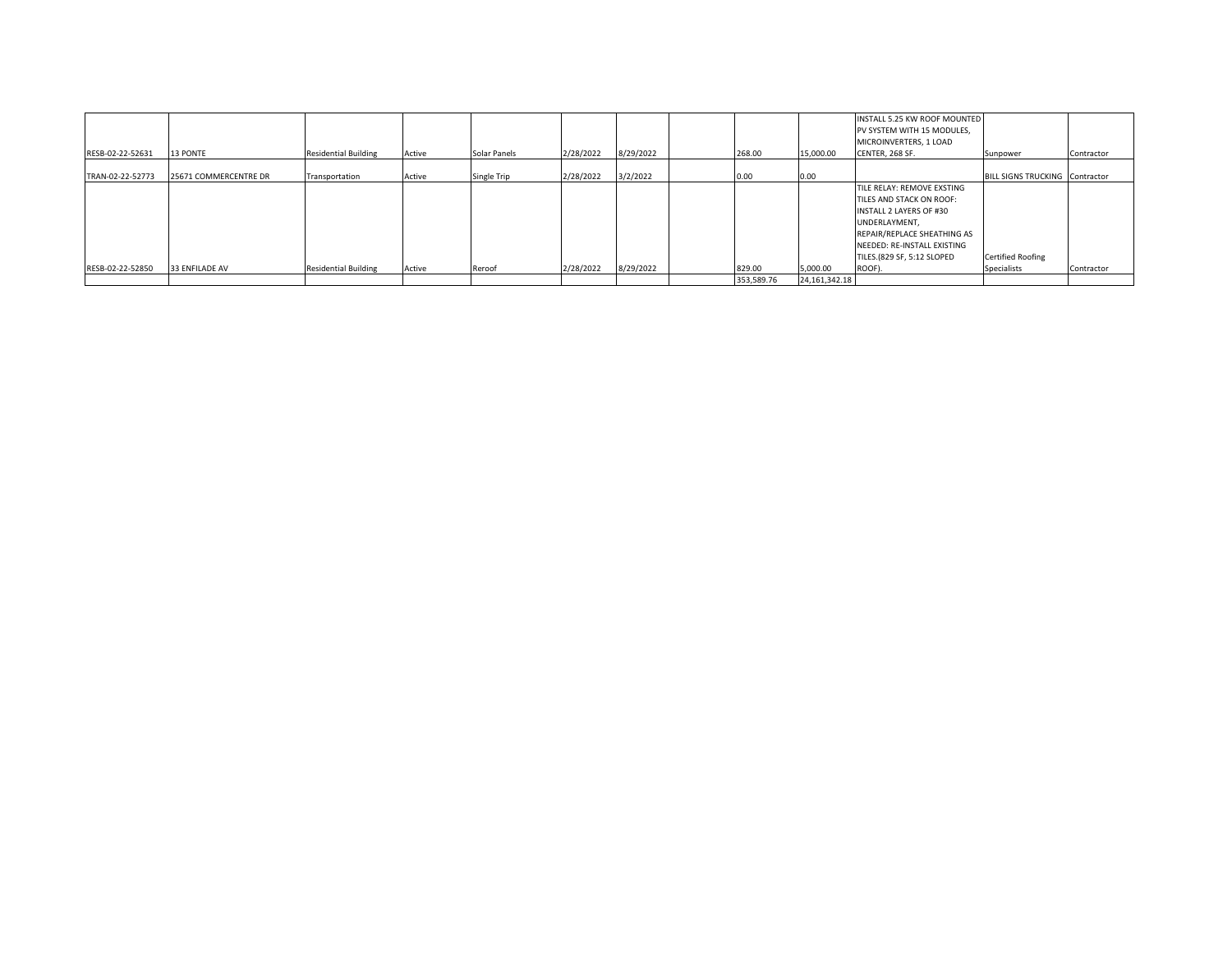| | | | | | | | | | | | | |
|---|---|---|---|---|---|---|---|---|---|---|---|---|
| RESB-02-22-52631 | 13 PONTE | Residential Building | Active | Solar Panels | 2/28/2022 | 8/29/2022 | | 268.00 | 15,000.00 | INSTALL 5.25 KW ROOF MOUNTED PV SYSTEM WITH 15 MODULES, MICROINVERTERS, 1 LOAD CENTER, 268 SF. | Sunpower | Contractor |
| TRAN-02-22-52773 | 25671 COMMERCENTRE DR | Transportation | Active | Single Trip | 2/28/2022 | 3/2/2022 | | 0.00 | 0.00 | | BILL SIGNS TRUCKING | Contractor |
| RESB-02-22-52850 | 33 ENFILADE AV | Residential Building | Active | Reroof | 2/28/2022 | 8/29/2022 | | 829.00 | 5,000.00 | TILE RELAY: REMOVE EXSTING TILES AND STACK ON ROOF: INSTALL 2 LAYERS OF #30 UNDERLAYMENT, REPAIR/REPLACE SHEATHING AS NEEDED: RE-INSTALL EXISTING TILES.(829 SF, 5:12 SLOPED ROOF). | Certified Roofing Specialists | Contractor |
| | | | | | | | | 353,589.76 | 24,161,342.18 | | | |